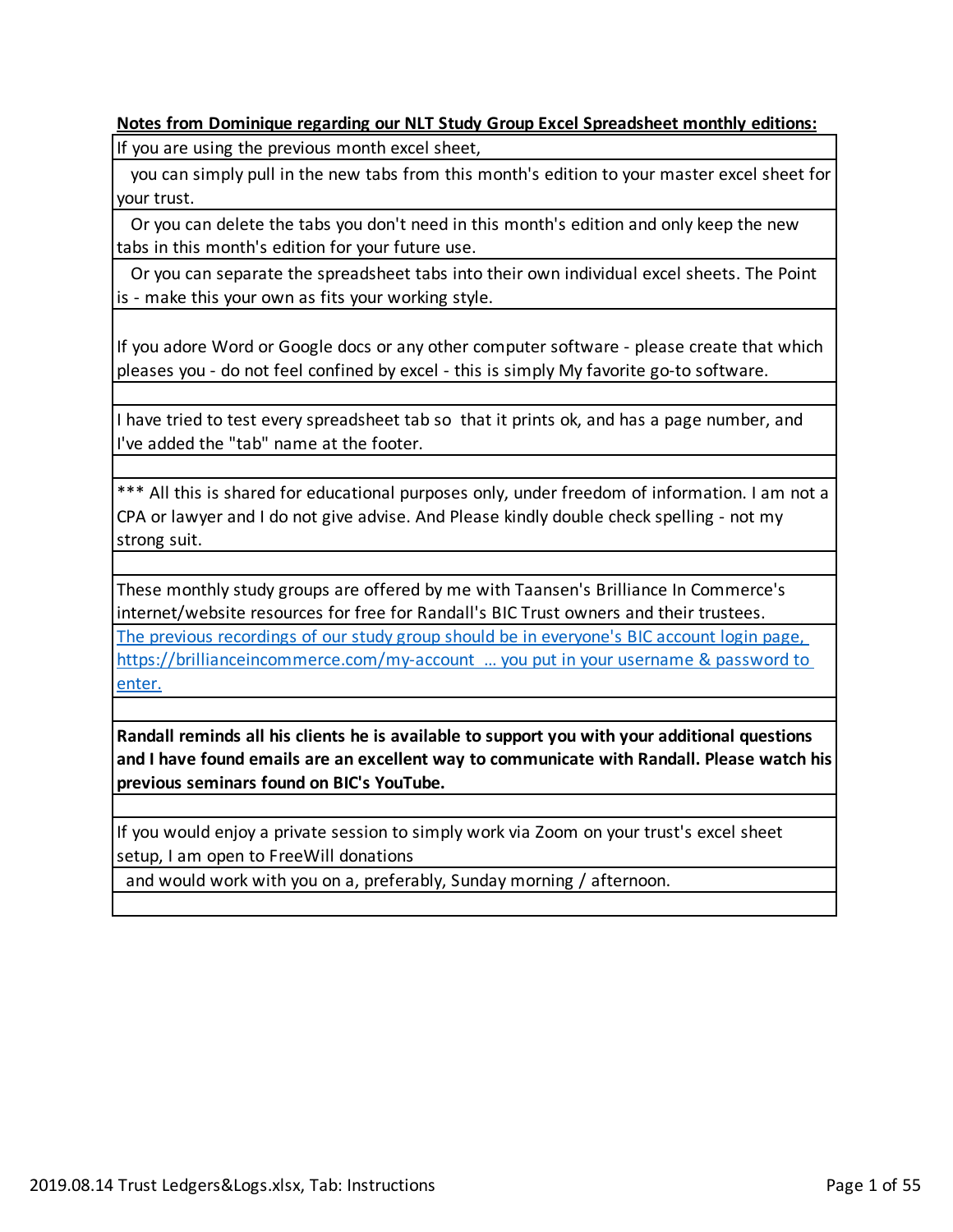**Notes from Dominique regarding our NLT Study Group Excel Spreadsheet monthly editions:**

If you are using the previous month excel sheet,

you can simply pull in the new tabs from this month's edition to your master excel sheet for your trust.

Or you can delete the tabs you don't need in this month's edition and only keep the new tabs in this month's edition for your future use.

Or you can separate the spreadsheet tabs into their own individual excel sheets. The Point is - make this your own as fits your working style.

If you adore Word or Google docs or any other computer software - please create that which pleases you - do not feel confined by excel - this is simply My favorite go-to software.

I have tried to test every spreadsheet tab so that it prints ok, and has a page number, and I've added the "tab" name at the footer.

*** All this is shared for educational purposes only, under freedom of information. I am not a CPA or lawyer and I do not give advise. And Please kindly double check spelling - not my strong suit.

These monthly study groups are offered by me with Taansen's Brilliance In Commerce's internet/website resources for free for Randall's BIC Trust owners and their trustees.

The previous recordings of our study group should be in everyone's BIC account login page, https://brillianceincommerce.com/my-account ... you put in your username & password to enter.

**Randall reminds all his clients he is available to support you with your additional questions and I have found emails are an excellent way to communicate with Randall. Please watch his previous seminars found on BIC's YouTube.**

If you would enjoy a private session to simply work via Zoom on your trust's excel sheet setup, I am open to FreeWill donations

and would work with you on a, preferably, Sunday morning / afternoon.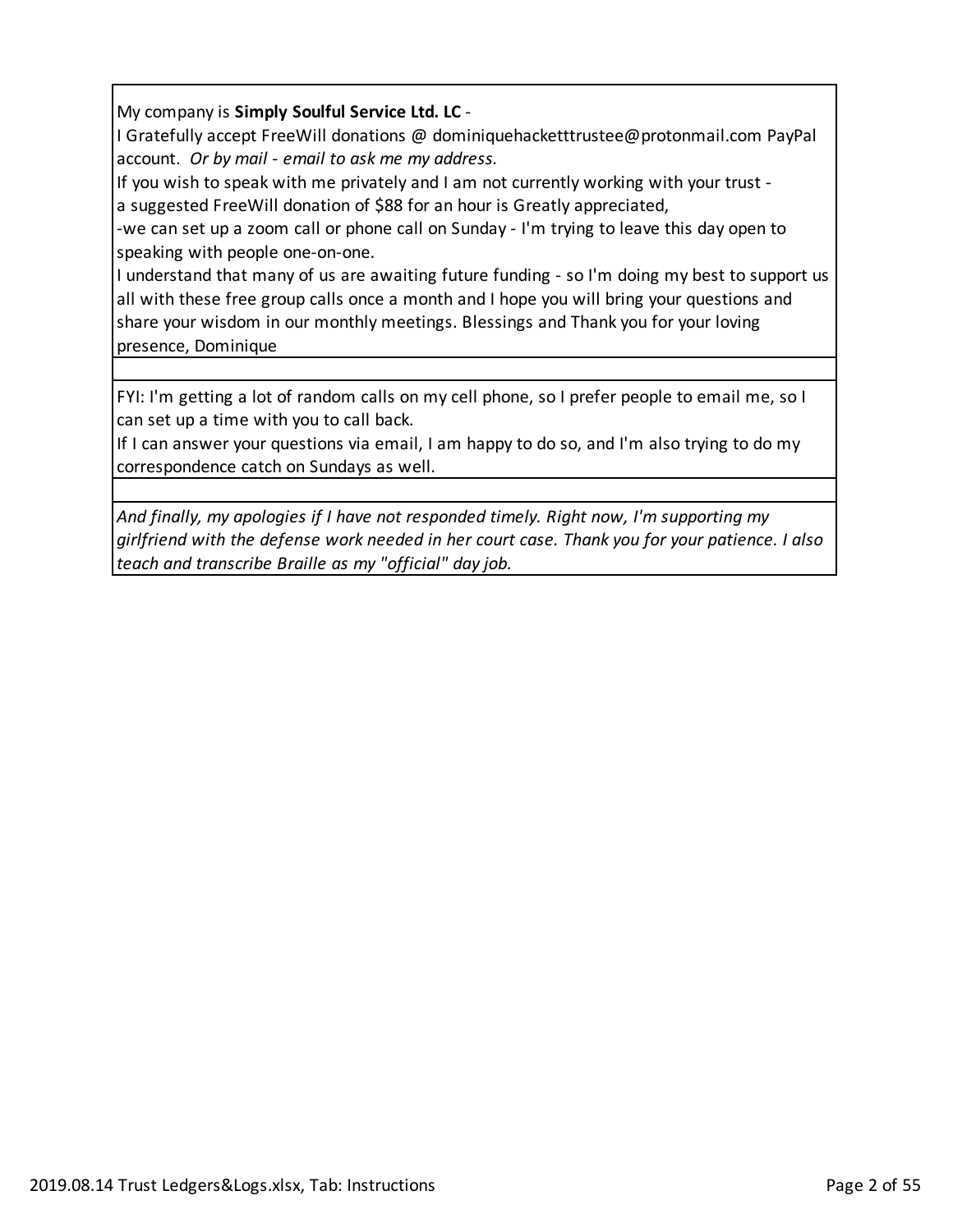My company is **Simply Soulful Service Ltd. LC** -
I Gratefully accept FreeWill donations @ dominiquehacketttrustee@protonmail.com PayPal account. *Or by mail - email to ask me my address.*
If you wish to speak with me privately and I am not currently working with your trust -
a suggested FreeWill donation of $88 for an hour is Greatly appreciated,
-we can set up a zoom call or phone call on Sunday - I'm trying to leave this day open to speaking with people one-on-one.
I understand that many of us are awaiting future funding - so I'm doing my best to support us all with these free group calls once a month and I hope you will bring your questions and share your wisdom in our monthly meetings. Blessings and Thank you for your loving presence, Dominique

FYI: I'm getting a lot of random calls on my cell phone, so I prefer people to email me, so I can set up a time with you to call back.
If I can answer your questions via email, I am happy to do so, and I'm also trying to do my correspondence catch on Sundays as well.

*And finally, my apologies if I have not responded timely. Right now, I'm supporting my girlfriend with the defense work needed in her court case. Thank you for your patience. I also teach and transcribe Braille as my "official" day job.*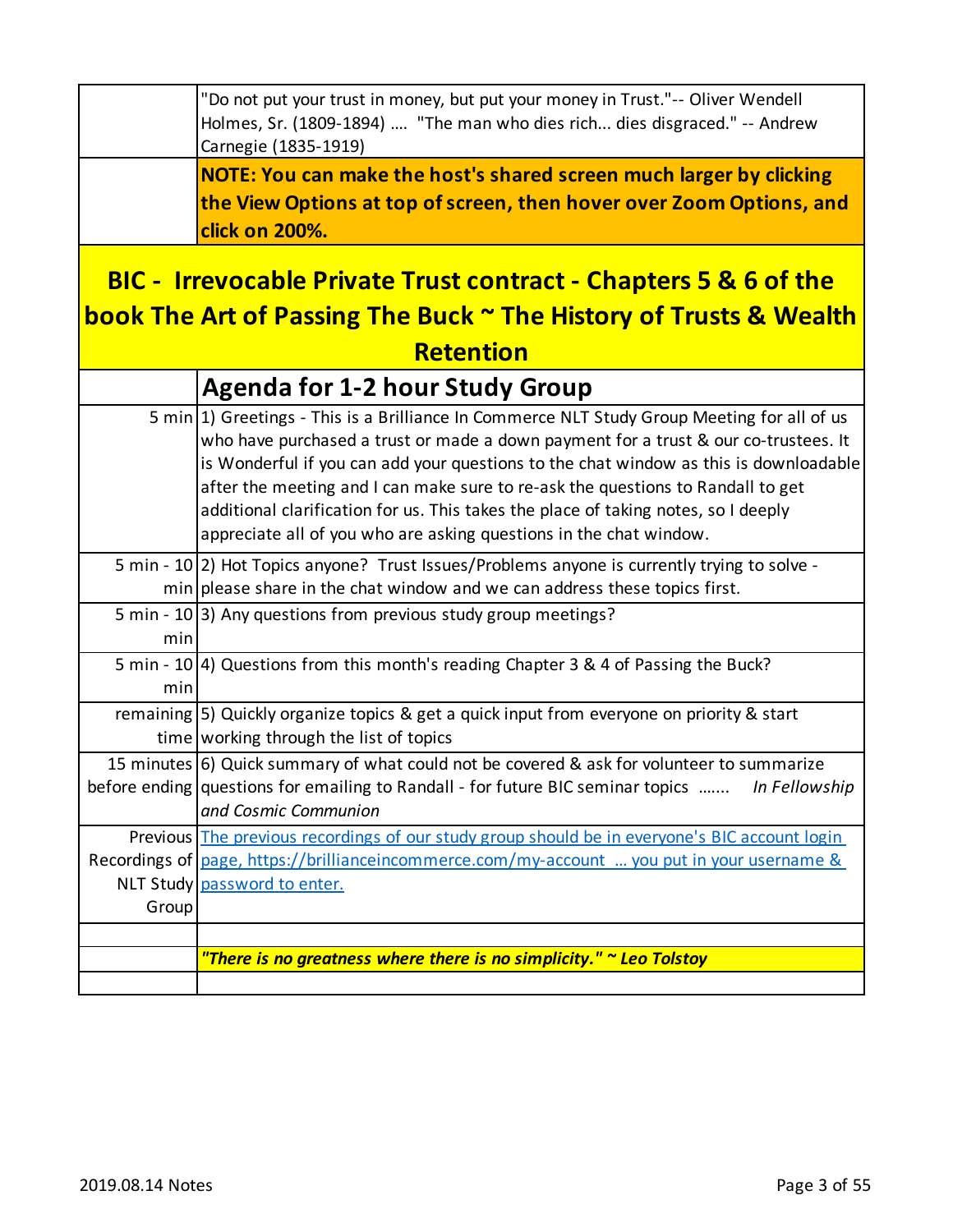| | |
|---|---|
| | "Do not put your trust in money, but put your money in Trust."-- Oliver Wendell Holmes, Sr. (1809-1894) .... "The man who dies rich... dies disgraced." -- Andrew Carnegie (1835-1919) |
| | **NOTE: You can make the host's shared screen much larger by clicking the View Options at top of screen, then hover over Zoom Options, and click on 200%.** |

## BIC - Irrevocable Private Trust contract - Chapters 5 & 6 of the book The Art of Passing The Buck ~ The History of Trusts & Wealth Retention

| | Agenda for 1-2 hour Study Group |
|---|---|
| 5 min | 1) Greetings - This is a Brilliance In Commerce NLT Study Group Meeting for all of us who have purchased a trust or made a down payment for a trust & our co-trustees. It is Wonderful if you can add your questions to the chat window as this is downloadable after the meeting and I can make sure to re-ask the questions to Randall to get additional clarification for us. This takes the place of taking notes, so I deeply appreciate all of you who are asking questions in the chat window. |
| 5 min - 10 min | 2) Hot Topics anyone? Trust Issues/Problems anyone is currently trying to solve - please share in the chat window and we can address these topics first. |
| 5 min - 10 min | 3) Any questions from previous study group meetings? |
| 5 min - 10 min | 4) Questions from this month's reading Chapter 3 & 4 of Passing the Buck? |
| remaining time | 5) Quickly organize topics & get a quick input from everyone on priority & start working through the list of topics |
| 15 minutes before ending | 6) Quick summary of what could not be covered & ask for volunteer to summarize questions for emailing to Randall - for future BIC seminar topics ....... *In Fellowship and Cosmic Communion* |
| Previous Recordings of NLT Study Group | The previous recordings of our study group should be in everyone's BIC account login page, https://brillianceincommerce.com/my-account ... you put in your username & password to enter. |
| | |
| | ***"There is no greatness where there is no simplicity." ~ Leo Tolstoy*** |
| | |

2019.08.14 Notes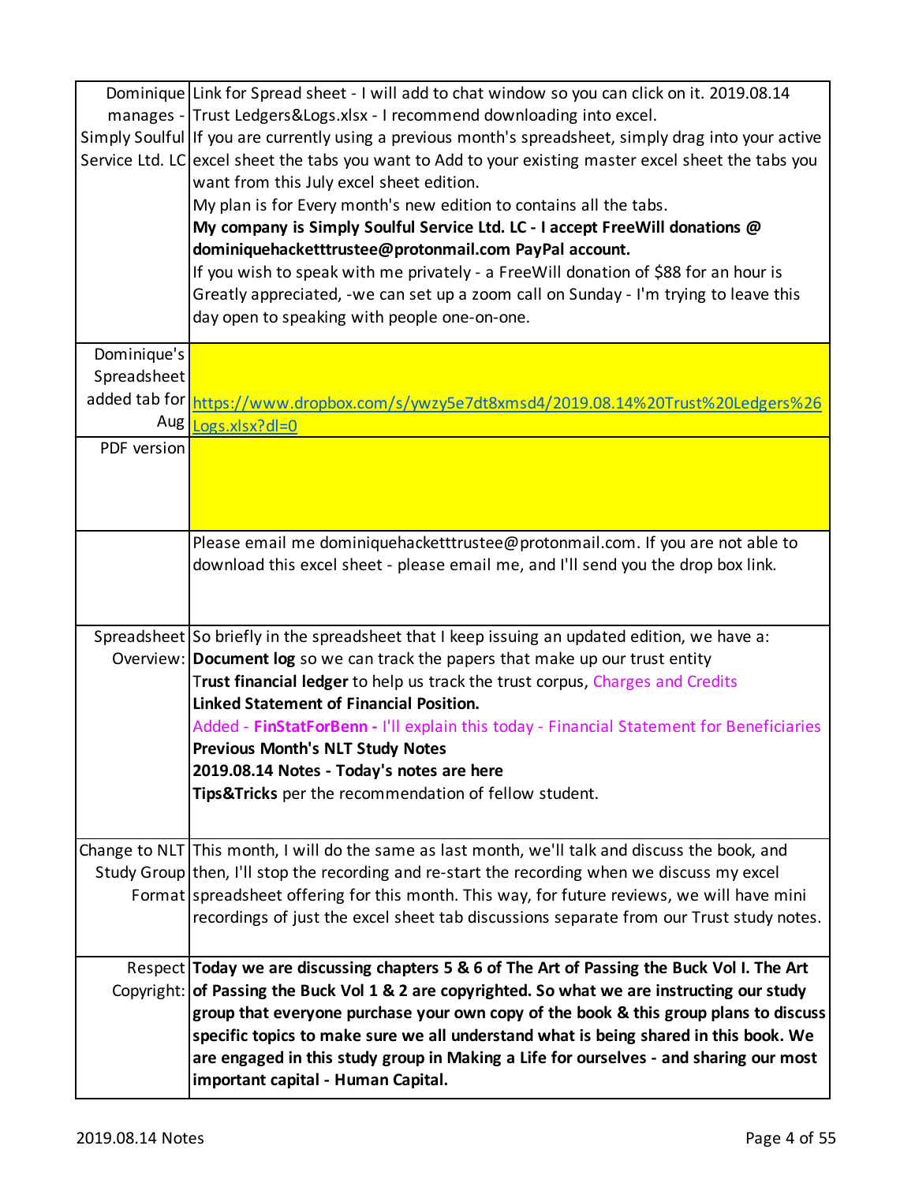| | |
|---|---|
| Dominique manages - Simply Soulful Service Ltd. LC | Link for Spread sheet - I will add to chat window so you can click on it. 2019.08.14 Trust Ledgers&Logs.xlsx - I recommend downloading into excel.<br>If you are currently using a previous month's spreadsheet, simply drag into your active excel sheet the tabs you want to Add to your existing master excel sheet the tabs you want from this July excel sheet edition.<br>My plan is for Every month's new edition to contains all the tabs.<br>**My company is Simply Soulful Service Ltd. LC - I accept FreeWill donations @ dominiquehacketttrustee@protonmail.com PayPal account.**<br>If you wish to speak with me privately - a FreeWill donation of $88 for an hour is Greatly appreciated, -we can set up a zoom call on Sunday - I'm trying to leave this day open to speaking with people one-on-one. |
| Dominique's Spreadsheet added tab for Aug | https://www.dropbox.com/s/ywzy5e7dt8xmsd4/2019.08.14%20Trust%20Ledgers%26Logs.xlsx?dl=0 |
| PDF version | |
| | Please email me dominiquehacketttrustee@protonmail.com. If you are not able to download this excel sheet - please email me, and I'll send you the drop box link. |
| Spreadsheet Overview: | So briefly in the spreadsheet that I keep issuing an updated edition, we have a:<br>**Document log** so we can track the papers that make up our trust entity<br>T**rust financial ledger** to help us track the trust corpus, Charges and Credits<br>**Linked Statement of Financial Position.**<br>Added - **FinStatForBenn -** I'll explain this today - Financial Statement for Beneficiaries<br>**Previous Month's NLT Study Notes**<br>**2019.08.14 Notes - Today's notes are here**<br>**Tips&Tricks** per the recommendation of fellow student. |
| Change to NLT Study Group Format | This month, I will do the same as last month, we'll talk and discuss the book, and then, I'll stop the recording and re-start the recording when we discuss my excel spreadsheet offering for this month. This way, for future reviews, we will have mini recordings of just the excel sheet tab discussions separate from our Trust study notes. |
| Respect Copyright: | **Today we are discussing chapters 5 & 6 of The Art of Passing the Buck Vol I. The Art of Passing the Buck Vol 1 & 2 are copyrighted. So what we are instructing our study group that everyone purchase your own copy of the book & this group plans to discuss specific topics to make sure we all understand what is being shared in this book. We are engaged in this study group in Making a Life for ourselves - and sharing our most important capital - Human Capital.** |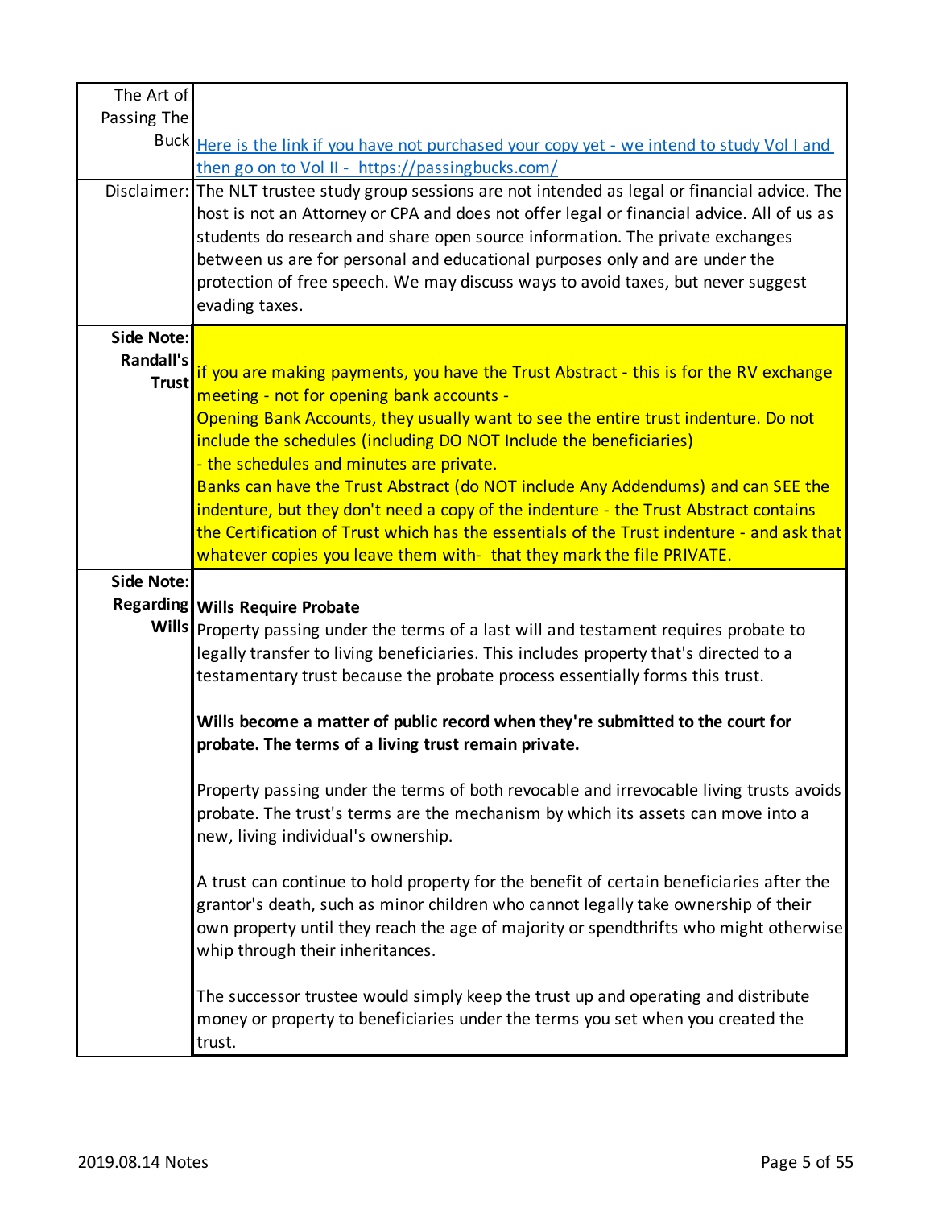| | |
|---|---|
| The Art of Passing The Buck | [Here is the link if you have not purchased your copy yet - we intend to study Vol I and then go on to Vol II - https://passingbucks.com/](https://passingbucks.com/) |
| Disclaimer: | The NLT trustee study group sessions are not intended as legal or financial advice. The host is not an Attorney or CPA and does not offer legal or financial advice. All of us as students do research and share open source information. The private exchanges between us are for personal and educational purposes only and are under the protection of free speech. We may discuss ways to avoid taxes, but never suggest evading taxes. |
| **Side Note: Randall's Trust** | if you are making payments, you have the Trust Abstract - this is for the RV exchange meeting - not for opening bank accounts -<br>Opening Bank Accounts, they usually want to see the entire trust indenture. Do not include the schedules (including DO NOT Include the beneficiaries)<br>- the schedules and minutes are private.<br>Banks can have the Trust Abstract (do NOT include Any Addendums) and can SEE the indenture, but they don't need a copy of the indenture - the Trust Abstract contains the Certification of Trust which has the essentials of the Trust indenture - and ask that whatever copies you leave them with- that they mark the file PRIVATE. |
| **Side Note: Regarding Wills** | **Wills Require Probate**<br>Property passing under the terms of a last will and testament requires probate to legally transfer to living beneficiaries. This includes property that's directed to a testamentary trust because the probate process essentially forms this trust.<br><br>**Wills become a matter of public record when they're submitted to the court for probate. The terms of a living trust remain private.**<br><br>Property passing under the terms of both revocable and irrevocable living trusts avoids probate. The trust's terms are the mechanism by which its assets can move into a new, living individual's ownership.<br><br>A trust can continue to hold property for the benefit of certain beneficiaries after the grantor's death, such as minor children who cannot legally take ownership of their own property until they reach the age of majority or spendthrifts who might otherwise whip through their inheritances.<br><br>The successor trustee would simply keep the trust up and operating and distribute money or property to beneficiaries under the terms you set when you created the trust. |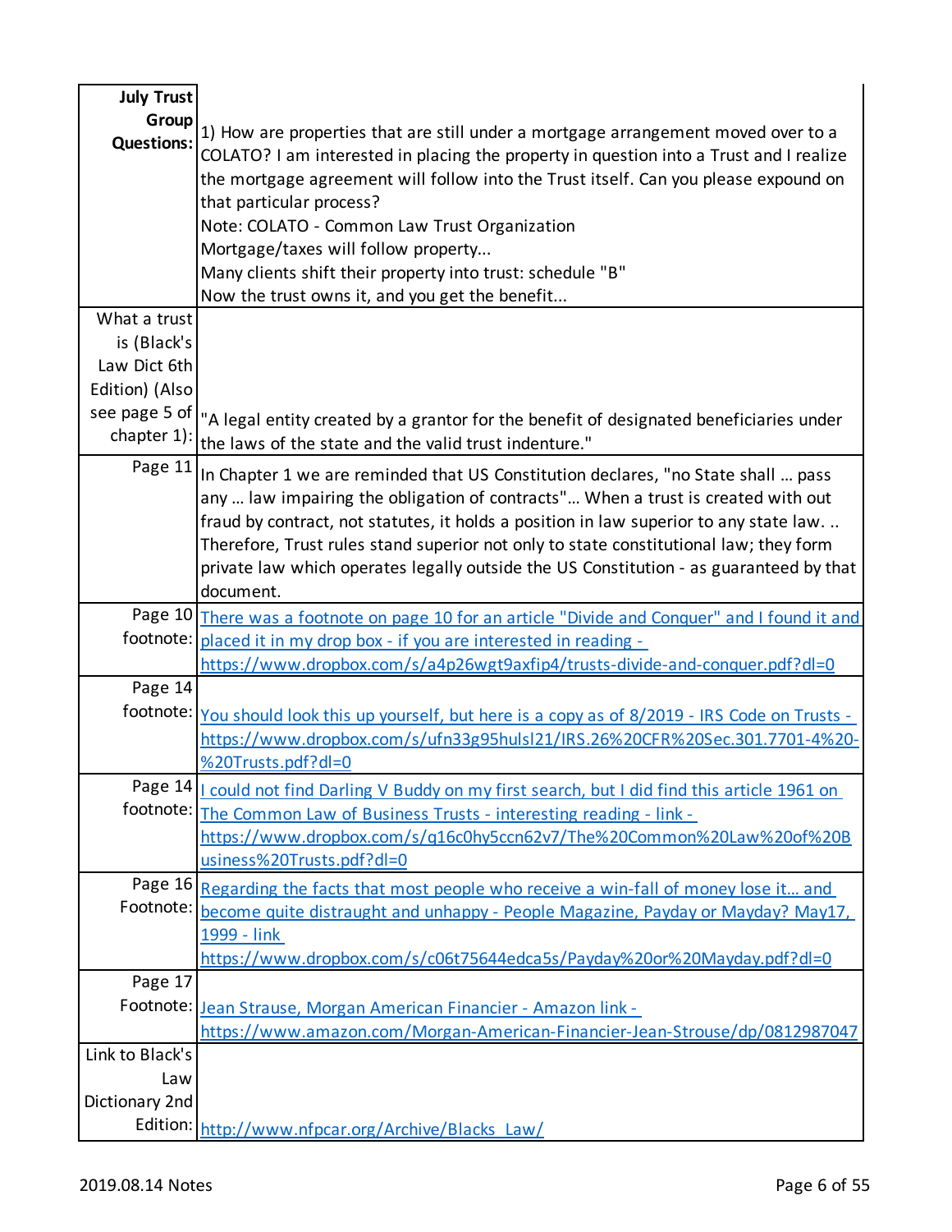| **July Trust Group Questions:** | 1) How are properties that are still under a mortgage arrangement moved over to a COLATO? I am interested in placing the property in question into a Trust and I realize the mortgage agreement will follow into the Trust itself. Can you please expound on that particular process?<br>Note: COLATO - Common Law Trust Organization<br>Mortgage/taxes will follow property...<br>Many clients shift their property into trust: schedule "B"<br>Now the trust owns it, and you get the benefit... |
|---|---|
| What a trust is (Black's Law Dict 6th Edition) (Also see page 5 of chapter 1): | "A legal entity created by a grantor for the benefit of designated beneficiaries under the laws of the state and the valid trust indenture." |
| Page 11 | In Chapter 1 we are reminded that US Constitution declares, "no State shall … pass any … law impairing the obligation of contracts"… When a trust is created with out fraud by contract, not statutes, it holds a position in law superior to any state law. .. Therefore, Trust rules stand superior not only to state constitutional law; they form private law which operates legally outside the US Constitution - as guaranteed by that document. |
| Page 10 footnote: | There was a footnote on page 10 for an article "Divide and Conquer" and I found it and placed it in my drop box - if you are interested in reading - https://www.dropbox.com/s/a4p26wgt9axfip4/trusts-divide-and-conquer.pdf?dl=0 |
| Page 14 footnote: | You should look this up yourself, but here is a copy as of 8/2019 - IRS Code on Trusts - https://www.dropbox.com/s/ufn33g95hulsl21/IRS.26%20CFR%20Sec.301.7701-4%20-%20Trusts.pdf?dl=0 |
| Page 14 footnote: | I could not find Darling V Buddy on my first search, but I did find this article 1961 on The Common Law of Business Trusts - interesting reading - link - https://www.dropbox.com/s/q16c0hy5ccn62v7/The%20Common%20Law%20of%20Business%20Trusts.pdf?dl=0 |
| Page 16 Footnote: | Regarding the facts that most people who receive a win-fall of money lose it… and become quite distraught and unhappy - People Magazine, Payday or Mayday? May17, 1999 - link https://www.dropbox.com/s/c06t75644edca5s/Payday%20or%20Mayday.pdf?dl=0 |
| Page 17 Footnote: | Jean Strause, Morgan American Financier - Amazon link - https://www.amazon.com/Morgan-American-Financier-Jean-Strouse/dp/0812987047 |
| Link to Black's Law Dictionary 2nd Edition: | http://www.nfpcar.org/Archive/Blacks_Law/ |

2019.08.14 Notes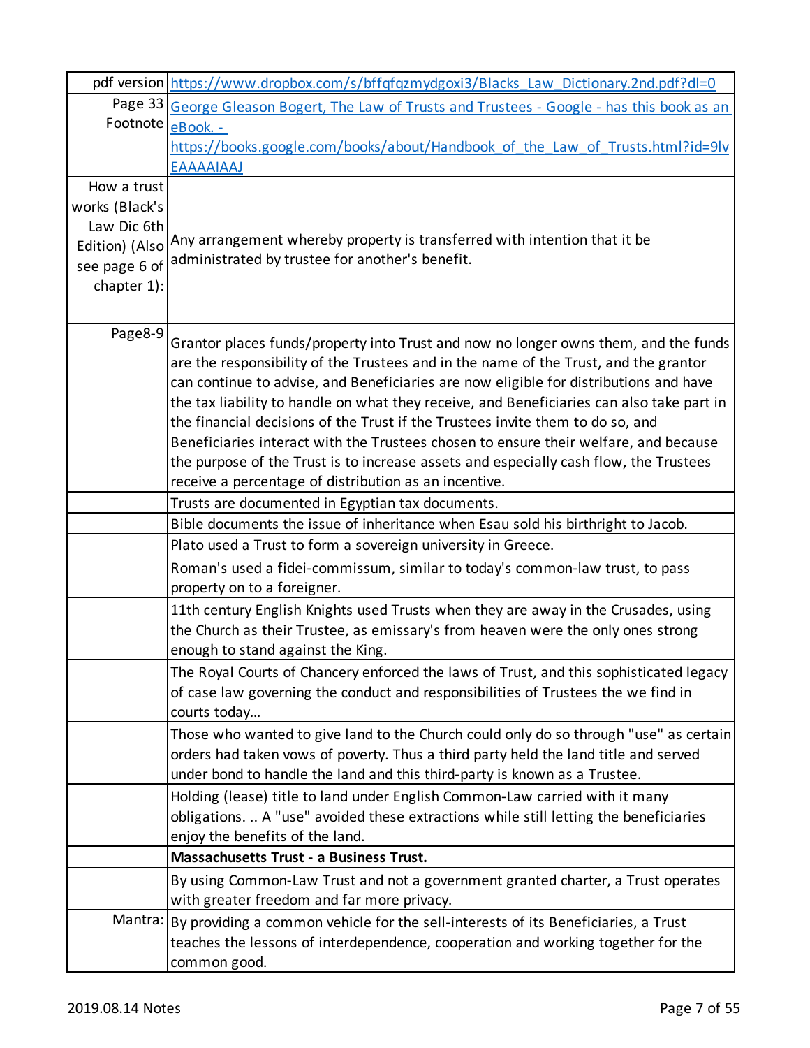| pdf version | https://www.dropbox.com/s/bffqfqzmydgoxi3/Blacks_Law_Dictionary.2nd.pdf?dl=0 |
|---|---|
| Page 33 Footnote | George Gleason Bogert, The Law of Trusts and Trustees - Google - has this book as an eBook. - https://books.google.com/books/about/Handbook_of_the_Law_of_Trusts.html?id=9lvEAAAAIAAJ |
| How a trust works (Black's Law Dic 6th Edition) (Also see page 6 of chapter 1): | Any arrangement whereby property is transferred with intention that it be administrated by trustee for another's benefit. |
| Page8-9 | Grantor places funds/property into Trust and now no longer owns them, and the funds are the responsibility of the Trustees and in the name of the Trust, and the grantor can continue to advise, and Beneficiaries are now eligible for distributions and have the tax liability to handle on what they receive, and Beneficiaries can also take part in the financial decisions of the Trust if the Trustees invite them to do so, and Beneficiaries interact with the Trustees chosen to ensure their welfare, and because the purpose of the Trust is to increase assets and especially cash flow, the Trustees receive a percentage of distribution as an incentive. |
| | Trusts are documented in Egyptian tax documents. |
| | Bible documents the issue of inheritance when Esau sold his birthright to Jacob. |
| | Plato used a Trust to form a sovereign university in Greece. |
| | Roman's used a fidei-commissum, similar to today's common-law trust, to pass property on to a foreigner. |
| | 11th century English Knights used Trusts when they are away in the Crusades, using the Church as their Trustee, as emissary's from heaven were the only ones strong enough to stand against the King. |
| | The Royal Courts of Chancery enforced the laws of Trust, and this sophisticated legacy of case law governing the conduct and responsibilities of Trustees the we find in courts today… |
| | Those who wanted to give land to the Church could only do so through "use" as certain orders had taken vows of poverty. Thus a third party held the land title and served under bond to handle the land and this third-party is known as a Trustee. |
| | Holding (lease) title to land under English Common-Law carried with it many obligations. .. A "use" avoided these extractions while still letting the beneficiaries enjoy the benefits of the land. |
| | **Massachusetts Trust - a Business Trust.** |
| | By using Common-Law Trust and not a government granted charter, a Trust operates with greater freedom and far more privacy. |
| Mantra: | By providing a common vehicle for the sell-interests of its Beneficiaries, a Trust teaches the lessons of interdependence, cooperation and working together for the common good. |

2019.08.14 Notes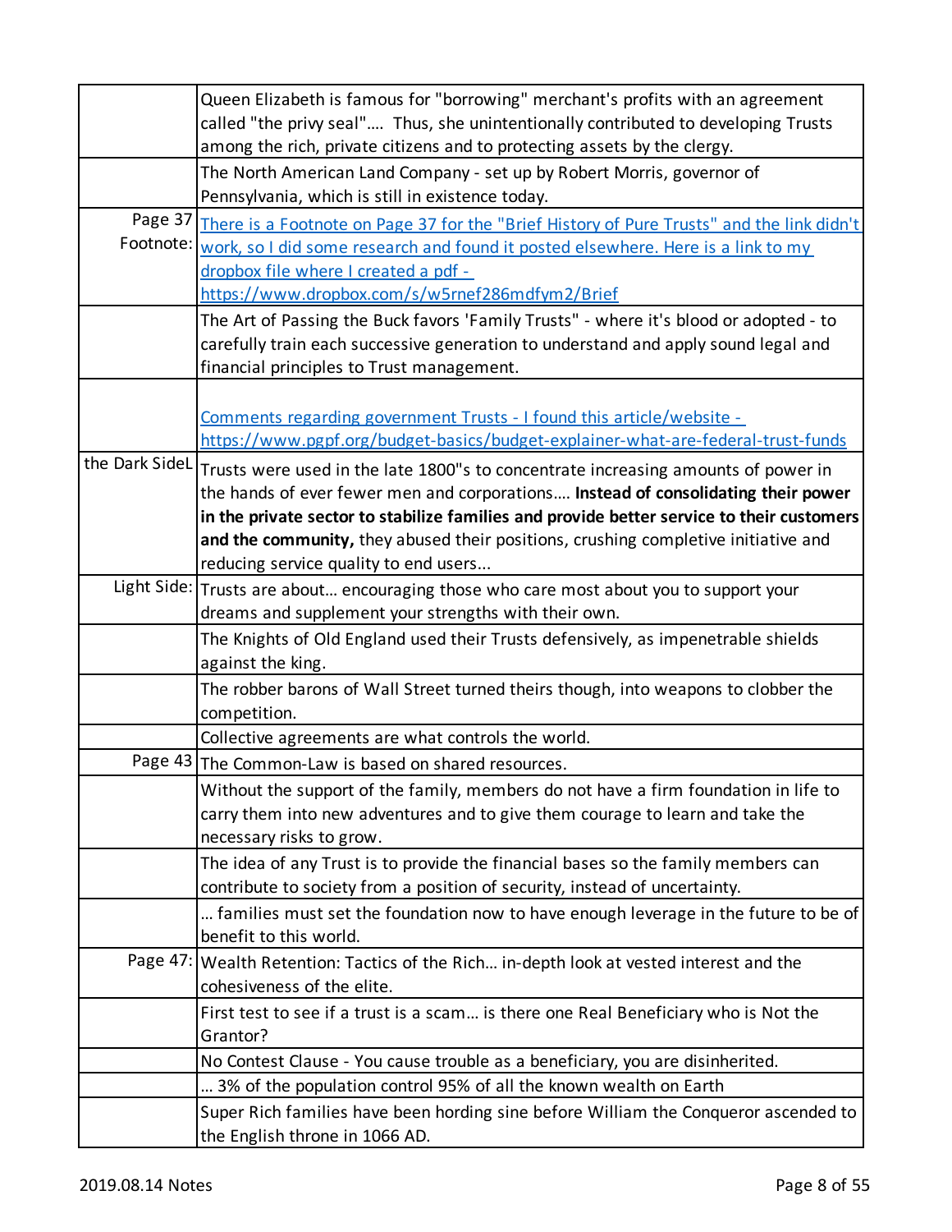| | |
|---|---|
| | Queen Elizabeth is famous for "borrowing" merchant's profits with an agreement called "the privy seal"…. Thus, she unintentionally contributed to developing Trusts among the rich, private citizens and to protecting assets by the clergy. |
| | The North American Land Company - set up by Robert Morris, governor of Pennsylvania, which is still in existence today. |
| Page 37 Footnote: | There is a Footnote on Page 37 for the "Brief History of Pure Trusts" and the link didn't work, so I did some research and found it posted elsewhere. Here is a link to my dropbox file where I created a pdf - https://www.dropbox.com/s/w5rnef286mdfym2/Brief |
| | The Art of Passing the Buck favors 'Family Trusts" - where it's blood or adopted - to carefully train each successive generation to understand and apply sound legal and financial principles to Trust management. |
| | Comments regarding government Trusts - I found this article/website - https://www.pgpf.org/budget-basics/budget-explainer-what-are-federal-trust-funds |
| the Dark SideL | Trusts were used in the late 1800"s to concentrate increasing amounts of power in the hands of ever fewer men and corporations…. **Instead of consolidating their power in the private sector to stabilize families and provide better service to their customers and the community,** they abused their positions, crushing completive initiative and reducing service quality to end users... |
| Light Side: | Trusts are about… encouraging those who care most about you to support your dreams and supplement your strengths with their own. |
| | The Knights of Old England used their Trusts defensively, as impenetrable shields against the king. |
| | The robber barons of Wall Street turned theirs though, into weapons to clobber the competition. |
| | Collective agreements are what controls the world. |
| Page 43 | The Common-Law is based on shared resources. |
| | Without the support of the family, members do not have a firm foundation in life to carry them into new adventures and to give them courage to learn and take the necessary risks to grow. |
| | The idea of any Trust is to provide the financial bases so the family members can contribute to society from a position of security, instead of uncertainty. |
| | … families must set the foundation now to have enough leverage in the future to be of benefit to this world. |
| Page 47: | Wealth Retention: Tactics of the Rich… in-depth look at vested interest and the cohesiveness of the elite. |
| | First test to see if a trust is a scam… is there one Real Beneficiary who is Not the Grantor? |
| | No Contest Clause - You cause trouble as a beneficiary, you are disinherited. |
| | … 3% of the population control 95% of all the known wealth on Earth |
| | Super Rich families have been hording sine before William the Conqueror ascended to the English throne in 1066 AD. |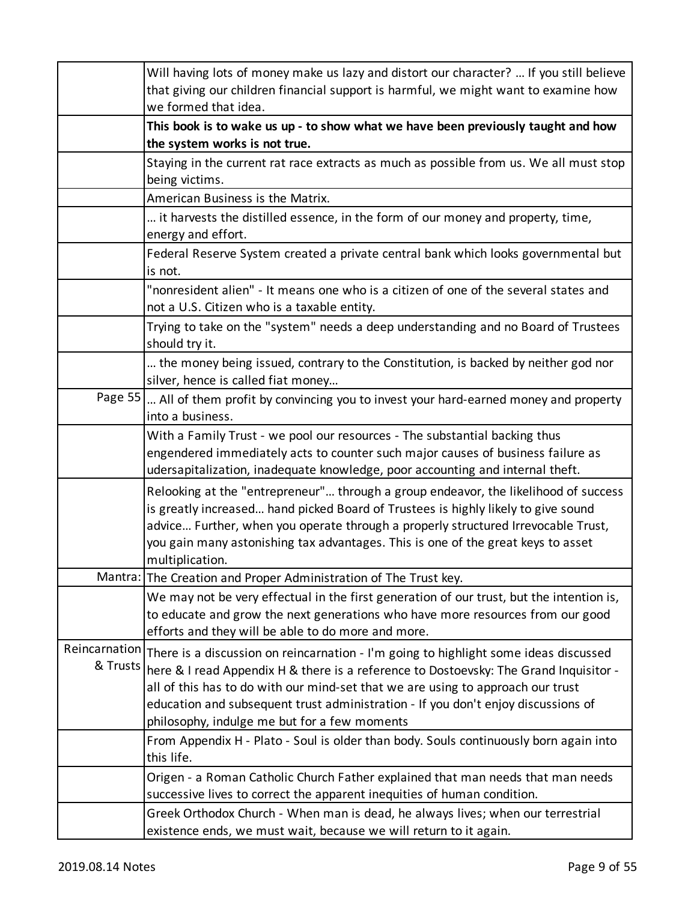| | |
|---|---|
| | Will having lots of money make us lazy and distort our character? … If you still believe that giving our children financial support is harmful, we might want to examine how we formed that idea. |
| | **This book is to wake us up - to show what we have been previously taught and how the system works is not true.** |
| | Staying in the current rat race extracts as much as possible from us. We all must stop being victims. |
| | American Business is the Matrix. |
| | … it harvests the distilled essence, in the form of our money and property, time, energy and effort. |
| | Federal Reserve System created a private central bank which looks governmental but is not. |
| | "nonresident alien" - It means one who is a citizen of one of the several states and not a U.S. Citizen who is a taxable entity. |
| | Trying to take on the "system" needs a deep understanding and no Board of Trustees should try it. |
| | … the money being issued, contrary to the Constitution, is backed by neither god nor silver, hence is called fiat money… |
| Page 55 | … All of them profit by convincing you to invest your hard-earned money and property into a business. |
| | With a Family Trust - we pool our resources - The substantial backing thus engendered immediately acts to counter such major causes of business failure as udersapitalization, inadequate knowledge, poor accounting and internal theft. |
| | Relooking at the "entrepreneur"… through a group endeavor, the likelihood of success is greatly increased… hand picked Board of Trustees is highly likely to give sound advice… Further, when you operate through a properly structured Irrevocable Trust, you gain many astonishing tax advantages. This is one of the great keys to asset multiplication. |
| Mantra: | The Creation and Proper Administration of The Trust key. |
| | We may not be very effectual in the first generation of our trust, but the intention is, to educate and grow the next generations who have more resources from our good efforts and they will be able to do more and more. |
| Reincarnation & Trusts | There is a discussion on reincarnation - I'm going to highlight some ideas discussed here & I read Appendix H & there is a reference to Dostoevsky: The Grand Inquisitor - all of this has to do with our mind-set that we are using to approach our trust education and subsequent trust administration - If you don't enjoy discussions of philosophy, indulge me but for a few moments |
| | From Appendix H - Plato - Soul is older than body. Souls continuously born again into this life. |
| | Origen - a Roman Catholic Church Father explained that man needs that man needs successive lives to correct the apparent inequities of human condition. |
| | Greek Orthodox Church - When man is dead, he always lives; when our terrestrial existence ends, we must wait, because we will return to it again. |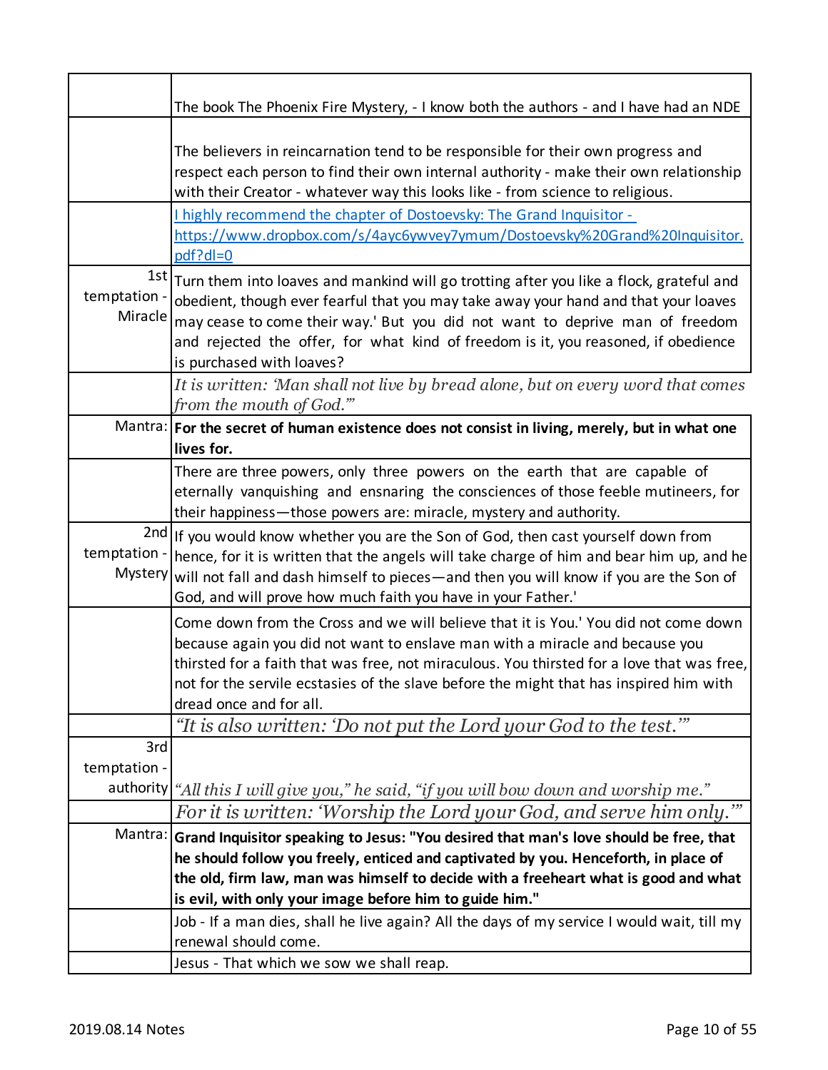| | |
|---|---|
| | The book The Phoenix Fire Mystery, - I know both the authors - and I have had an NDE |
| | The believers in reincarnation tend to be responsible for their own progress and respect each person to find their own internal authority - make their own relationship with their Creator - whatever way this looks like - from science to religious. |
| | [I highly recommend the chapter of Dostoevsky: The Grand Inquisitor - https://www.dropbox.com/s/4ayc6ywvey7ymum/Dostoevsky%20Grand%20Inquisitor.pdf?dl=0](https://www.dropbox.com/s/4ayc6ywvey7ymum/Dostoevsky%20Grand%20Inquisitor.pdf?dl=0) |
| 1st temptation - Miracle | Turn them into loaves and mankind will go trotting after you like a flock, grateful and obedient, though ever fearful that you may take away your hand and that your loaves may cease to come their way.' But you did not want to deprive man of freedom and rejected the offer, for what kind of freedom is it, you reasoned, if obedience is purchased with loaves? |
| | *It is written: 'Man shall not live by bread alone, but on every word that comes from the mouth of God.'"* |
| Mantra: | **For the secret of human existence does not consist in living, merely, but in what one lives for.** |
| | There are three powers, only three powers on the earth that are capable of eternally vanquishing and ensnaring the consciences of those feeble mutineers, for their happiness—those powers are: miracle, mystery and authority. |
| 2nd temptation - Mystery | If you would know whether you are the Son of God, then cast yourself down from hence, for it is written that the angels will take charge of him and bear him up, and he will not fall and dash himself to pieces—and then you will know if you are the Son of God, and will prove how much faith you have in your Father.' |
| | Come down from the Cross and we will believe that it is You.' You did not come down because again you did not want to enslave man with a miracle and because you thirsted for a faith that was free, not miraculous. You thirsted for a love that was free, not for the servile ecstasies of the slave before the might that has inspired him with dread once and for all. |
| | *"It is also written: 'Do not put the Lord your God to the test.'"* |
| 3rd temptation - authority | *"All this I will give you," he said, "if you will bow down and worship me."* |
| | *For it is written: 'Worship the Lord your God, and serve him only.'"* |
| Mantra: | **Grand Inquisitor speaking to Jesus: "You desired that man's love should be free, that he should follow you freely, enticed and captivated by you. Henceforth, in place of the old, firm law, man was himself to decide with a freeheart what is good and what is evil, with only your image before him to guide him."** |
| | Job - If a man dies, shall he live again? All the days of my service I would wait, till my renewal should come. |
| | Jesus - That which we sow we shall reap. |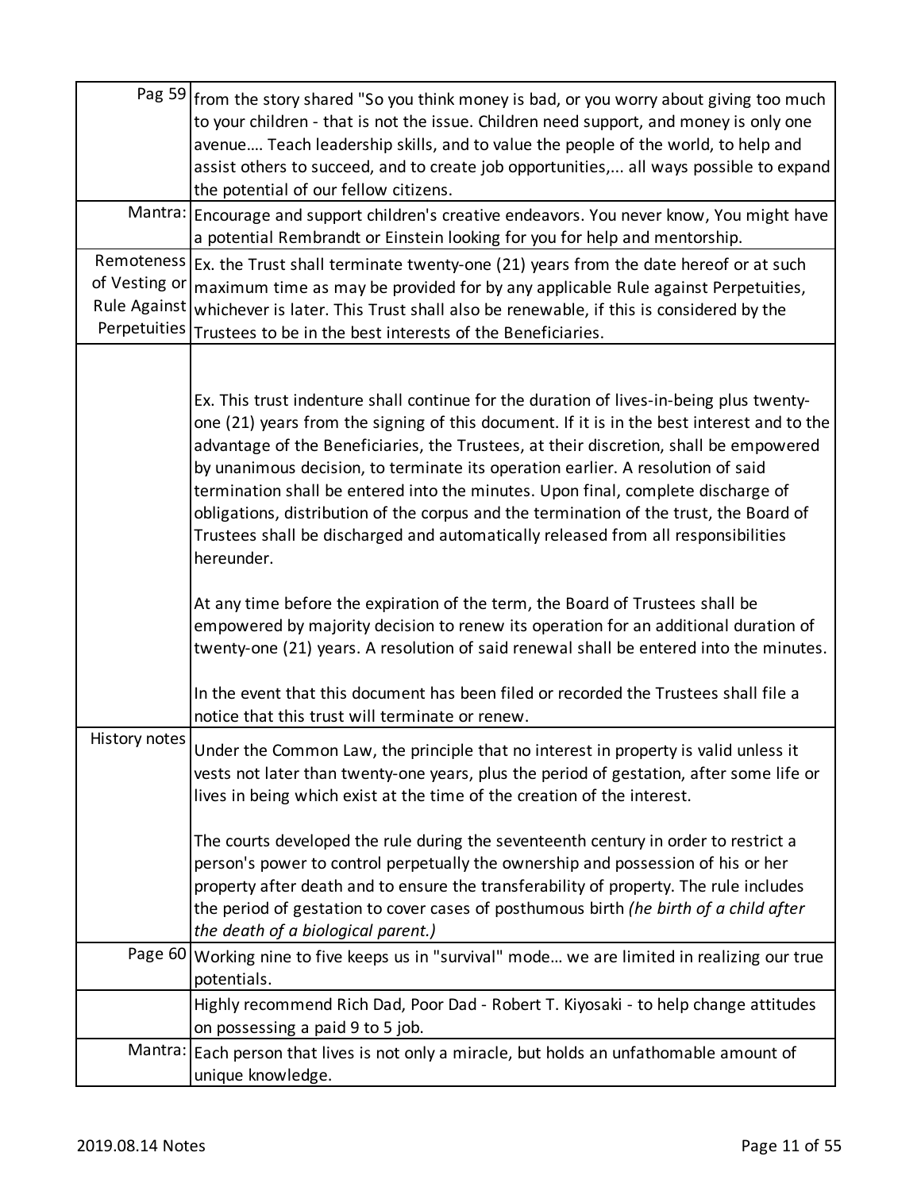| | |
|---|---|
| Pag 59 | from the story shared "So you think money is bad, or you worry about giving too much to your children - that is not the issue. Children need support, and money is only one avenue.... Teach leadership skills, and to value the people of the world, to help and assist others to succeed, and to create job opportunities,... all ways possible to expand the potential of our fellow citizens. |
| Mantra: | Encourage and support children's creative endeavors. You never know, You might have a potential Rembrandt or Einstein looking for you for help and mentorship. |
| Remoteness of Vesting or Rule Against Perpetuities | Ex. the Trust shall terminate twenty-one (21) years from the date hereof or at such maximum time as may be provided for by any applicable Rule against Perpetuities, whichever is later. This Trust shall also be renewable, if this is considered by the Trustees to be in the best interests of the Beneficiaries. |
| | Ex. This trust indenture shall continue for the duration of lives-in-being plus twenty-one (21) years from the signing of this document. If it is in the best interest and to the advantage of the Beneficiaries, the Trustees, at their discretion, shall be empowered by unanimous decision, to terminate its operation earlier. A resolution of said termination shall be entered into the minutes. Upon final, complete discharge of obligations, distribution of the corpus and the termination of the trust, the Board of Trustees shall be discharged and automatically released from all responsibilities hereunder.<br><br>At any time before the expiration of the term, the Board of Trustees shall be empowered by majority decision to renew its operation for an additional duration of twenty-one (21) years. A resolution of said renewal shall be entered into the minutes.<br><br>In the event that this document has been filed or recorded the Trustees shall file a notice that this trust will terminate or renew. |
| History notes | Under the Common Law, the principle that no interest in property is valid unless it vests not later than twenty-one years, plus the period of gestation, after some life or lives in being which exist at the time of the creation of the interest.<br><br>The courts developed the rule during the seventeenth century in order to restrict a person's power to control perpetually the ownership and possession of his or her property after death and to ensure the transferability of property. The rule includes the period of gestation to cover cases of posthumous birth *(he birth of a child after the death of a biological parent.)* |
| Page 60 | Working nine to five keeps us in "survival" mode... we are limited in realizing our true potentials. |
| | Highly recommend Rich Dad, Poor Dad - Robert T. Kiyosaki - to help change attitudes on possessing a paid 9 to 5 job. |
| Mantra: | Each person that lives is not only a miracle, but holds an unfathomable amount of unique knowledge. |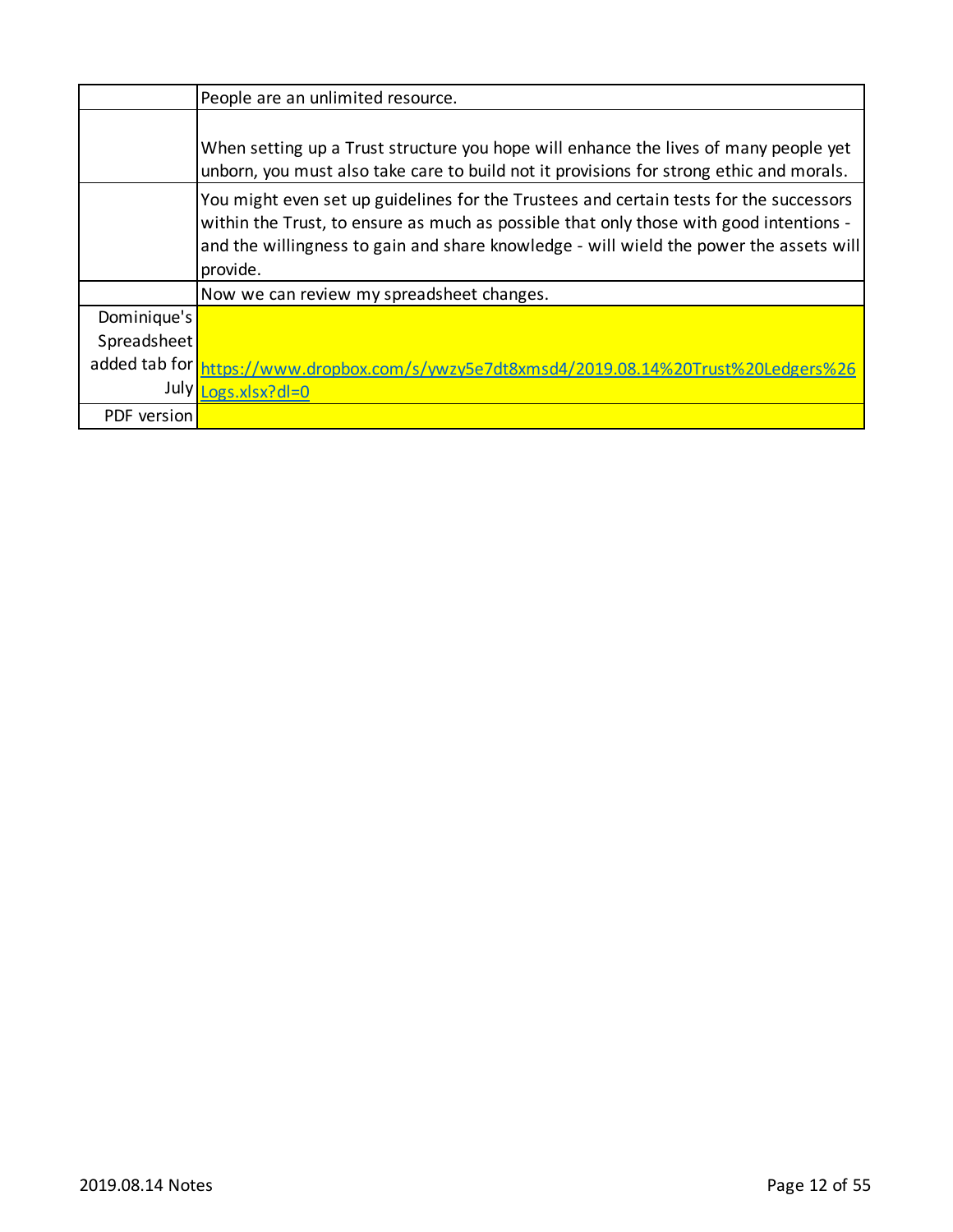| | |
|---|---|
| | People are an unlimited resource. |
| | When setting up a Trust structure you hope will enhance the lives of many people yet unborn, you must also take care to build not it provisions for strong ethic and morals. |
| | You might even set up guidelines for the Trustees and certain tests for the successors within the Trust, to ensure as much as possible that only those with good intentions - and the willingness to gain and share knowledge - will wield the power the assets will provide. |
| | Now we can review my spreadsheet changes. |
| Dominique's Spreadsheet added tab for July | https://www.dropbox.com/s/ywzy5e7dt8xmsd4/2019.08.14%20Trust%20Ledgers%26Logs.xlsx?dl=0 |
| PDF version | |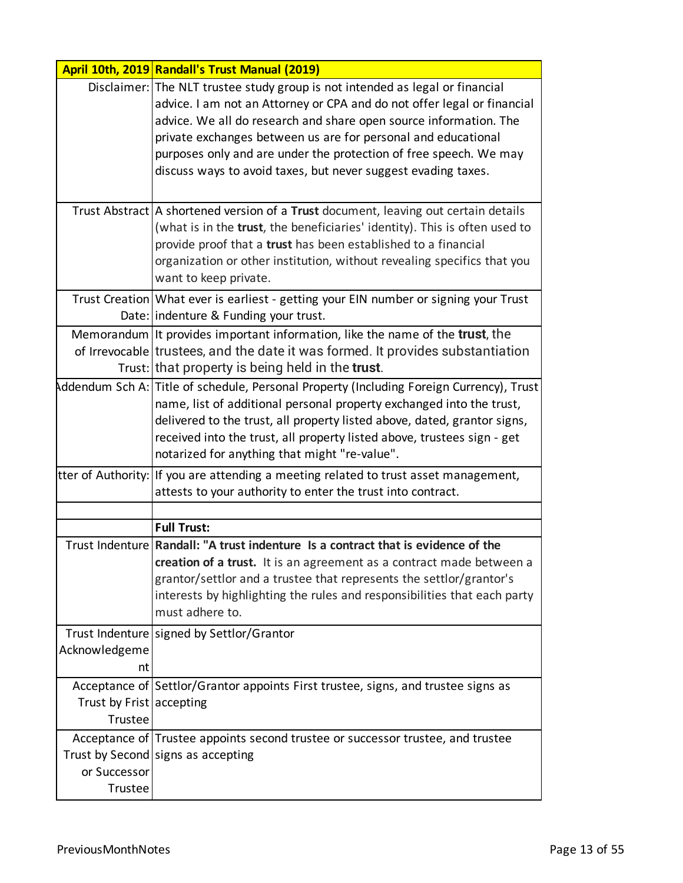| April 10th, 2019 | Randall's Trust Manual (2019) |
|---|---|
| Disclaimer: | The NLT trustee study group is not intended as legal or financial advice. I am not an Attorney or CPA and do not offer legal or financial advice. We all do research and share open source information. The private exchanges between us are for personal and educational purposes only and are under the protection of free speech. We may discuss ways to avoid taxes, but never suggest evading taxes. |
| Trust Abstract | A shortened version of a **Trust** document, leaving out certain details (what is in the **trust**, the beneficiaries' identity). This is often used to provide proof that a **trust** has been established to a financial organization or other institution, without revealing specifics that you want to keep private. |
| Trust Creation Date: | What ever is earliest - getting your EIN number or signing your Trust indenture & Funding your trust. |
| Memorandum of Irrevocable Trust: | It provides important information, like the name of the **trust**, the trustees, and the date it was formed. It provides substantiation that property is being held in the **trust**. |
| Addendum Sch A: | Title of schedule, Personal Property (Including Foreign Currency), Trust name, list of additional personal property exchanged into the trust, delivered to the trust, all property listed above, dated, grantor signs, received into the trust, all property listed above, trustees sign - get notarized for anything that might "re-value". |
| Letter of Authority: | If you are attending a meeting related to trust asset management, attests to your authority to enter the trust into contract. |
| | |
| | **Full Trust:** |
| Trust Indenture | **Randall: "A trust indenture Is a contract that is evidence of the creation of a trust.** It is an agreement as a contract made between a grantor/settlor and a trustee that represents the settlor/grantor's interests by highlighting the rules and responsibilities that each party must adhere to. |
| Trust Indenture Acknowledgement | signed by Settlor/Grantor |
| Acceptance of Trust by Frist Trustee | Settlor/Grantor appoints First trustee, signs, and trustee signs as accepting |
| Acceptance of Trust by Second or Successor Trustee | Trustee appoints second trustee or successor trustee, and trustee signs as accepting |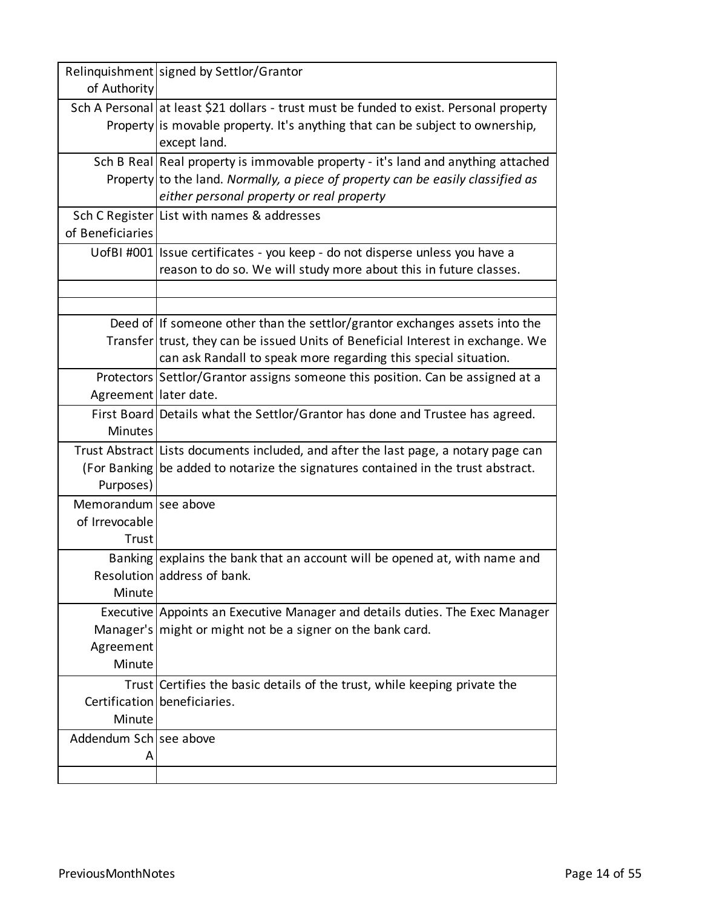| | |
|---|---|
| Relinquishment of Authority | signed by Settlor/Grantor |
| Sch A Personal Property | at least $21 dollars - trust must be funded to exist. Personal property is movable property. It's anything that can be subject to ownership, except land. |
| Sch B Real Property | Real property is immovable property - it's land and anything attached to the land. *Normally, a piece of property can be easily classified as either personal property or real property* |
| Sch C Register of Beneficiaries | List with names & addresses |
| UofBI #001 | Issue certificates - you keep - do not disperse unless you have a reason to do so. We will study more about this in future classes. |
| | |
| | |
| Deed of Transfer | If someone other than the settlor/grantor exchanges assets into the trust, they can be issued Units of Beneficial Interest in exchange. We can ask Randall to speak more regarding this special situation. |
| Protectors Agreement | Settlor/Grantor assigns someone this position. Can be assigned at a later date. |
| First Board Minutes | Details what the Settlor/Grantor has done and Trustee has agreed. |
| Trust Abstract (For Banking Purposes) | Lists documents included, and after the last page, a notary page can be added to notarize the signatures contained in the trust abstract. |
| Memorandum of Irrevocable Trust | see above |
| Banking Resolution Minute | explains the bank that an account will be opened at, with name and address of bank. |
| Executive Manager's Agreement Minute | Appoints an Executive Manager and details duties. The Exec Manager might or might not be a signer on the bank card. |
| Trust Certification Minute | Certifies the basic details of the trust, while keeping private the beneficiaries. |
| Addendum Sch A | see above |
| | |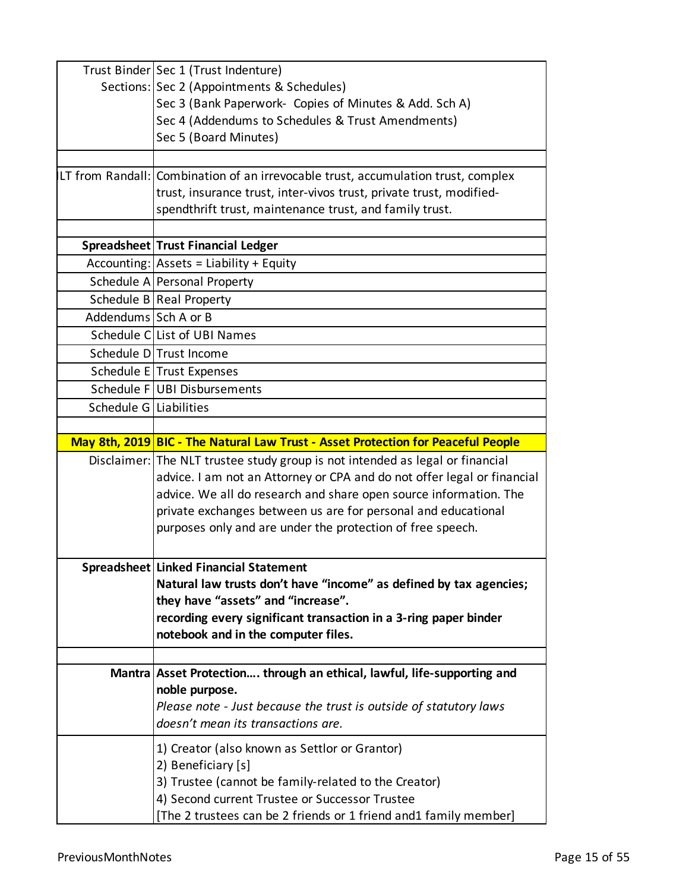| | |
|---|---|
| Trust Binder Sections: | Sec 1 (Trust Indenture)<br>Sec 2 (Appointments & Schedules)<br>Sec 3 (Bank Paperwork- Copies of Minutes & Add. Sch A)<br>Sec 4 (Addendums to Schedules & Trust Amendments)<br>Sec 5 (Board Minutes) |
| | |
| ILT from Randall: | Combination of an irrevocable trust, accumulation trust, complex trust, insurance trust, inter-vivos trust, private trust, modified-spendthrift trust, maintenance trust, and family trust. |
| | |
| **Spreadsheet** | **Trust Financial Ledger** |
| Accounting: | Assets = Liability + Equity |
| Schedule A | Personal Property |
| Schedule B | Real Property |
| Addendums | Sch A or B |
| Schedule C | List of UBI Names |
| Schedule D | Trust Income |
| Schedule E | Trust Expenses |
| Schedule F | UBI Disbursements |
| Schedule G | Liabilities |
| | |
| **May 8th, 2019** | **BIC - The Natural Law Trust - Asset Protection for Peaceful People** |
| Disclaimer: | The NLT trustee study group is not intended as legal or financial advice. I am not an Attorney or CPA and do not offer legal or financial advice. We all do research and share open source information. The private exchanges between us are for personal and educational purposes only and are under the protection of free speech. |
| **Spreadsheet** | **Linked Financial Statement**<br>**Natural law trusts don't have "income" as defined by tax agencies; they have "assets" and "increase".**<br>**recording every significant transaction in a 3-ring paper binder notebook and in the computer files.** |
| | |
| **Mantra** | **Asset Protection…. through an ethical, lawful, life-supporting and noble purpose.**<br>*Please note - Just because the trust is outside of statutory laws doesn't mean its transactions are.* |
| | 1) Creator (also known as Settlor or Grantor)<br>2) Beneficiary [s]<br>3) Trustee (cannot be family-related to the Creator)<br>4) Second current Trustee or Successor Trustee<br>[The 2 trustees can be 2 friends or 1 friend and1 family member] |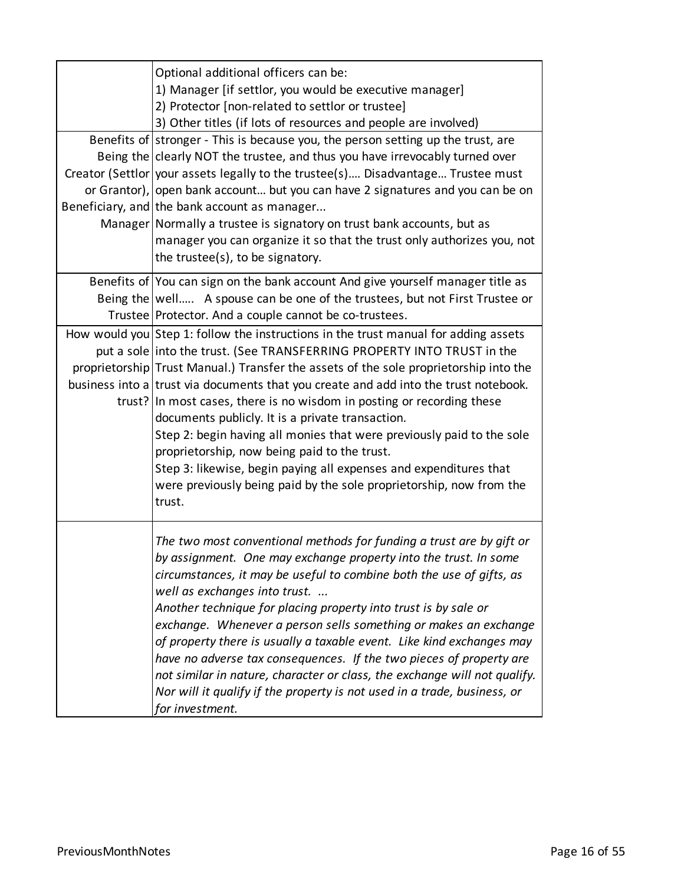| | |
|---|---|
| | Optional additional officers can be:<br>1) Manager [if settlor, you would be executive manager]<br>2) Protector [non-related to settlor or trustee]<br>3) Other titles (if lots of resources and people are involved) |
| Benefits of Being the Creator (Settlor or Grantor), Beneficiary, and Manager | stronger - This is because you, the person setting up the trust, are clearly NOT the trustee, and thus you have irrevocably turned over your assets legally to the trustee(s)…. Disadvantage… Trustee must open bank account… but you can have 2 signatures and you can be on the bank account as manager...<br>Normally a trustee is signatory on trust bank accounts, but as manager you can organize it so that the trust only authorizes you, not the trustee(s), to be signatory. |
| Benefits of Being the Trustee | You can sign on the bank account And give yourself manager title as well….. A spouse can be one of the trustees, but not First Trustee or Protector. And a couple cannot be co-trustees. |
| How would you put a sole proprietorship business into a trust? | Step 1: follow the instructions in the trust manual for adding assets into the trust. (See TRANSFERRING PROPERTY INTO TRUST in the Trust Manual.) Transfer the assets of the sole proprietorship into the trust via documents that you create and add into the trust notebook. In most cases, there is no wisdom in posting or recording these documents publicly. It is a private transaction.<br>Step 2: begin having all monies that were previously paid to the sole proprietorship, now being paid to the trust.<br>Step 3: likewise, begin paying all expenses and expenditures that were previously being paid by the sole proprietorship, now from the trust. |
| | *The two most conventional methods for funding a trust are by gift or by assignment. One may exchange property into the trust. In some circumstances, it may be useful to combine both the use of gifts, as well as exchanges into trust. ...*<br>*Another technique for placing property into trust is by sale or exchange. Whenever a person sells something or makes an exchange of property there is usually a taxable event. Like kind exchanges may have no adverse tax consequences. If the two pieces of property are not similar in nature, character or class, the exchange will not qualify. Nor will it qualify if the property is not used in a trade, business, or for investment.* |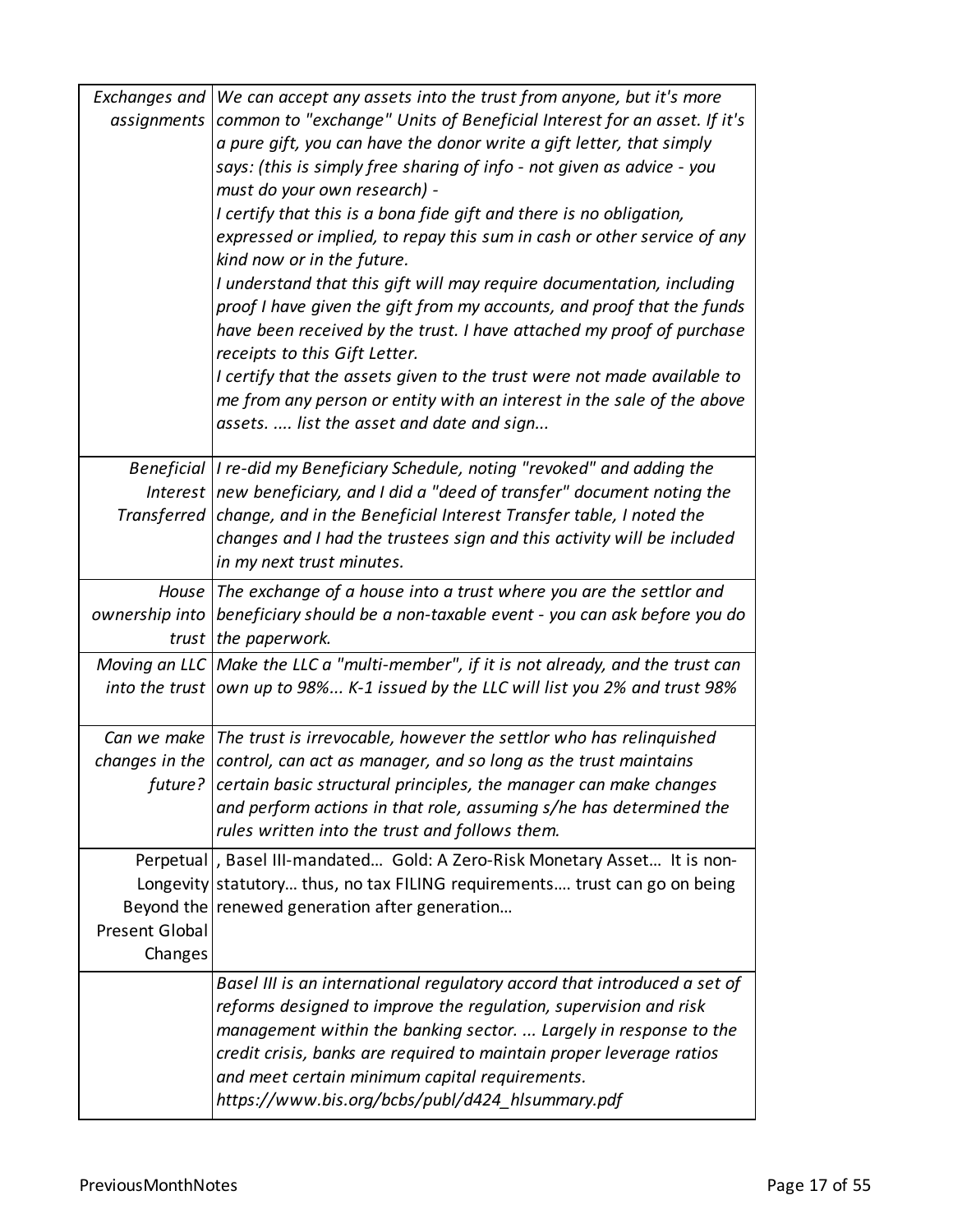| | |
|---|---|
| *Exchanges and assignments* | *We can accept any assets into the trust from anyone, but it's more common to "exchange" Units of Beneficial Interest for an asset. If it's a pure gift, you can have the donor write a gift letter, that simply says: (this is simply free sharing of info - not given as advice - you must do your own research) -<br>I certify that this is a bona fide gift and there is no obligation, expressed or implied, to repay this sum in cash or other service of any kind now or in the future.<br>I understand that this gift will may require documentation, including proof I have given the gift from my accounts, and proof that the funds have been received by the trust. I have attached my proof of purchase receipts to this Gift Letter.<br>I certify that the assets given to the trust were not made available to me from any person or entity with an interest in the sale of the above assets. .... list the asset and date and sign...* |
| *Beneficial Interest Transferred* | *I re-did my Beneficiary Schedule, noting "revoked" and adding the new beneficiary, and I did a "deed of transfer" document noting the change, and in the Beneficial Interest Transfer table, I noted the changes and I had the trustees sign and this activity will be included in my next trust minutes.* |
| *House ownership into trust* | *The exchange of a house into a trust where you are the settlor and beneficiary should be a non-taxable event - you can ask before you do the paperwork.* |
| *Moving an LLC into the trust* | *Make the LLC a "multi-member", if it is not already, and the trust can own up to 98%... K-1 issued by the LLC will list you 2% and trust 98%* |
| *Can we make changes in the future?* | *The trust is irrevocable, however the settlor who has relinquished control, can act as manager, and so long as the trust maintains certain basic structural principles, the manager can make changes and perform actions in that role, assuming s/he has determined the rules written into the trust and follows them.* |
| Perpetual Longevity Beyond the Present Global Changes | , Basel III-mandated… Gold: A Zero-Risk Monetary Asset… It is non-statutory… thus, no tax FILING requirements…. trust can go on being renewed generation after generation… |
| | *Basel III is an international regulatory accord that introduced a set of reforms designed to improve the regulation, supervision and risk management within the banking sector. ... Largely in response to the credit crisis, banks are required to maintain proper leverage ratios and meet certain minimum capital requirements.<br>https://www.bis.org/bcbs/publ/d424_hlsummary.pdf* |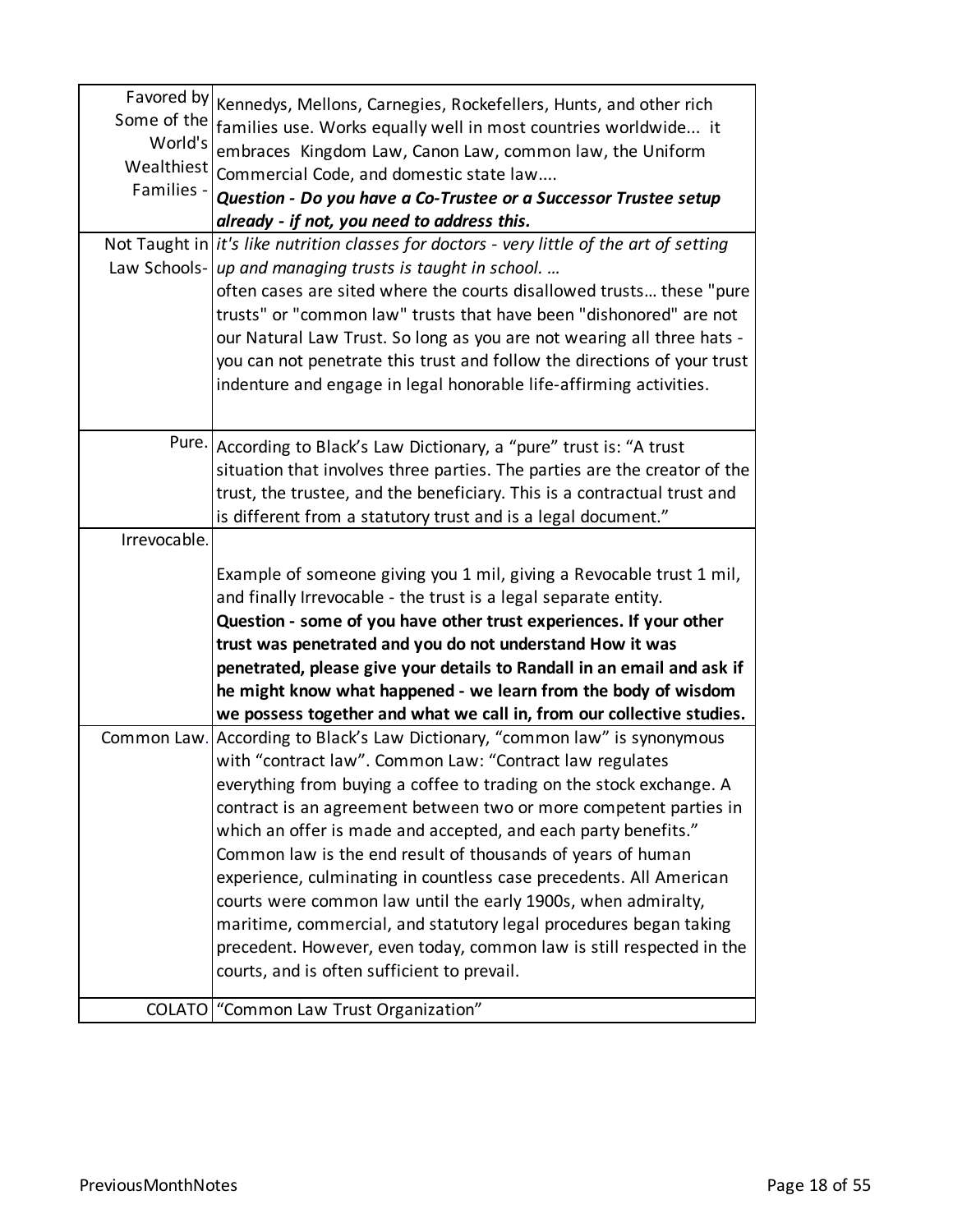| | |
|---|---|
| Favored by Some of the World's Wealthiest Families - | Kennedys, Mellons, Carnegies, Rockefellers, Hunts, and other rich families use. Works equally well in most countries worldwide... it embraces Kingdom Law, Canon Law, common law, the Uniform Commercial Code, and domestic state law.... ***Question - Do you have a Co-Trustee or a Successor Trustee setup already - if not, you need to address this.*** |
| Not Taught in Law Schools- | *it's like nutrition classes for doctors - very little of the art of setting up and managing trusts is taught in school. …* often cases are sited where the courts disallowed trusts… these "pure trusts" or "common law" trusts that have been "dishonored" are not our Natural Law Trust. So long as you are not wearing all three hats - you can not penetrate this trust and follow the directions of your trust indenture and engage in legal honorable life-affirming activities. |
| Pure. | According to Black's Law Dictionary, a "pure" trust is: "A trust situation that involves three parties. The parties are the creator of the trust, the trustee, and the beneficiary. This is a contractual trust and is different from a statutory trust and is a legal document." |
| Irrevocable. | Example of someone giving you 1 mil, giving a Revocable trust 1 mil, and finally Irrevocable - the trust is a legal separate entity. **Question - some of you have other trust experiences. If your other trust was penetrated and you do not understand How it was penetrated, please give your details to Randall in an email and ask if he might know what happened - we learn from the body of wisdom we possess together and what we call in, from our collective studies.** |
| Common Law. | According to Black's Law Dictionary, "common law" is synonymous with "contract law". Common Law: "Contract law regulates everything from buying a coffee to trading on the stock exchange. A contract is an agreement between two or more competent parties in which an offer is made and accepted, and each party benefits." Common law is the end result of thousands of years of human experience, culminating in countless case precedents. All American courts were common law until the early 1900s, when admiralty, maritime, commercial, and statutory legal procedures began taking precedent. However, even today, common law is still respected in the courts, and is often sufficient to prevail. |
| COLATO | "Common Law Trust Organization" |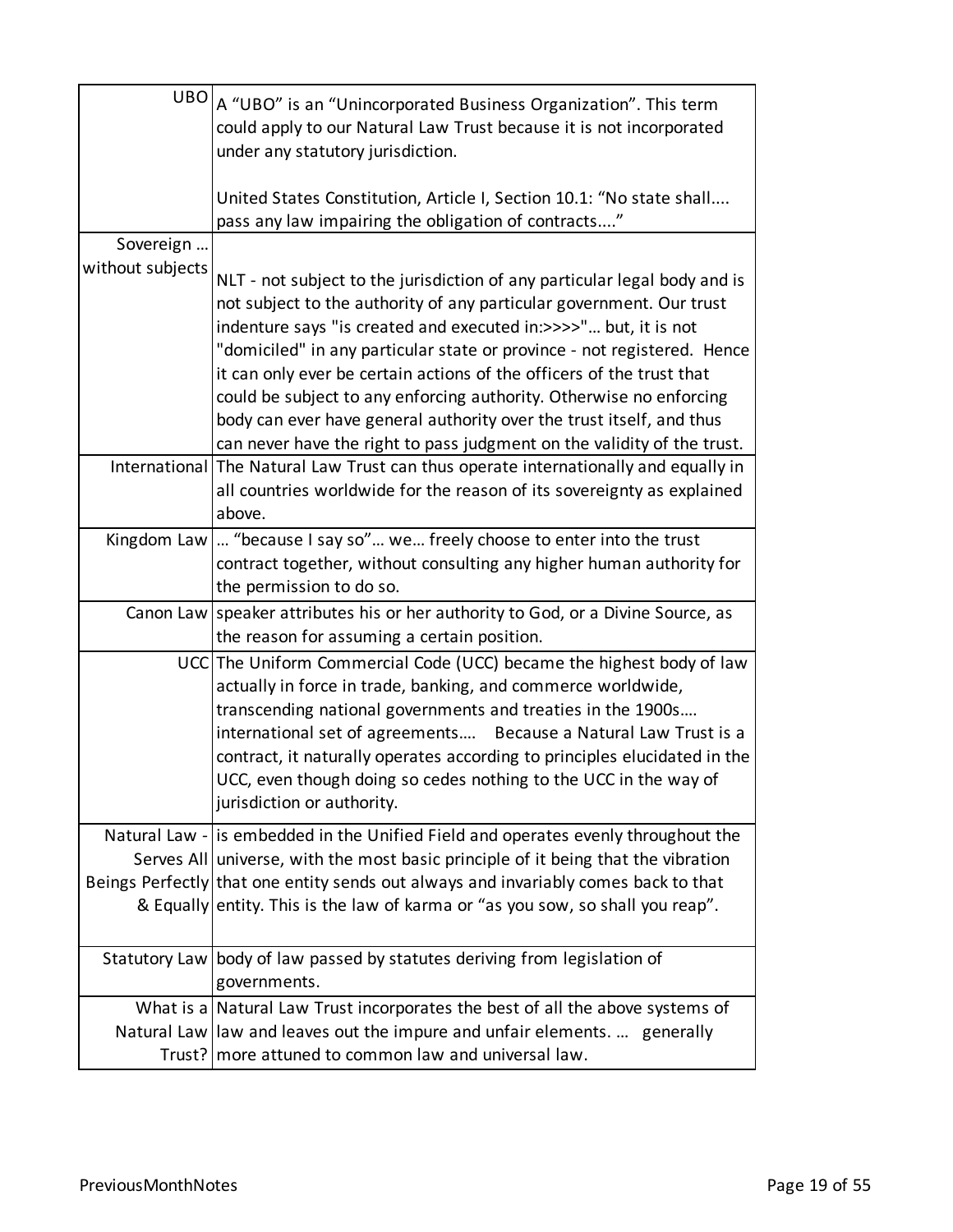| | |
|---|---|
| UBO | A "UBO" is an "Unincorporated Business Organization". This term could apply to our Natural Law Trust because it is not incorporated under any statutory jurisdiction.<br><br>United States Constitution, Article I, Section 10.1: "No state shall.... pass any law impairing the obligation of contracts...." |
| Sovereign … without subjects | NLT - not subject to the jurisdiction of any particular legal body and is not subject to the authority of any particular government. Our trust indenture says "is created and executed in:>>>>"… but, it is not "domiciled" in any particular state or province - not registered. Hence it can only ever be certain actions of the officers of the trust that could be subject to any enforcing authority. Otherwise no enforcing body can ever have general authority over the trust itself, and thus can never have the right to pass judgment on the validity of the trust. |
| International | The Natural Law Trust can thus operate internationally and equally in all countries worldwide for the reason of its sovereignty as explained above. |
| Kingdom Law | … "because I say so"… we… freely choose to enter into the trust contract together, without consulting any higher human authority for the permission to do so. |
| Canon Law | speaker attributes his or her authority to God, or a Divine Source, as the reason for assuming a certain position. |
| UCC | The Uniform Commercial Code (UCC) became the highest body of law actually in force in trade, banking, and commerce worldwide, transcending national governments and treaties in the 1900s…. international set of agreements…. Because a Natural Law Trust is a contract, it naturally operates according to principles elucidated in the UCC, even though doing so cedes nothing to the UCC in the way of jurisdiction or authority. |
| Natural Law - Serves All Beings Perfectly & Equally | is embedded in the Unified Field and operates evenly throughout the universe, with the most basic principle of it being that the vibration that one entity sends out always and invariably comes back to that entity. This is the law of karma or "as you sow, so shall you reap". |
| Statutory Law | body of law passed by statutes deriving from legislation of governments. |
| What is a Natural Law Trust? | Natural Law Trust incorporates the best of all the above systems of law and leaves out the impure and unfair elements. … generally more attuned to common law and universal law. |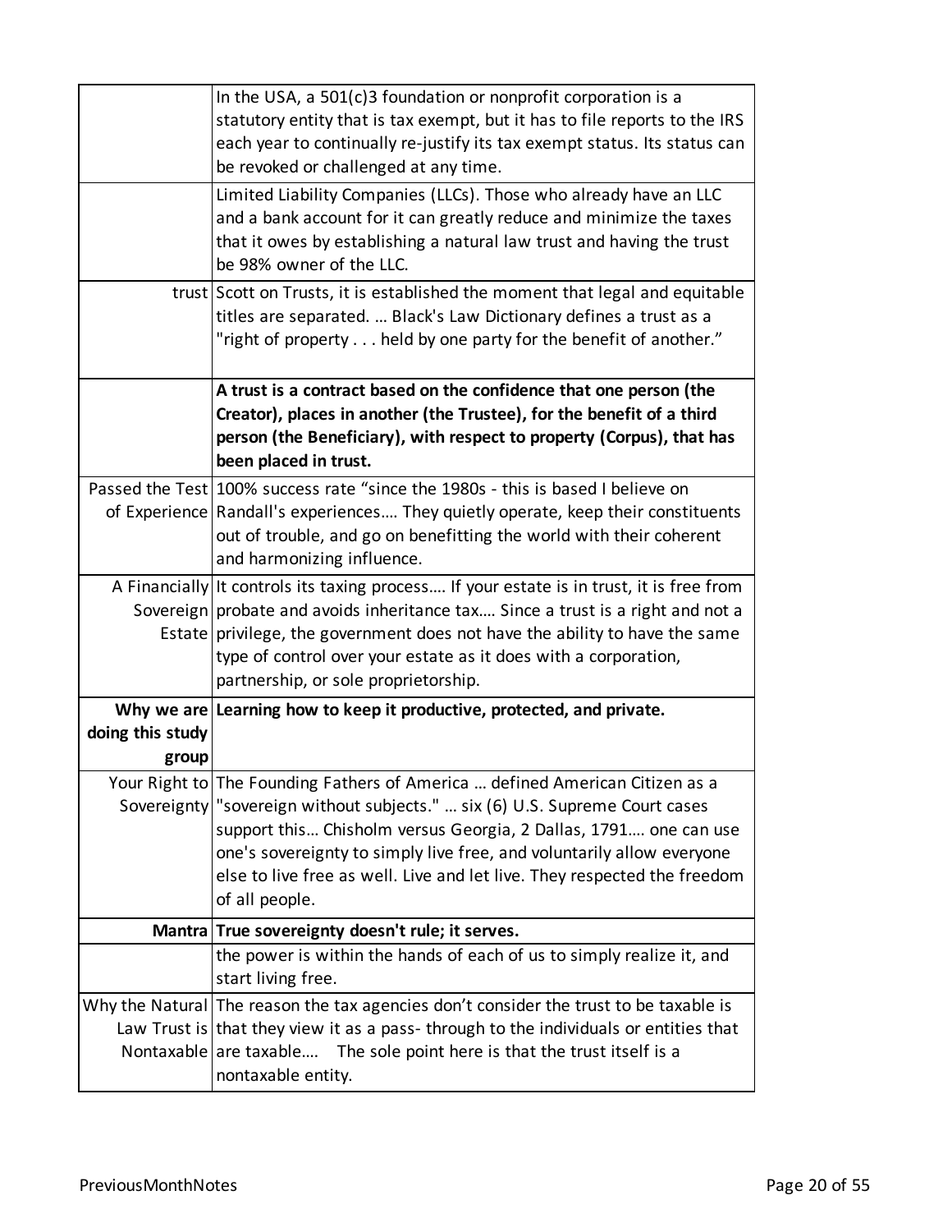| | |
|---|---|
| | In the USA, a 501(c)3 foundation or nonprofit corporation is a statutory entity that is tax exempt, but it has to file reports to the IRS each year to continually re-justify its tax exempt status. Its status can be revoked or challenged at any time. |
| | Limited Liability Companies (LLCs). Those who already have an LLC and a bank account for it can greatly reduce and minimize the taxes that it owes by establishing a natural law trust and having the trust be 98% owner of the LLC. |
| trust | Scott on Trusts, it is established the moment that legal and equitable titles are separated. … Black's Law Dictionary defines a trust as a "right of property . . . held by one party for the benefit of another." |
| | **A trust is a contract based on the confidence that one person (the Creator), places in another (the Trustee), for the benefit of a third person (the Beneficiary), with respect to property (Corpus), that has been placed in trust.** |
| Passed the Test of Experience | 100% success rate "since the 1980s - this is based I believe on Randall's experiences…. They quietly operate, keep their constituents out of trouble, and go on benefitting the world with their coherent and harmonizing influence. |
| A Financially Sovereign Estate | It controls its taxing process…. If your estate is in trust, it is free from probate and avoids inheritance tax…. Since a trust is a right and not a privilege, the government does not have the ability to have the same type of control over your estate as it does with a corporation, partnership, or sole proprietorship. |
| **Why we are doing this study group** | **Learning how to keep it productive, protected, and private.** |
| Your Right to Sovereignty | The Founding Fathers of America … defined American Citizen as a "sovereign without subjects." … six (6) U.S. Supreme Court cases support this… Chisholm versus Georgia, 2 Dallas, 1791…. one can use one's sovereignty to simply live free, and voluntarily allow everyone else to live free as well. Live and let live. They respected the freedom of all people. |
| **Mantra** | **True sovereignty doesn't rule; it serves.** |
| | the power is within the hands of each of us to simply realize it, and start living free. |
| Why the Natural Law Trust is Nontaxable | The reason the tax agencies don't consider the trust to be taxable is that they view it as a pass- through to the individuals or entities that are taxable….   The sole point here is that the trust itself is a nontaxable entity. |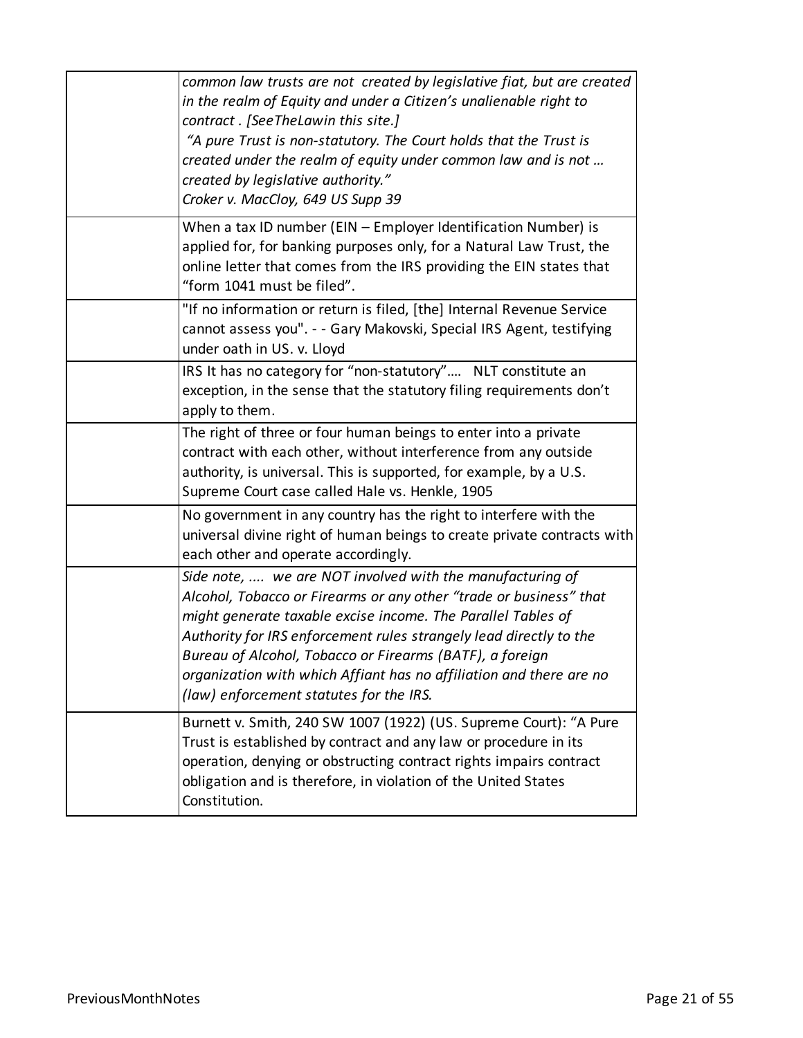| | |
|---|---|
| | *common law trusts are not created by legislative fiat, but are created in the realm of Equity and under a Citizen's unalienable right to contract . [SeeTheLawin this site.]* <br> *"A pure Trust is non-statutory. The Court holds that the Trust is created under the realm of equity under common law and is not … created by legislative authority."* <br> *Croker v. MacCloy, 649 US Supp 39* |
| | When a tax ID number (EIN – Employer Identification Number) is applied for, for banking purposes only, for a Natural Law Trust, the online letter that comes from the IRS providing the EIN states that "form 1041 must be filed". |
| | "If no information or return is filed, [the] Internal Revenue Service cannot assess you". - - Gary Makovski, Special IRS Agent, testifying under oath in US. v. Lloyd |
| | IRS It has no category for "non-statutory"…. NLT constitute an exception, in the sense that the statutory filing requirements don't apply to them. |
| | The right of three or four human beings to enter into a private contract with each other, without interference from any outside authority, is universal. This is supported, for example, by a U.S. Supreme Court case called Hale vs. Henkle, 1905 |
| | No government in any country has the right to interfere with the universal divine right of human beings to create private contracts with each other and operate accordingly. |
| | *Side note, .... we are NOT involved with the manufacturing of Alcohol, Tobacco or Firearms or any other "trade or business" that might generate taxable excise income. The Parallel Tables of Authority for IRS enforcement rules strangely lead directly to the Bureau of Alcohol, Tobacco or Firearms (BATF), a foreign organization with which Affiant has no affiliation and there are no (law) enforcement statutes for the IRS.* |
| | Burnett v. Smith, 240 SW 1007 (1922) (US. Supreme Court): "A Pure Trust is established by contract and any law or procedure in its operation, denying or obstructing contract rights impairs contract obligation and is therefore, in violation of the United States Constitution. |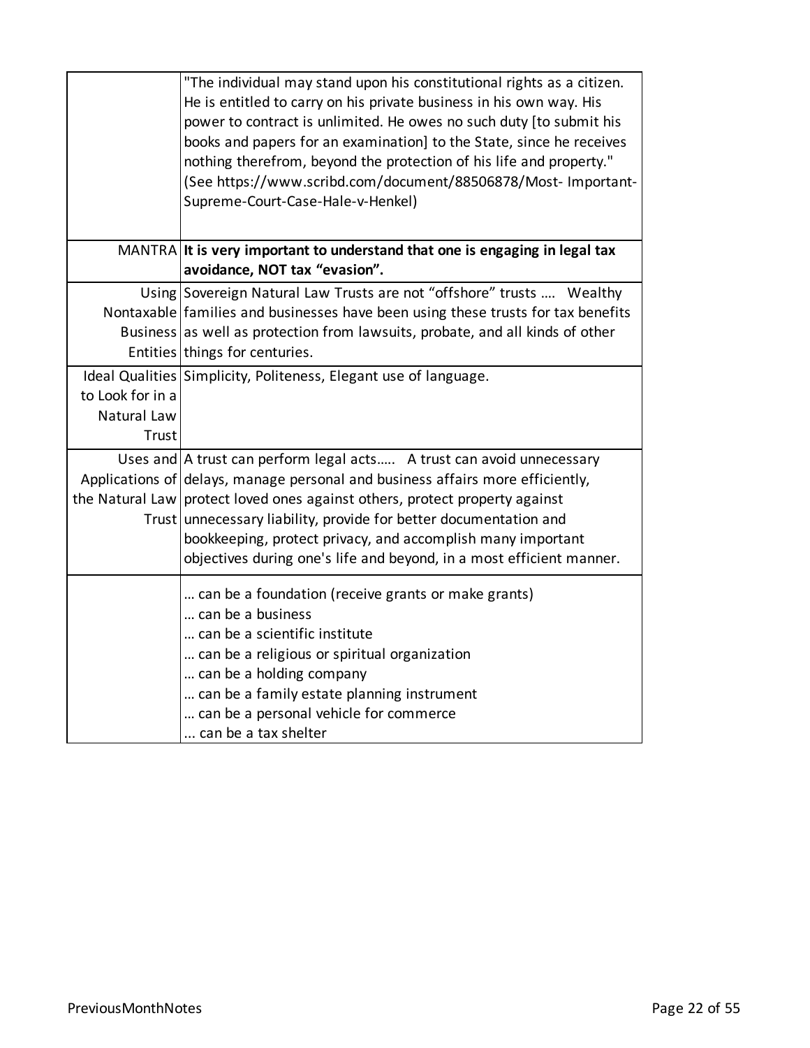|  |  |
|---|---|
|  | "The individual may stand upon his constitutional rights as a citizen. He is entitled to carry on his private business in his own way. His power to contract is unlimited. He owes no such duty [to submit his books and papers for an examination] to the State, since he receives nothing therefrom, beyond the protection of his life and property." (See https://www.scribd.com/document/88506878/Most- Important-Supreme-Court-Case-Hale-v-Henkel) |
| MANTRA | **It is very important to understand that one is engaging in legal tax avoidance, NOT tax "evasion".** |
| Using Nontaxable Business Entities | Sovereign Natural Law Trusts are not "offshore" trusts .... Wealthy families and businesses have been using these trusts for tax benefits as well as protection from lawsuits, probate, and all kinds of other things for centuries. |
| Ideal Qualities to Look for in a Natural Law Trust | Simplicity, Politeness, Elegant use of language. |
| Uses and Applications of the Natural Law Trust | A trust can perform legal acts..... A trust can avoid unnecessary delays, manage personal and business affairs more efficiently, protect loved ones against others, protect property against unnecessary liability, provide for better documentation and bookkeeping, protect privacy, and accomplish many important objectives during one's life and beyond, in a most efficient manner. |
|  | … can be a foundation (receive grants or make grants)<br>… can be a business<br>… can be a scientific institute<br>… can be a religious or spiritual organization<br>… can be a holding company<br>… can be a family estate planning instrument<br>… can be a personal vehicle for commerce<br>... can be a tax shelter |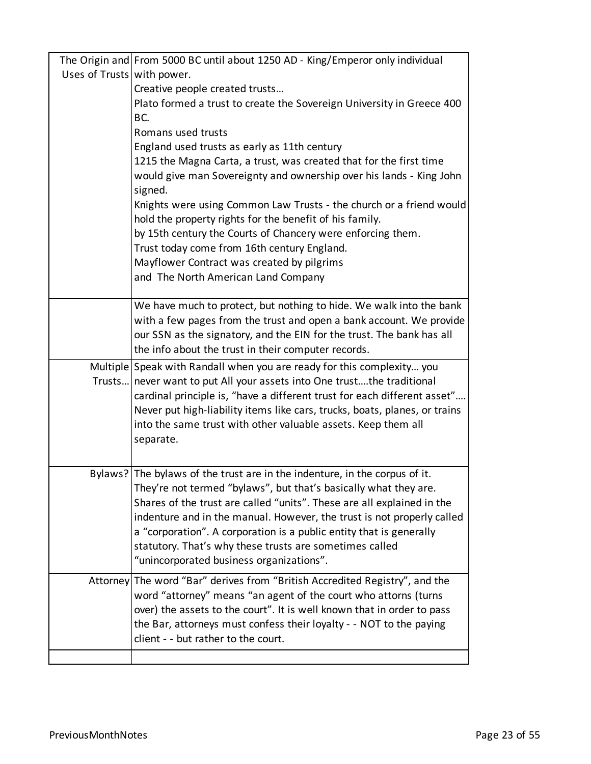| | |
|---|---|
| The Origin and Uses of Trusts | From 5000 BC until about 1250 AD - King/Emperor only individual with power.<br>Creative people created trusts…<br>Plato formed a trust to create the Sovereign University in Greece 400 BC.<br>Romans used trusts<br>England used trusts as early as 11th century<br>1215 the Magna Carta, a trust, was created that for the first time would give man Sovereignty and ownership over his lands - King John signed.<br>Knights were using Common Law Trusts - the church or a friend would hold the property rights for the benefit of his family.<br>by 15th century the Courts of Chancery were enforcing them.<br>Trust today come from 16th century England.<br>Mayflower Contract was created by pilgrims<br>and The North American Land Company |
| | We have much to protect, but nothing to hide. We walk into the bank with a few pages from the trust and open a bank account. We provide our SSN as the signatory, and the EIN for the trust. The bank has all the info about the trust in their computer records. |
| Multiple Trusts… | Speak with Randall when you are ready for this complexity… you never want to put All your assets into One trust….the traditional cardinal principle is, "have a different trust for each different asset"…. Never put high-liability items like cars, trucks, boats, planes, or trains into the same trust with other valuable assets. Keep them all separate. |
| Bylaws? | The bylaws of the trust are in the indenture, in the corpus of it. They're not termed "bylaws", but that's basically what they are. Shares of the trust are called "units". These are all explained in the indenture and in the manual. However, the trust is not properly called a "corporation". A corporation is a public entity that is generally statutory. That's why these trusts are sometimes called "unincorporated business organizations". |
| Attorney | The word "Bar" derives from "British Accredited Registry", and the word "attorney" means "an agent of the court who attorns (turns over) the assets to the court". It is well known that in order to pass the Bar, attorneys must confess their loyalty - - NOT to the paying client - - but rather to the court. |
| | |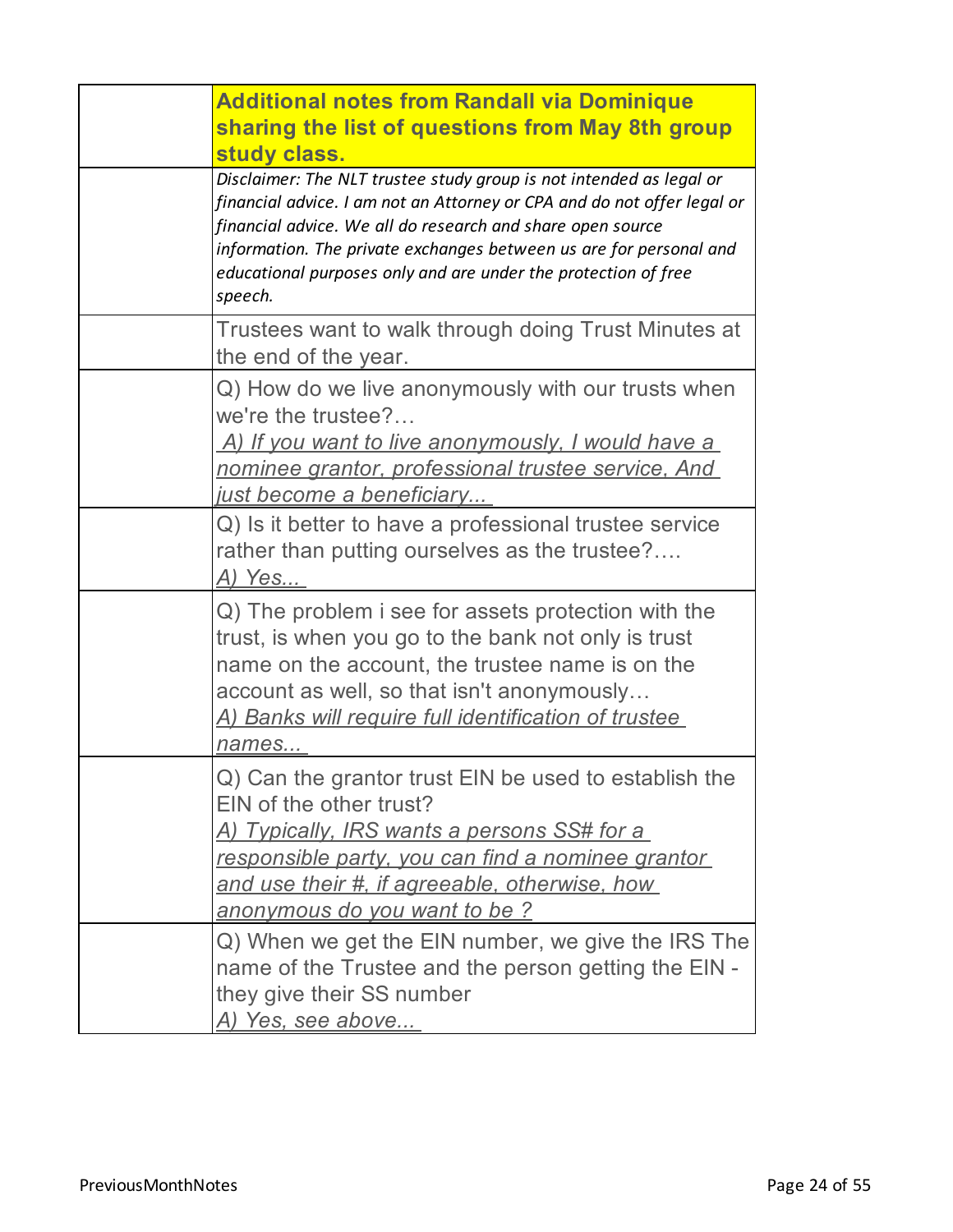| | **Additional notes from Randall via Dominique sharing the list of questions from May 8th group study class.** |
|---|---|
| | *Disclaimer: The NLT trustee study group is not intended as legal or financial advice. I am not an Attorney or CPA and do not offer legal or financial advice. We all do research and share open source information. The private exchanges between us are for personal and educational purposes only and are under the protection of free speech.* |
| | Trustees want to walk through doing Trust Minutes at the end of the year. |
| | Q) How do we live anonymously with our trusts when we're the trustee?… <br> *A) If you want to live anonymously, I would have a nominee grantor, professional trustee service, And just become a beneficiary...* |
| | Q) Is it better to have a professional trustee service rather than putting ourselves as the trustee?…. <br> *A) Yes...* |
| | Q) The problem i see for assets protection with the trust, is when you go to the bank not only is trust name on the account, the trustee name is on the account as well, so that isn't anonymously… <br> *A) Banks will require full identification of trustee names...* |
| | Q) Can the grantor trust EIN be used to establish the EIN of the other trust? <br> *A) Typically, IRS wants a persons SS# for a responsible party, you can find a nominee grantor and use their #, if agreeable, otherwise, how anonymous do you want to be ?* |
| | Q) When we get the EIN number, we give the IRS The name of the Trustee and the person getting the EIN - they give their SS number <br> *A) Yes, see above...* |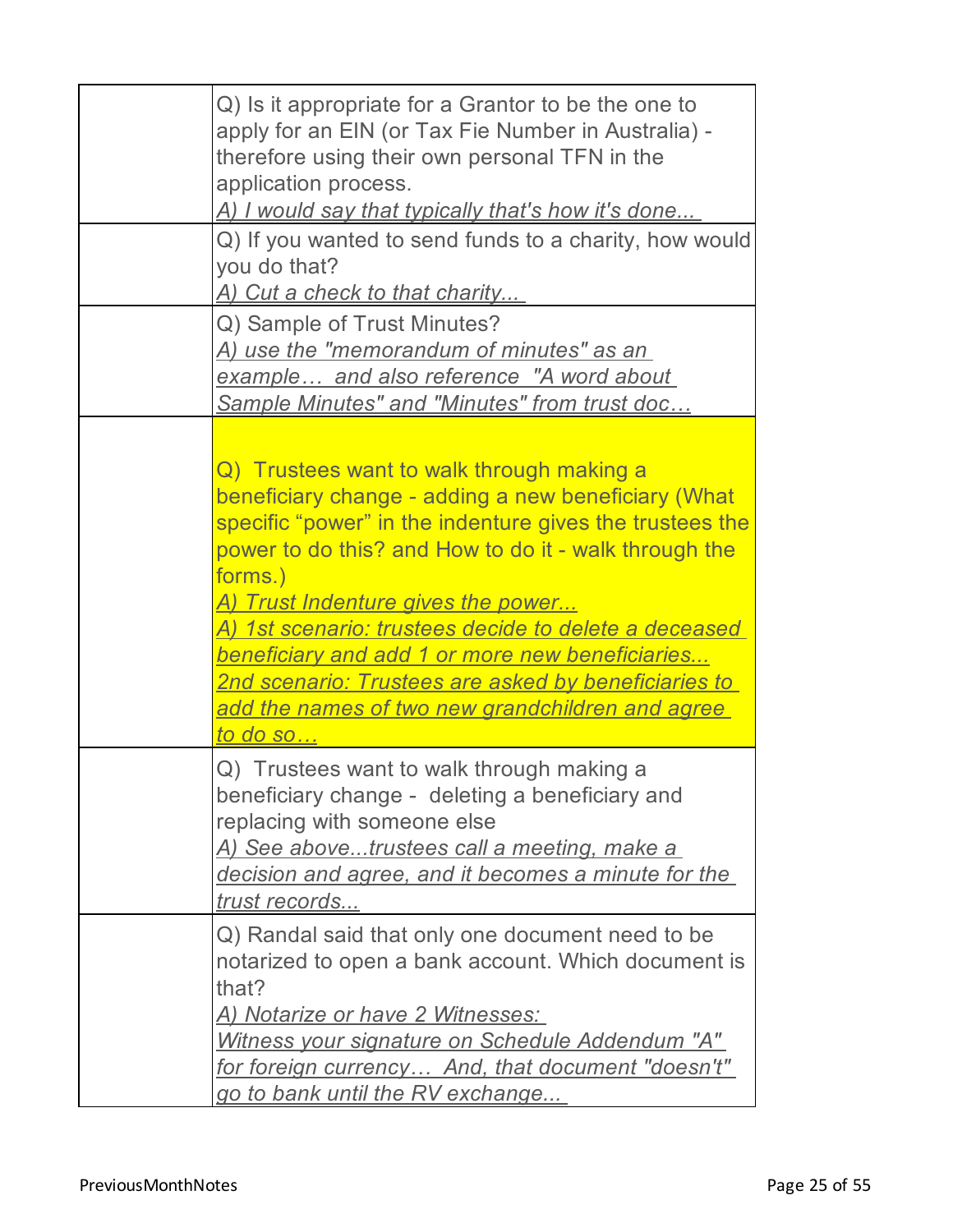| | |
|---|---|
| | Q) Is it appropriate for a Grantor to be the one to apply for an EIN (or Tax Fie Number in Australia) - therefore using their own personal TFN in the application process.<br>*A) I would say that typically that's how it's done...* |
| | Q) If you wanted to send funds to a charity, how would you do that?<br>*A) Cut a check to that charity...* |
| | Q) Sample of Trust Minutes?<br>*A) use the "memorandum of minutes" as an example… and also reference "A word about Sample Minutes" and "Minutes" from trust doc…* |
| | Q) Trustees want to walk through making a beneficiary change - adding a new beneficiary (What specific "power" in the indenture gives the trustees the power to do this? and How to do it - walk through the forms.)<br>*A) Trust Indenture gives the power...*<br>*A) 1st scenario: trustees decide to delete a deceased beneficiary and add 1 or more new beneficiaries...*<br>*2nd scenario: Trustees are asked by beneficiaries to add the names of two new grandchildren and agree to do so…* |
| | Q) Trustees want to walk through making a beneficiary change - deleting a beneficiary and replacing with someone else<br>*A) See above...trustees call a meeting, make a decision and agree, and it becomes a minute for the trust records...* |
| | Q) Randal said that only one document need to be notarized to open a bank account. Which document is that?<br>*A) Notarize or have 2 Witnesses:*<br>*Witness your signature on Schedule Addendum "A" for foreign currency… And, that document "doesn't" go to bank until the RV exchange...* |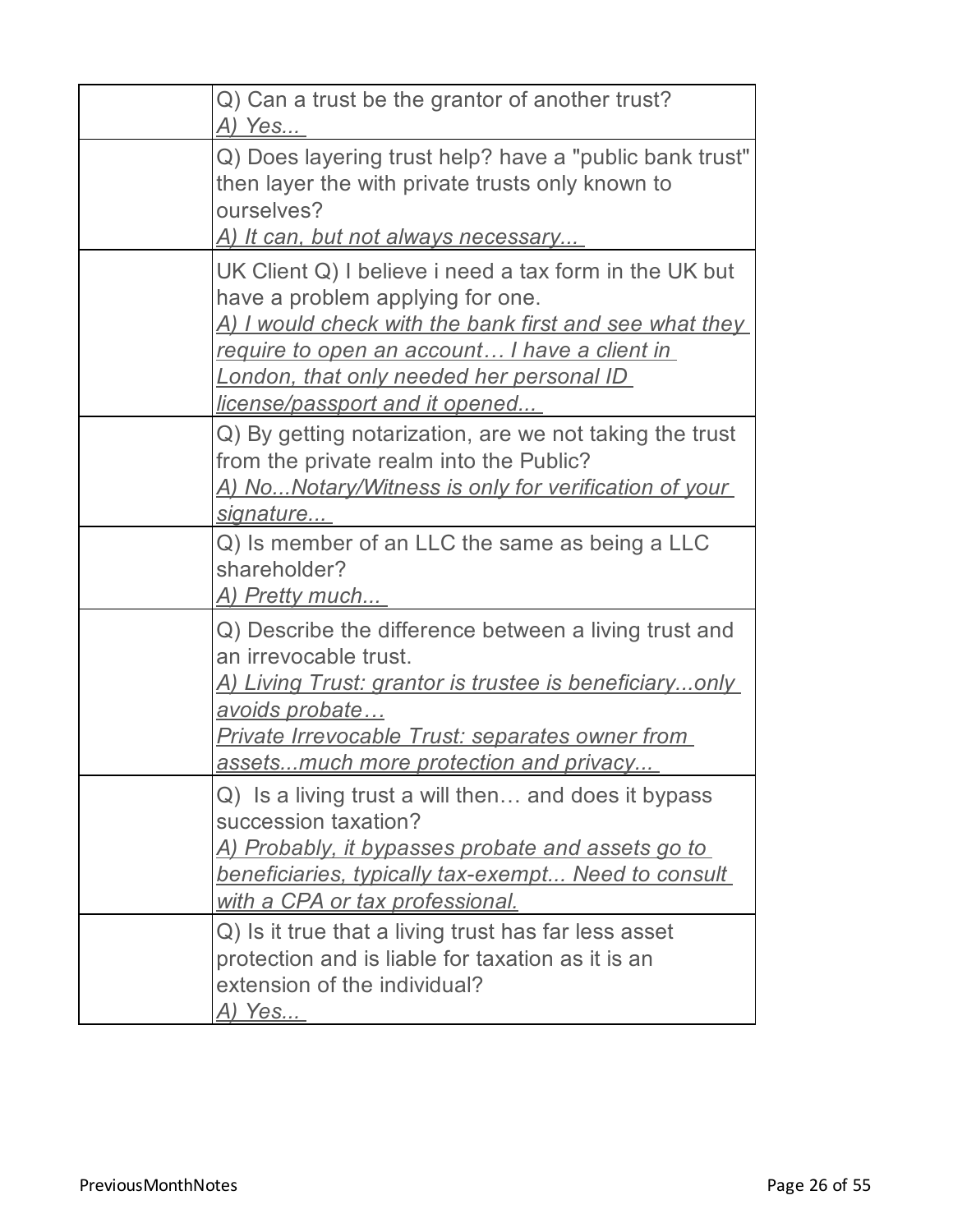| | |
|---|---|
| | Q) Can a trust be the grantor of another trust?<br>*A) Yes...* |
| | Q) Does layering trust help? have a "public bank trust" then layer the with private trusts only known to ourselves?<br>*A) It can, but not always necessary...* |
| | UK Client Q) I believe i need a tax form in the UK but have a problem applying for one.<br>*A) I would check with the bank first and see what they require to open an account… I have a client in London, that only needed her personal ID license/passport and it opened...* |
| | Q) By getting notarization, are we not taking the trust from the private realm into the Public?<br>*A) No...Notary/Witness is only for verification of your signature...* |
| | Q) Is member of an LLC the same as being a LLC shareholder?<br>*A) Pretty much...* |
| | Q) Describe the difference between a living trust and an irrevocable trust.<br>*A) Living Trust: grantor is trustee is beneficiary...only avoids probate…*<br>*Private Irrevocable Trust: separates owner from assets...much more protection and privacy...* |
| | Q) Is a living trust a will then… and does it bypass succession taxation?<br>*A) Probably, it bypasses probate and assets go to beneficiaries, typically tax-exempt... Need to consult with a CPA or tax professional.* |
| | Q) Is it true that a living trust has far less asset protection and is liable for taxation as it is an extension of the individual?<br>*A) Yes...* |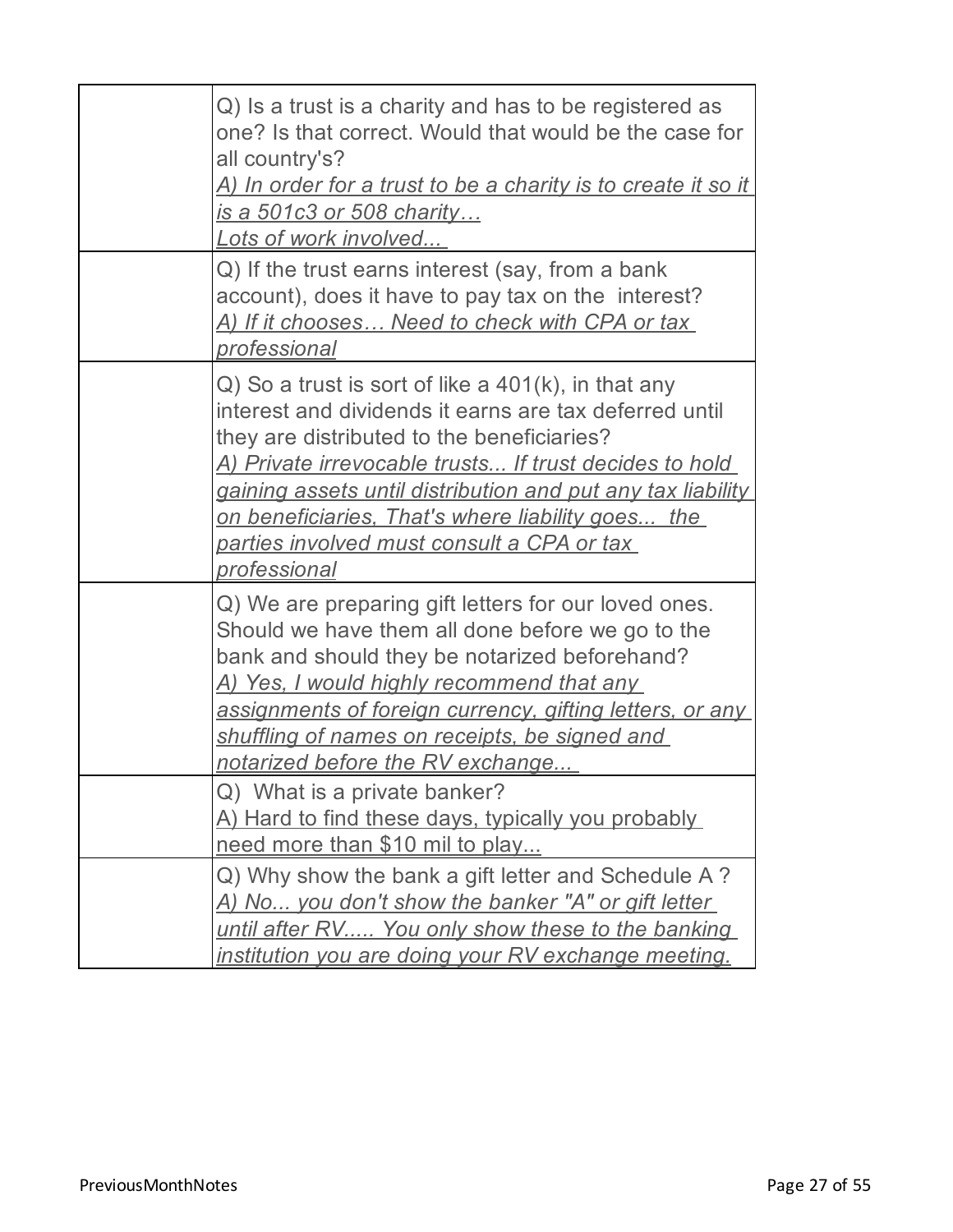| | |
|---|---|
| | Q) Is a trust is a charity and has to be registered as one? Is that correct. Would that would be the case for all country's?<br>*A) In order for a trust to be a charity is to create it so it is a 501c3 or 508 charity…*<br>*Lots of work involved...* |
| | Q) If the trust earns interest (say, from a bank account), does it have to pay tax on the interest?<br>*A) If it chooses… Need to check with CPA or tax professional* |
| | Q) So a trust is sort of like a 401(k), in that any interest and dividends it earns are tax deferred until they are distributed to the beneficiaries?<br>*A) Private irrevocable trusts... If trust decides to hold gaining assets until distribution and put any tax liability on beneficiaries, That's where liability goes... the parties involved must consult a CPA or tax professional* |
| | Q) We are preparing gift letters for our loved ones. Should we have them all done before we go to the bank and should they be notarized beforehand?<br>*A) Yes, I would highly recommend that any assignments of foreign currency, gifting letters, or any shuffling of names on receipts, be signed and notarized before the RV exchange...* |
| | Q) What is a private banker?<br>A) Hard to find these days, typically you probably need more than $10 mil to play... |
| | Q) Why show the bank a gift letter and Schedule A ?<br>*A) No... you don't show the banker "A" or gift letter until after RV..... You only show these to the banking institution you are doing your RV exchange meeting.* |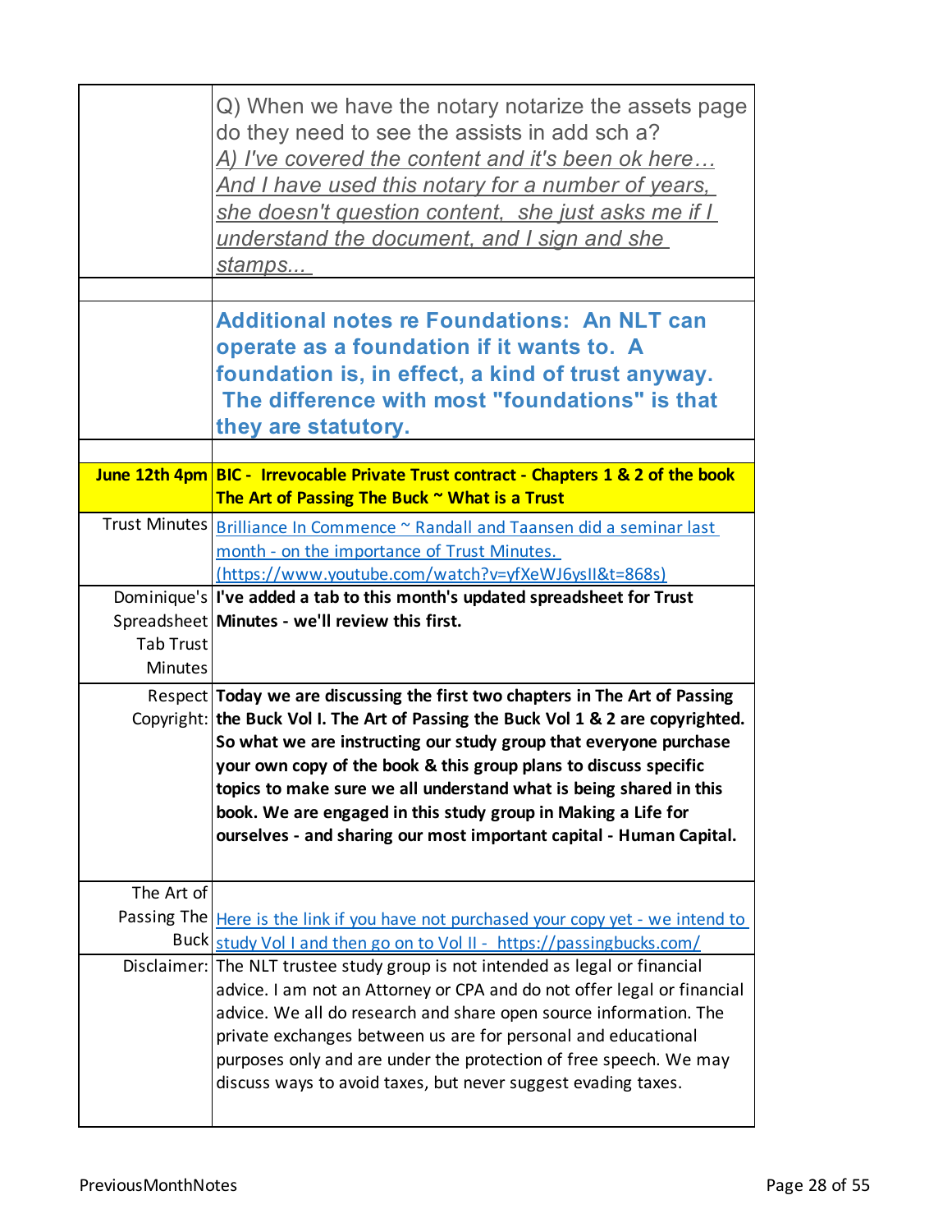| | |
|---|---|
| | Q) When we have the notary notarize the assets page do they need to see the assists in add sch a?<br>*A) I've covered the content and it's been ok here… And I have used this notary for a number of years, she doesn't question content, she just asks me if I understand the document, and I sign and she stamps...* |
| | |
| | **Additional notes re Foundations: An NLT can operate as a foundation if it wants to. A foundation is, in effect, a kind of trust anyway. The difference with most "foundations" is that they are statutory.** |
| | |
| **June 12th 4pm** | **BIC - Irrevocable Private Trust contract - Chapters 1 & 2 of the book The Art of Passing The Buck ~ What is a Trust** |
| Trust Minutes | Brilliance In Commence ~ Randall and Taansen did a seminar last month - on the importance of Trust Minutes. (https://www.youtube.com/watch?v=yfXeWJ6ysII&t=868s) |
| Dominique's Spreadsheet Tab Trust Minutes | **I've added a tab to this month's updated spreadsheet for Trust Minutes - we'll review this first.** |
| Respect Copyright: | **Today we are discussing the first two chapters in The Art of Passing the Buck Vol I. The Art of Passing the Buck Vol 1 & 2 are copyrighted. So what we are instructing our study group that everyone purchase your own copy of the book & this group plans to discuss specific topics to make sure we all understand what is being shared in this book. We are engaged in this study group in Making a Life for ourselves - and sharing our most important capital - Human Capital.** |
| The Art of Passing The Buck | Here is the link if you have not purchased your copy yet - we intend to study Vol I and then go on to Vol II - https://passingbucks.com/ |
| Disclaimer: | The NLT trustee study group is not intended as legal or financial advice. I am not an Attorney or CPA and do not offer legal or financial advice. We all do research and share open source information. The private exchanges between us are for personal and educational purposes only and are under the protection of free speech. We may discuss ways to avoid taxes, but never suggest evading taxes. |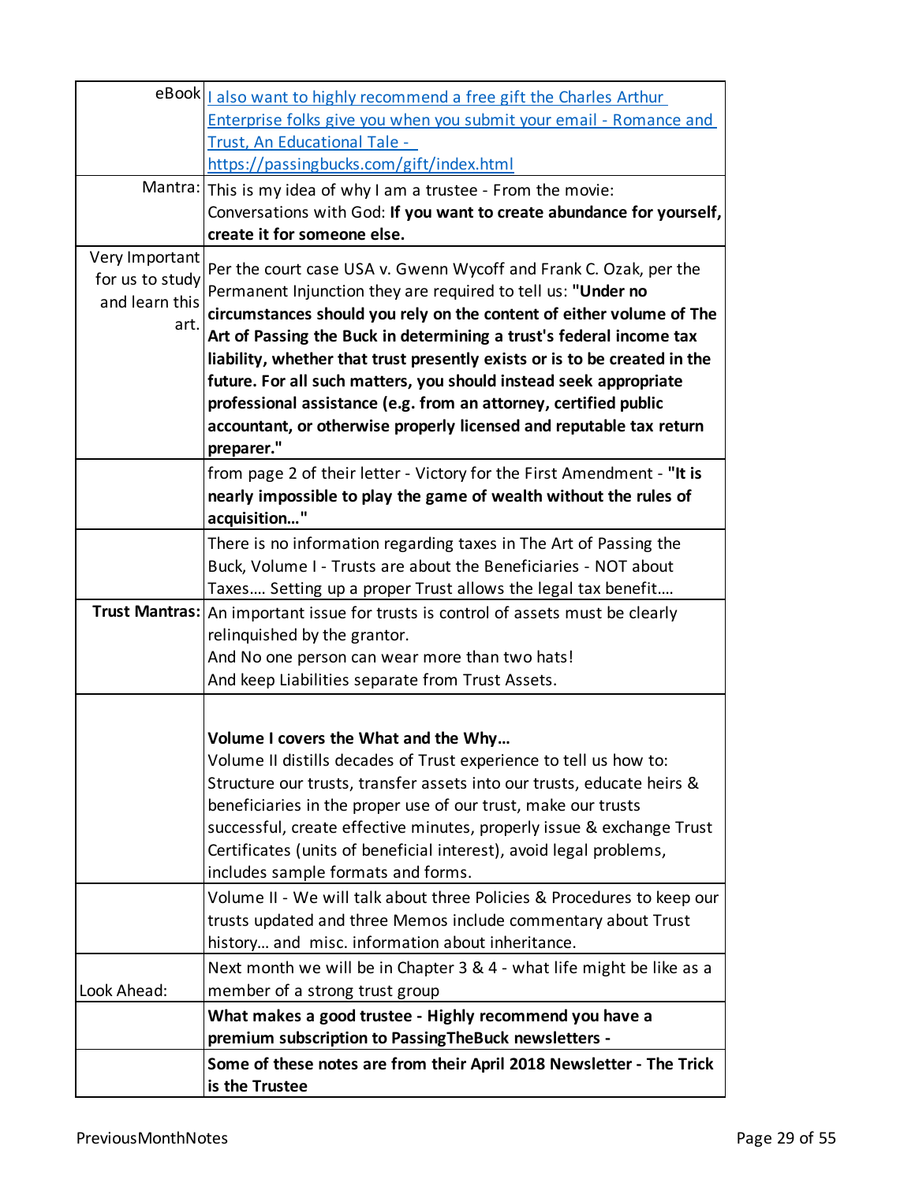| | |
|---|---|
| eBook | [I also want to highly recommend a free gift the Charles Arthur Enterprise folks give you when you submit your email - Romance and Trust, An Educational Tale - https://passingbucks.com/gift/index.html](https://passingbucks.com/gift/index.html) |
| Mantra: | This is my idea of why I am a trustee - From the movie: Conversations with God: **If you want to create abundance for yourself, create it for someone else.** |
| Very Important for us to study and learn this art. | Per the court case USA v. Gwenn Wycoff and Frank C. Ozak, per the Permanent Injunction they are required to tell us: **"Under no circumstances should you rely on the content of either volume of The Art of Passing the Buck in determining a trust's federal income tax liability, whether that trust presently exists or is to be created in the future. For all such matters, you should instead seek appropriate professional assistance (e.g. from an attorney, certified public accountant, or otherwise properly licensed and reputable tax return preparer."** |
| | from page 2 of their letter - Victory for the First Amendment - **"It is nearly impossible to play the game of wealth without the rules of acquisition…"** |
| | There is no information regarding taxes in The Art of Passing the Buck, Volume I - Trusts are about the Beneficiaries - NOT about Taxes…. Setting up a proper Trust allows the legal tax benefit…. |
| **Trust Mantras:** | An important issue for trusts is control of assets must be clearly relinquished by the grantor.<br>And No one person can wear more than two hats!<br>And keep Liabilities separate from Trust Assets. |
| | **Volume I covers the What and the Why…**<br>Volume II distills decades of Trust experience to tell us how to: Structure our trusts, transfer assets into our trusts, educate heirs & beneficiaries in the proper use of our trust, make our trusts successful, create effective minutes, properly issue & exchange Trust Certificates (units of beneficial interest), avoid legal problems, includes sample formats and forms. |
| | Volume II - We will talk about three Policies & Procedures to keep our trusts updated and three Memos include commentary about Trust history… and misc. information about inheritance. |
| Look Ahead: | Next month we will be in Chapter 3 & 4 - what life might be like as a member of a strong trust group |
| | **What makes a good trustee - Highly recommend you have a premium subscription to PassingTheBuck newsletters -** |
| | **Some of these notes are from their April 2018 Newsletter - The Trick is the Trustee** |

PreviousMonthNotes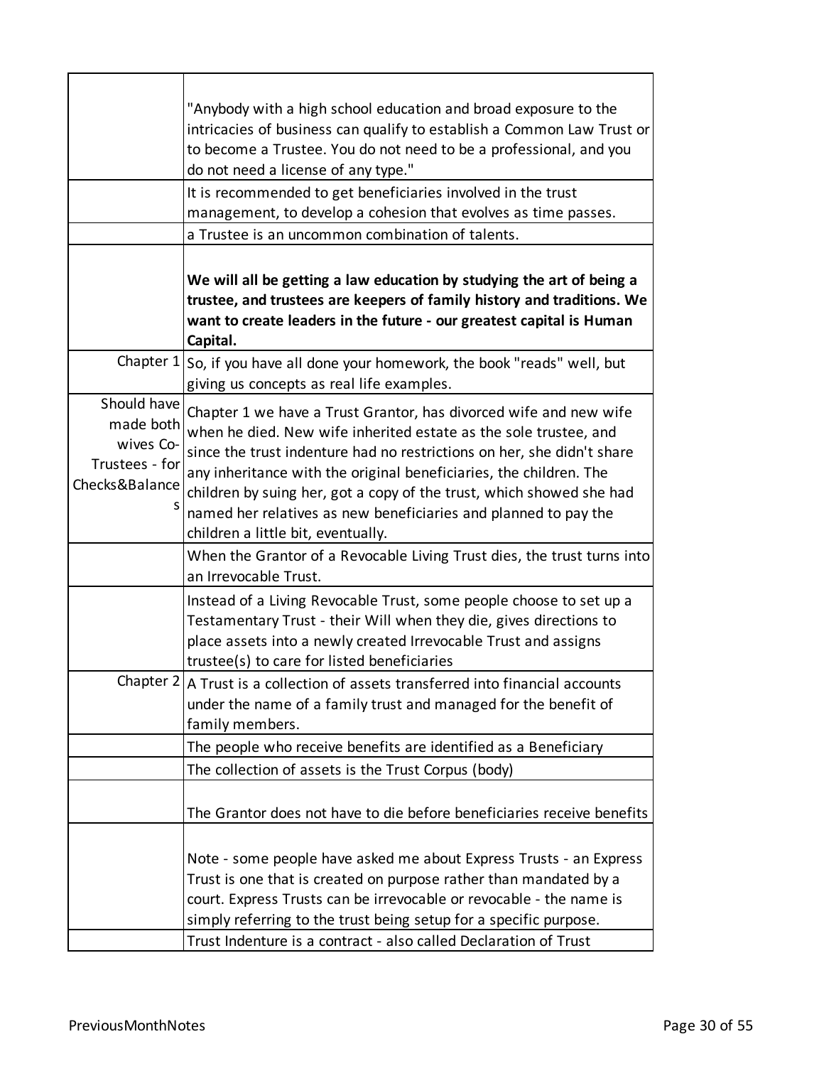| | |
|---|---|
| | "Anybody with a high school education and broad exposure to the intricacies of business can qualify to establish a Common Law Trust or to become a Trustee. You do not need to be a professional, and you do not need a license of any type." |
| | It is recommended to get beneficiaries involved in the trust management, to develop a cohesion that evolves as time passes. |
| | a Trustee is an uncommon combination of talents. |
| | **We will all be getting a law education by studying the art of being a trustee, and trustees are keepers of family history and traditions. We want to create leaders in the future - our greatest capital is Human Capital.** |
| Chapter 1 | So, if you have all done your homework, the book "reads" well, but giving us concepts as real life examples. |
| Should have made both wives Co-Trustees - for Checks&Balances | Chapter 1 we have a Trust Grantor, has divorced wife and new wife when he died. New wife inherited estate as the sole trustee, and since the trust indenture had no restrictions on her, she didn't share any inheritance with the original beneficiaries, the children. The children by suing her, got a copy of the trust, which showed she had named her relatives as new beneficiaries and planned to pay the children a little bit, eventually. |
| | When the Grantor of a Revocable Living Trust dies, the trust turns into an Irrevocable Trust. |
| | Instead of a Living Revocable Trust, some people choose to set up a Testamentary Trust - their Will when they die, gives directions to place assets into a newly created Irrevocable Trust and assigns trustee(s) to care for listed beneficiaries |
| Chapter 2 | A Trust is a collection of assets transferred into financial accounts under the name of a family trust and managed for the benefit of family members. |
| | The people who receive benefits are identified as a Beneficiary |
| | The collection of assets is the Trust Corpus (body) |
| | The Grantor does not have to die before beneficiaries receive benefits |
| | Note - some people have asked me about Express Trusts - an Express Trust is one that is created on purpose rather than mandated by a court. Express Trusts can be irrevocable or revocable - the name is simply referring to the trust being setup for a specific purpose. |
| | Trust Indenture is a contract - also called Declaration of Trust |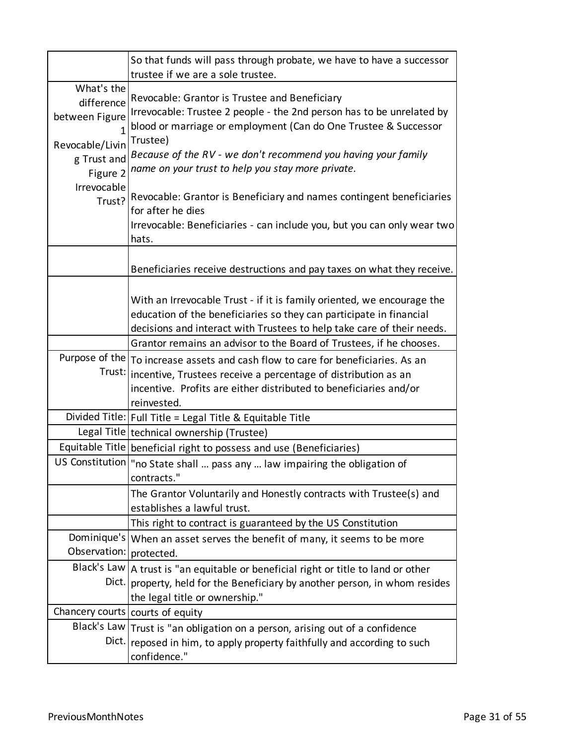| | |
|---|---|
| | So that funds will pass through probate, we have to have a successor trustee if we are a sole trustee. |
| What's the difference between Figure 1 Revocable/Living Trust and Figure 2 Irrevocable Trust? | Revocable: Grantor is Trustee and Beneficiary<br>Irrevocable: Trustee 2 people - the 2nd person has to be unrelated by blood or marriage or employment (Can do One Trustee & Successor Trustee)<br>*Because of the RV - we don't recommend you having your family name on your trust to help you stay more private.*<br><br>Revocable: Grantor is Beneficiary and names contingent beneficiaries for after he dies<br>Irrevocable: Beneficiaries - can include you, but you can only wear two hats. |
| | Beneficiaries receive destructions and pay taxes on what they receive. |
| | With an Irrevocable Trust - if it is family oriented, we encourage the education of the beneficiaries so they can participate in financial decisions and interact with Trustees to help take care of their needs. |
| | Grantor remains an advisor to the Board of Trustees, if he chooses. |
| Purpose of the Trust: | To increase assets and cash flow to care for beneficiaries. As an incentive, Trustees receive a percentage of distribution as an incentive. Profits are either distributed to beneficiaries and/or reinvested. |
| Divided Title: | Full Title = Legal Title & Equitable Title |
| Legal Title | technical ownership (Trustee) |
| Equitable Title | beneficial right to possess and use (Beneficiaries) |
| US Constitution | "no State shall … pass any … law impairing the obligation of contracts." |
| | The Grantor Voluntarily and Honestly contracts with Trustee(s) and establishes a lawful trust. |
| | This right to contract is guaranteed by the US Constitution |
| Dominique's Observation: | When an asset serves the benefit of many, it seems to be more protected. |
| Black's Law Dict. | A trust is "an equitable or beneficial right or title to land or other property, held for the Beneficiary by another person, in whom resides the legal title or ownership." |
| Chancery courts | courts of equity |
| Black's Law Dict. | Trust is "an obligation on a person, arising out of a confidence reposed in him, to apply property faithfully and according to such confidence." |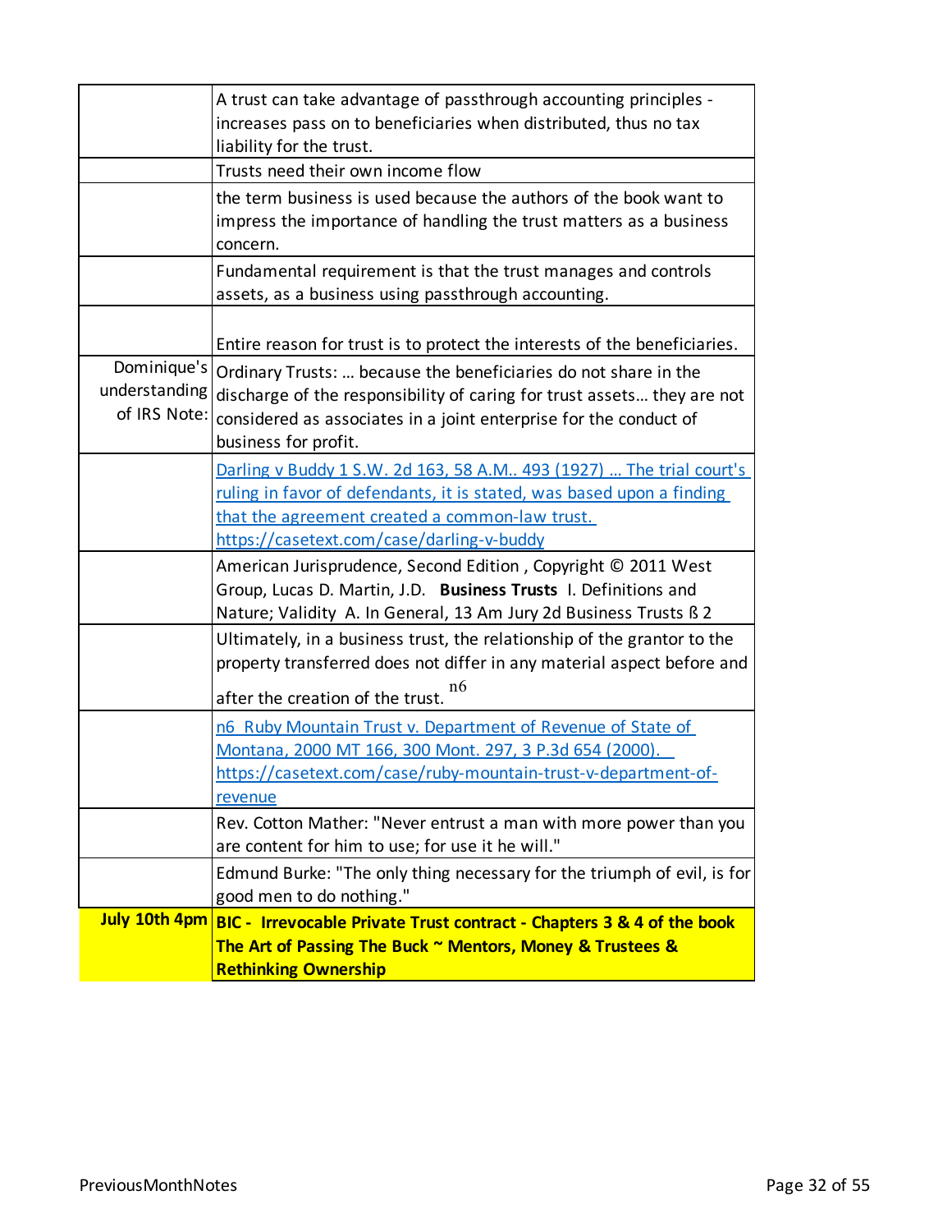| | |
|---|---|
| | A trust can take advantage of passthrough accounting principles - increases pass on to beneficiaries when distributed, thus no tax liability for the trust. |
| | Trusts need their own income flow |
| | the term business is used because the authors of the book want to impress the importance of handling the trust matters as a business concern. |
| | Fundamental requirement is that the trust manages and controls assets, as a business using passthrough accounting. |
| | Entire reason for trust is to protect the interests of the beneficiaries. |
| Dominique's understanding of IRS Note: | Ordinary Trusts: … because the beneficiaries do not share in the discharge of the responsibility of caring for trust assets… they are not considered as associates in a joint enterprise for the conduct of business for profit. |
| | [Darling v Buddy 1 S.W. 2d 163, 58 A.M.. 493 (1927) … The trial court's ruling in favor of defendants, it is stated, was based upon a finding that the agreement created a common-law trust. https://casetext.com/case/darling-v-buddy](https://casetext.com/case/darling-v-buddy) |
| | American Jurisprudence, Second Edition , Copyright © 2011 West Group, Lucas D. Martin, J.D. **Business Trusts** I. Definitions and Nature; Validity A. In General, 13 Am Jury 2d Business Trusts ß 2 |
| | Ultimately, in a business trust, the relationship of the grantor to the property transferred does not differ in any material aspect before and after the creation of the trust. [n6] |
| | [n6 Ruby Mountain Trust v. Department of Revenue of State of Montana, 2000 MT 166, 300 Mont. 297, 3 P.3d 654 (2000). https://casetext.com/case/ruby-mountain-trust-v-department-of-revenue](https://casetext.com/case/ruby-mountain-trust-v-department-of-revenue) |
| | Rev. Cotton Mather: "Never entrust a man with more power than you are content for him to use; for use it he will." |
| | Edmund Burke: "The only thing necessary for the triumph of evil, is for good men to do nothing." |
| **July 10th 4pm** | **BIC - Irrevocable Private Trust contract - Chapters 3 & 4 of the book The Art of Passing The Buck ~ Mentors, Money & Trustees & Rethinking Ownership** |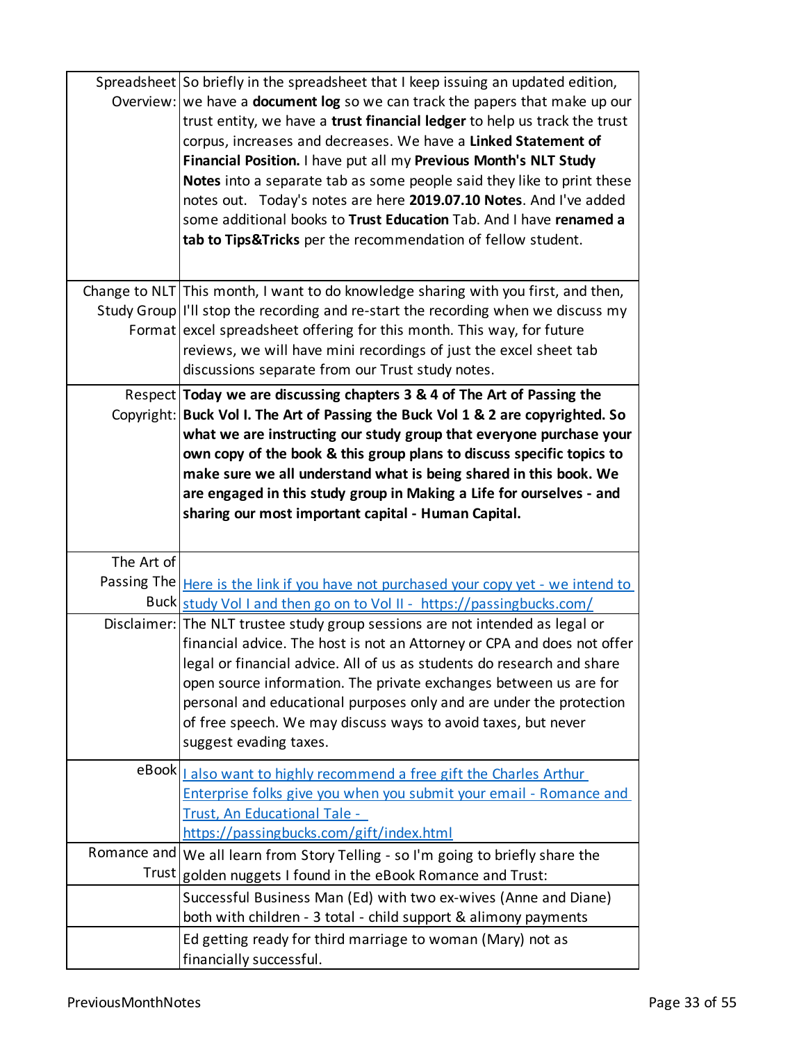| | |
|---|---|
| Spreadsheet Overview: | So briefly in the spreadsheet that I keep issuing an updated edition, we have a **document log** so we can track the papers that make up our trust entity, we have a **trust financial ledger** to help us track the trust corpus, increases and decreases. We have a **Linked Statement of Financial Position.** I have put all my **Previous Month's NLT Study Notes** into a separate tab as some people said they like to print these notes out. Today's notes are here **2019.07.10 Notes**. And I've added some additional books to **Trust Education** Tab. And I have **renamed a tab to Tips&Tricks** per the recommendation of fellow student. |
| Change to NLT Study Group Format | This month, I want to do knowledge sharing with you first, and then, I'll stop the recording and re-start the recording when we discuss my excel spreadsheet offering for this month. This way, for future reviews, we will have mini recordings of just the excel sheet tab discussions separate from our Trust study notes. |
| Respect Copyright: | **Today we are discussing chapters 3 & 4 of The Art of Passing the Buck Vol I. The Art of Passing the Buck Vol 1 & 2 are copyrighted. So what we are instructing our study group that everyone purchase your own copy of the book & this group plans to discuss specific topics to make sure we all understand what is being shared in this book. We are engaged in this study group in Making a Life for ourselves - and sharing our most important capital - Human Capital.** |
| The Art of Passing The Buck | Here is the link if you have not purchased your copy yet - we intend to study Vol I and then go on to Vol II - https://passingbucks.com/ |
| Disclaimer: | The NLT trustee study group sessions are not intended as legal or financial advice. The host is not an Attorney or CPA and does not offer legal or financial advice. All of us as students do research and share open source information. The private exchanges between us are for personal and educational purposes only and are under the protection of free speech. We may discuss ways to avoid taxes, but never suggest evading taxes. |
| eBook | I also want to highly recommend a free gift the Charles Arthur Enterprise folks give you when you submit your email - Romance and Trust, An Educational Tale - https://passingbucks.com/gift/index.html |
| Romance and Trust | We all learn from Story Telling - so I'm going to briefly share the golden nuggets I found in the eBook Romance and Trust: |
| | Successful Business Man (Ed) with two ex-wives (Anne and Diane) both with children - 3 total - child support & alimony payments |
| | Ed getting ready for third marriage to woman (Mary) not as financially successful. |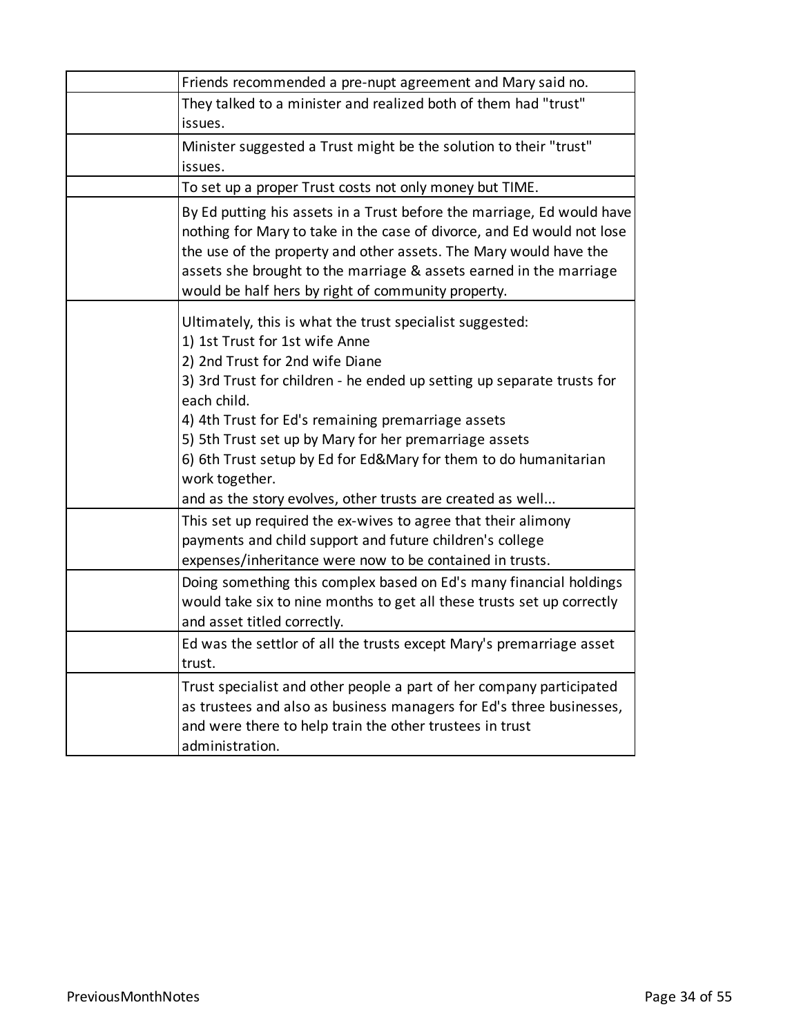| | |
|---|---|
| | Friends recommended a pre-nupt agreement and Mary said no. |
| | They talked to a minister and realized both of them had "trust" issues. |
| | Minister suggested a Trust might be the solution to their "trust" issues. |
| | To set up a proper Trust costs not only money but TIME. |
| | By Ed putting his assets in a Trust before the marriage, Ed would have nothing for Mary to take in the case of divorce, and Ed would not lose the use of the property and other assets. The Mary would have the assets she brought to the marriage & assets earned in the marriage would be half hers by right of community property. |
| | Ultimately, this is what the trust specialist suggested:<br>1) 1st Trust for 1st wife Anne<br>2) 2nd Trust for 2nd wife Diane<br>3) 3rd Trust for children - he ended up setting up separate trusts for each child.<br>4) 4th Trust for Ed's remaining premarriage assets<br>5) 5th Trust set up by Mary for her premarriage assets<br>6) 6th Trust setup by Ed for Ed&Mary for them to do humanitarian work together.<br>and as the story evolves, other trusts are created as well... |
| | This set up required the ex-wives to agree that their alimony payments and child support and future children's college expenses/inheritance were now to be contained in trusts. |
| | Doing something this complex based on Ed's many financial holdings would take six to nine months to get all these trusts set up correctly and asset titled correctly. |
| | Ed was the settlor of all the trusts except Mary's premarriage asset trust. |
| | Trust specialist and other people a part of her company participated as trustees and also as business managers for Ed's three businesses, and were there to help train the other trustees in trust administration. |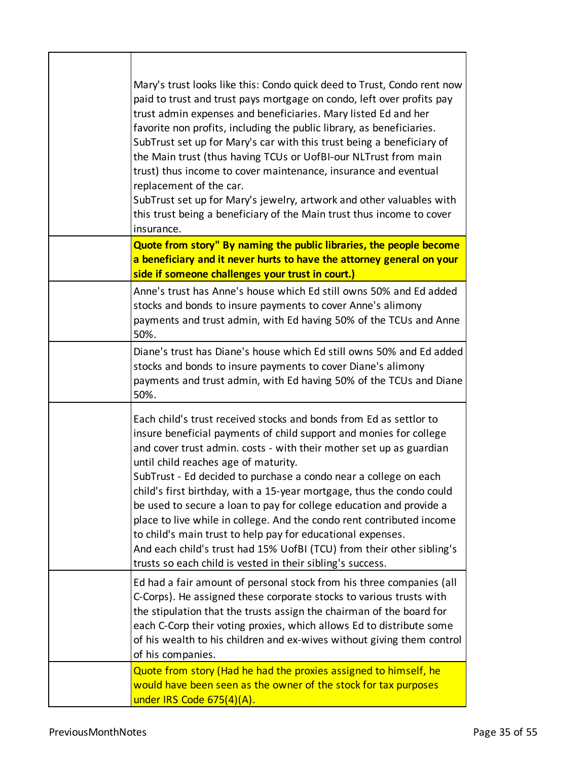| | |
|---|---|
| | Mary's trust looks like this: Condo quick deed to Trust, Condo rent now paid to trust and trust pays mortgage on condo, left over profits pay trust admin expenses and beneficiaries. Mary listed Ed and her favorite non profits, including the public library, as beneficiaries.<br>SubTrust set up for Mary's car with this trust being a beneficiary of the Main trust (thus having TCUs or UofBI-our NLTrust from main trust) thus income to cover maintenance, insurance and eventual replacement of the car.<br>SubTrust set up for Mary's jewelry, artwork and other valuables with this trust being a beneficiary of the Main trust thus income to cover insurance. |
| | **Quote from story" By naming the public libraries, the people become a beneficiary and it never hurts to have the attorney general on your side if someone challenges your trust in court.)** |
| | Anne's trust has Anne's house which Ed still owns 50% and Ed added stocks and bonds to insure payments to cover Anne's alimony payments and trust admin, with Ed having 50% of the TCUs and Anne 50%. |
| | Diane's trust has Diane's house which Ed still owns 50% and Ed added stocks and bonds to insure payments to cover Diane's alimony payments and trust admin, with Ed having 50% of the TCUs and Diane 50%. |
| | Each child's trust received stocks and bonds from Ed as settlor to insure beneficial payments of child support and monies for college and cover trust admin. costs - with their mother set up as guardian until child reaches age of maturity.<br>SubTrust - Ed decided to purchase a condo near a college on each child's first birthday, with a 15-year mortgage, thus the condo could be used to secure a loan to pay for college education and provide a place to live while in college. And the condo rent contributed income to child's main trust to help pay for educational expenses.<br>And each child's trust had 15% UofBI (TCU) from their other sibling's trusts so each child is vested in their sibling's success. |
| | Ed had a fair amount of personal stock from his three companies (all C-Corps). He assigned these corporate stocks to various trusts with the stipulation that the trusts assign the chairman of the board for each C-Corp their voting proxies, which allows Ed to distribute some of his wealth to his children and ex-wives without giving them control of his companies. |
| | Quote from story (Had he had the proxies assigned to himself, he would have been seen as the owner of the stock for tax purposes under IRS Code 675(4)(A). |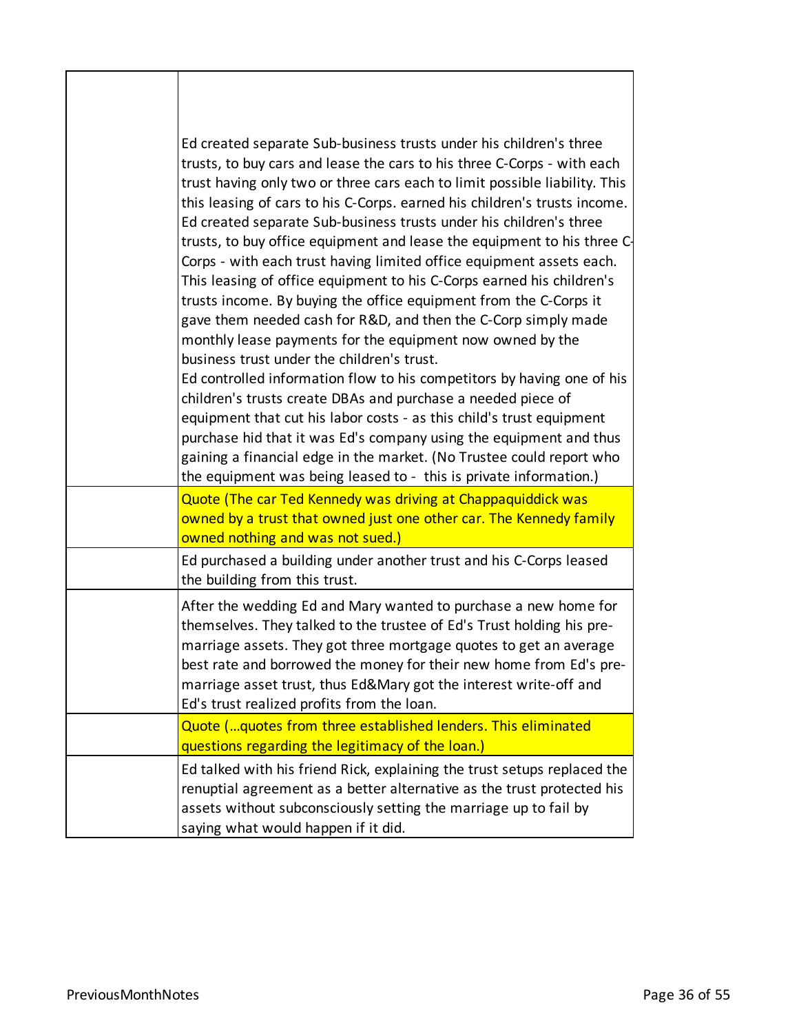| | |
|---|---|
| | Ed created separate Sub-business trusts under his children's three trusts, to buy cars and lease the cars to his three C-Corps - with each trust having only two or three cars each to limit possible liability. This this leasing of cars to his C-Corps. earned his children's trusts income. Ed created separate Sub-business trusts under his children's three trusts, to buy office equipment and lease the equipment to his three C-Corps - with each trust having limited office equipment assets each. This leasing of office equipment to his C-Corps earned his children's trusts income. By buying the office equipment from the C-Corps it gave them needed cash for R&D, and then the C-Corp simply made monthly lease payments for the equipment now owned by the business trust under the children's trust.<br>Ed controlled information flow to his competitors by having one of his children's trusts create DBAs and purchase a needed piece of equipment that cut his labor costs - as this child's trust equipment purchase hid that it was Ed's company using the equipment and thus gaining a financial edge in the market. (No Trustee could report who the equipment was being leased to - this is private information.) |
| | Quote (The car Ted Kennedy was driving at Chappaquiddick was owned by a trust that owned just one other car. The Kennedy family owned nothing and was not sued.) |
| | Ed purchased a building under another trust and his C-Corps leased the building from this trust. |
| | After the wedding Ed and Mary wanted to purchase a new home for themselves. They talked to the trustee of Ed's Trust holding his pre-marriage assets. They got three mortgage quotes to get an average best rate and borrowed the money for their new home from Ed's pre-marriage asset trust, thus Ed&Mary got the interest write-off and Ed's trust realized profits from the loan. |
| | Quote (...quotes from three established lenders. This eliminated questions regarding the legitimacy of the loan.) |
| | Ed talked with his friend Rick, explaining the trust setups replaced the renuptial agreement as a better alternative as the trust protected his assets without subconsciously setting the marriage up to fail by saying what would happen if it did. |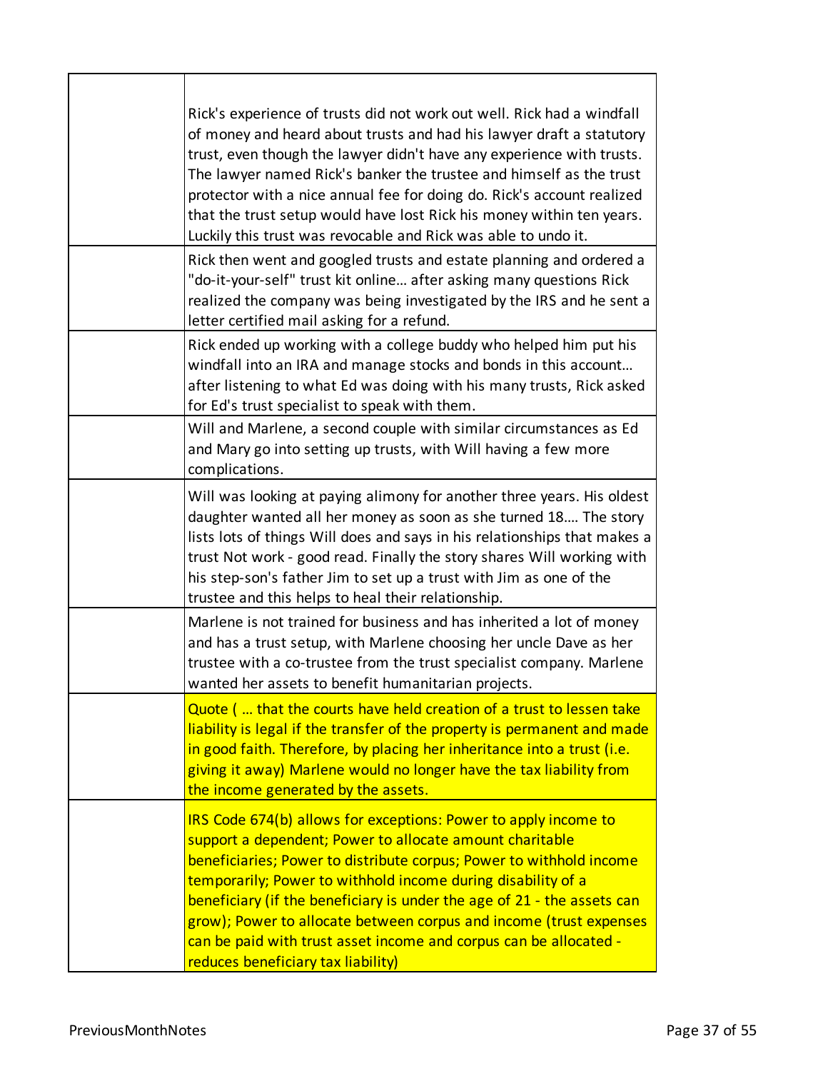| | |
|---|---|
| | Rick's experience of trusts did not work out well. Rick had a windfall of money and heard about trusts and had his lawyer draft a statutory trust, even though the lawyer didn't have any experience with trusts. The lawyer named Rick's banker the trustee and himself as the trust protector with a nice annual fee for doing do. Rick's account realized that the trust setup would have lost Rick his money within ten years. Luckily this trust was revocable and Rick was able to undo it. |
| | Rick then went and googled trusts and estate planning and ordered a "do-it-your-self" trust kit online… after asking many questions Rick realized the company was being investigated by the IRS and he sent a letter certified mail asking for a refund. |
| | Rick ended up working with a college buddy who helped him put his windfall into an IRA and manage stocks and bonds in this account… after listening to what Ed was doing with his many trusts, Rick asked for Ed's trust specialist to speak with them. |
| | Will and Marlene, a second couple with similar circumstances as Ed and Mary go into setting up trusts, with Will having a few more complications. |
| | Will was looking at paying alimony for another three years. His oldest daughter wanted all her money as soon as she turned 18…. The story lists lots of things Will does and says in his relationships that makes a trust Not work - good read. Finally the story shares Will working with his step-son's father Jim to set up a trust with Jim as one of the trustee and this helps to heal their relationship. |
| | Marlene is not trained for business and has inherited a lot of money and has a trust setup, with Marlene choosing her uncle Dave as her trustee with a co-trustee from the trust specialist company. Marlene wanted her assets to benefit humanitarian projects. |
| | Quote ( … that the courts have held creation of a trust to lessen take liability is legal if the transfer of the property is permanent and made in good faith. Therefore, by placing her inheritance into a trust (i.e. giving it away) Marlene would no longer have the tax liability from the income generated by the assets. |
| | IRS Code 674(b) allows for exceptions: Power to apply income to support a dependent; Power to allocate amount charitable beneficiaries; Power to distribute corpus; Power to withhold income temporarily; Power to withhold income during disability of a beneficiary (if the beneficiary is under the age of 21 - the assets can grow); Power to allocate between corpus and income (trust expenses can be paid with trust asset income and corpus can be allocated - reduces beneficiary tax liability) |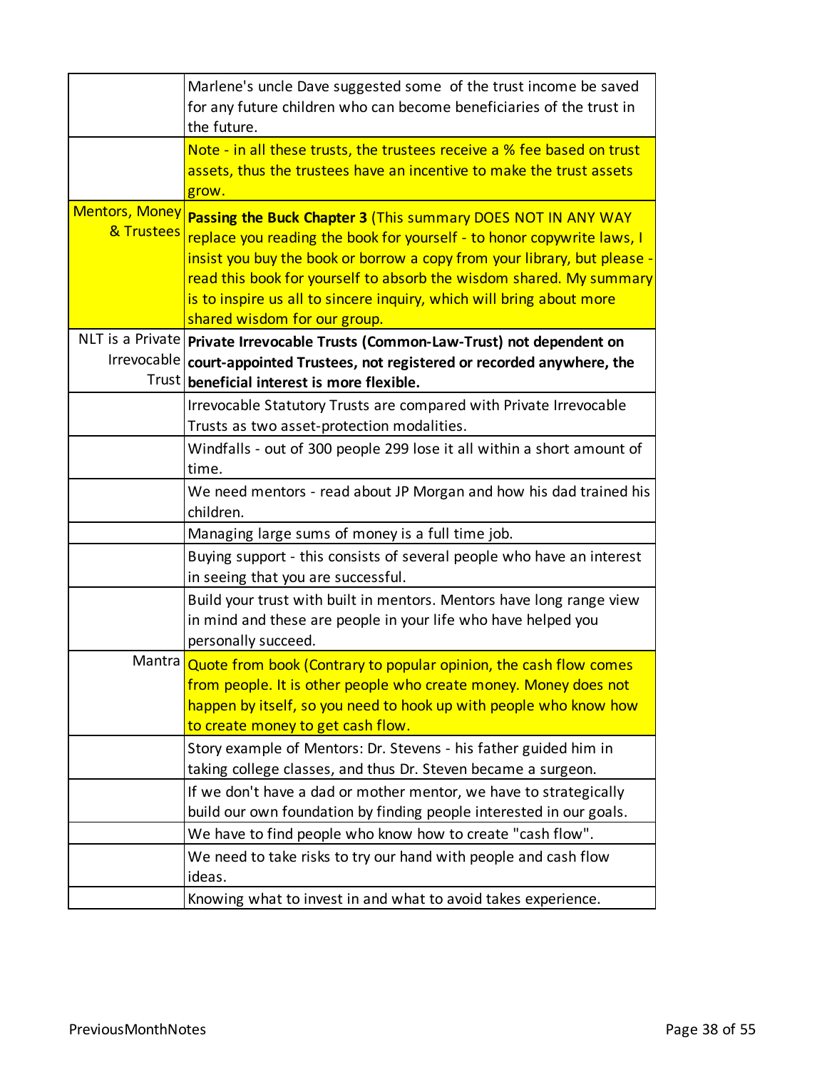| | |
|---|---|
| | Marlene's uncle Dave suggested some of the trust income be saved for any future children who can become beneficiaries of the trust in the future. |
| | Note - in all these trusts, the trustees receive a % fee based on trust assets, thus the trustees have an incentive to make the trust assets grow. |
| Mentors, Money & Trustees | **Passing the Buck Chapter 3** (This summary DOES NOT IN ANY WAY replace you reading the book for yourself - to honor copywrite laws, I insist you buy the book or borrow a copy from your library, but please - read this book for yourself to absorb the wisdom shared. My summary is to inspire us all to sincere inquiry, which will bring about more shared wisdom for our group. |
| NLT is a Private Irrevocable Trust | **Private Irrevocable Trusts (Common-Law-Trust) not dependent on court-appointed Trustees, not registered or recorded anywhere, the beneficial interest is more flexible.** |
| | Irrevocable Statutory Trusts are compared with Private Irrevocable Trusts as two asset-protection modalities. |
| | Windfalls - out of 300 people 299 lose it all within a short amount of time. |
| | We need mentors - read about JP Morgan and how his dad trained his children. |
| | Managing large sums of money is a full time job. |
| | Buying support - this consists of several people who have an interest in seeing that you are successful. |
| | Build your trust with built in mentors. Mentors have long range view in mind and these are people in your life who have helped you personally succeed. |
| Mantra | Quote from book (Contrary to popular opinion, the cash flow comes from people. It is other people who create money. Money does not happen by itself, so you need to hook up with people who know how to create money to get cash flow. |
| | Story example of Mentors: Dr. Stevens - his father guided him in taking college classes, and thus Dr. Steven became a surgeon. |
| | If we don't have a dad or mother mentor, we have to strategically build our own foundation by finding people interested in our goals. |
| | We have to find people who know how to create "cash flow". |
| | We need to take risks to try our hand with people and cash flow ideas. |
| | Knowing what to invest in and what to avoid takes experience. |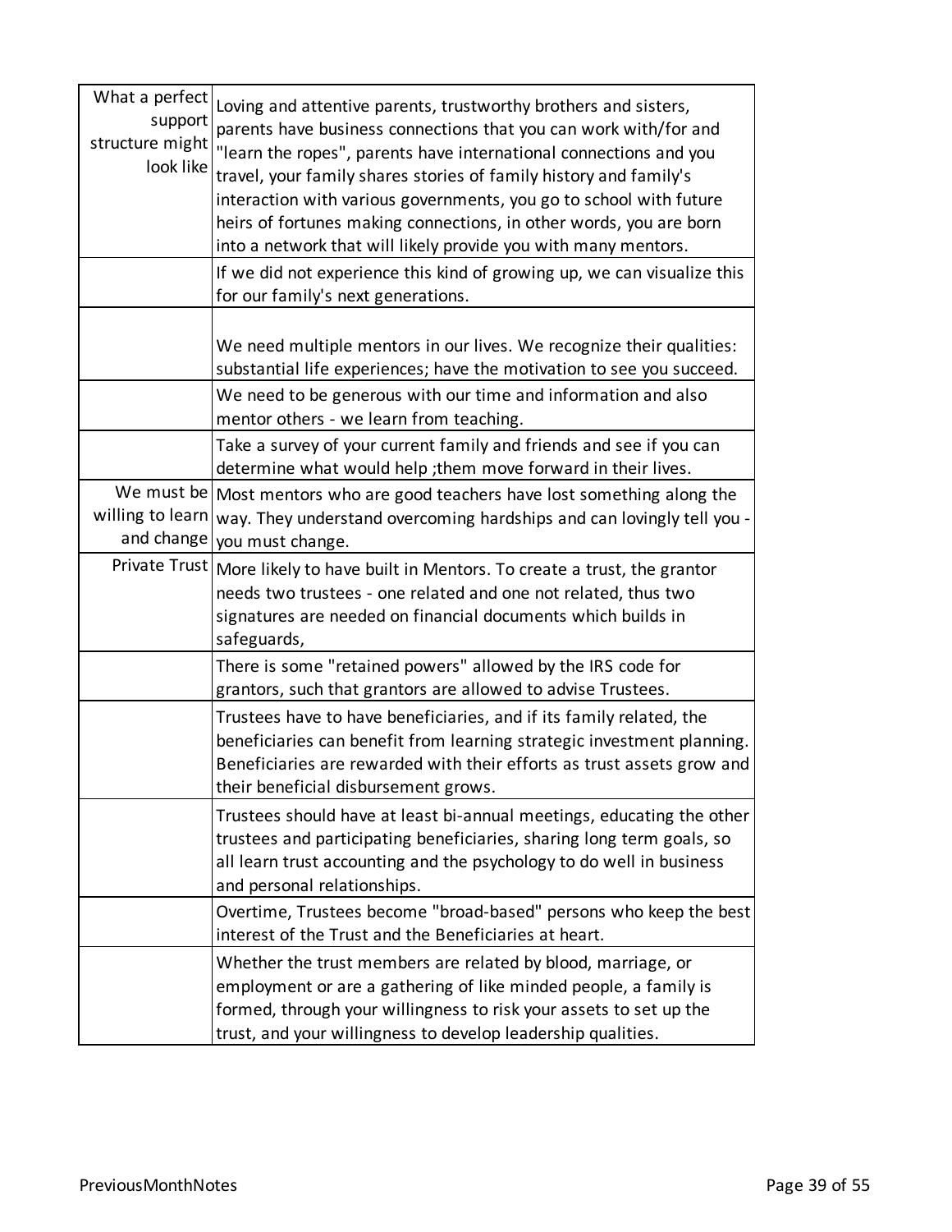| | |
|---|---|
| What a perfect support structure might look like | Loving and attentive parents, trustworthy brothers and sisters, parents have business connections that you can work with/for and "learn the ropes", parents have international connections and you travel, your family shares stories of family history and family's interaction with various governments, you go to school with future heirs of fortunes making connections, in other words, you are born into a network that will likely provide you with many mentors. |
| | If we did not experience this kind of growing up, we can visualize this for our family's next generations. |
| | We need multiple mentors in our lives. We recognize their qualities: substantial life experiences; have the motivation to see you succeed. |
| | We need to be generous with our time and information and also mentor others - we learn from teaching. |
| | Take a survey of your current family and friends and see if you can determine what would help ;them move forward in their lives. |
| We must be willing to learn and change | Most mentors who are good teachers have lost something along the way. They understand overcoming hardships and can lovingly tell you - you must change. |
| Private Trust | More likely to have built in Mentors. To create a trust, the grantor needs two trustees - one related and one not related, thus two signatures are needed on financial documents which builds in safeguards, |
| | There is some "retained powers" allowed by the IRS code for grantors, such that grantors are allowed to advise Trustees. |
| | Trustees have to have beneficiaries, and if its family related, the beneficiaries can benefit from learning strategic investment planning. Beneficiaries are rewarded with their efforts as trust assets grow and their beneficial disbursement grows. |
| | Trustees should have at least bi-annual meetings, educating the other trustees and participating beneficiaries, sharing long term goals, so all learn trust accounting and the psychology to do well in business and personal relationships. |
| | Overtime, Trustees become "broad-based" persons who keep the best interest of the Trust and the Beneficiaries at heart. |
| | Whether the trust members are related by blood, marriage, or employment or are a gathering of like minded people, a family is formed, through your willingness to risk your assets to set up the trust, and your willingness to develop leadership qualities. |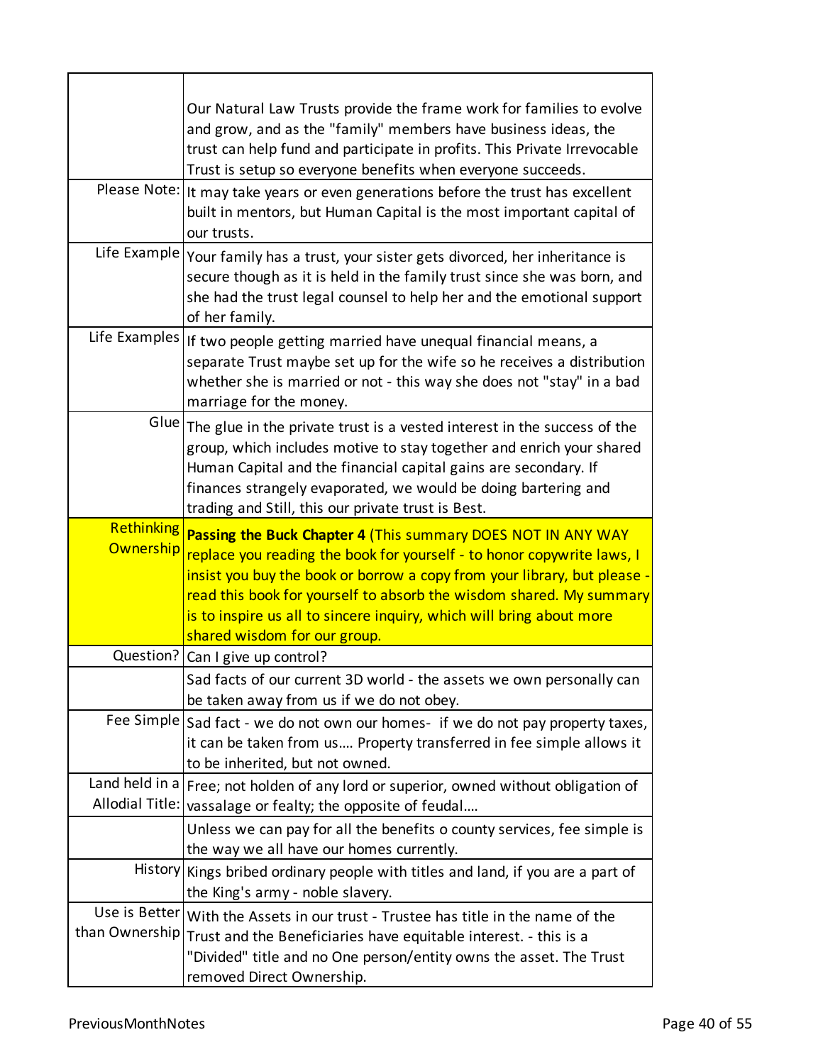| | |
|---|---|
| | Our Natural Law Trusts provide the frame work for families to evolve and grow, and as the "family" members have business ideas, the trust can help fund and participate in profits. This Private Irrevocable Trust is setup so everyone benefits when everyone succeeds. |
| Please Note: | It may take years or even generations before the trust has excellent built in mentors, but Human Capital is the most important capital of our trusts. |
| Life Example | Your family has a trust, your sister gets divorced, her inheritance is secure though as it is held in the family trust since she was born, and she had the trust legal counsel to help her and the emotional support of her family. |
| Life Examples | If two people getting married have unequal financial means, a separate Trust maybe set up for the wife so he receives a distribution whether she is married or not - this way she does not "stay" in a bad marriage for the money. |
| Glue | The glue in the private trust is a vested interest in the success of the group, which includes motive to stay together and enrich your shared Human Capital and the financial capital gains are secondary. If finances strangely evaporated, we would be doing bartering and trading and Still, this our private trust is Best. |
| Rethinking Ownership | **Passing the Buck Chapter 4** (This summary DOES NOT IN ANY WAY replace you reading the book for yourself - to honor copywrite laws, I insist you buy the book or borrow a copy from your library, but please - read this book for yourself to absorb the wisdom shared. My summary is to inspire us all to sincere inquiry, which will bring about more shared wisdom for our group. |
| Question? | Can I give up control? |
| | Sad facts of our current 3D world - the assets we own personally can be taken away from us if we do not obey. |
| Fee Simple | Sad fact - we do not own our homes- if we do not pay property taxes, it can be taken from us.... Property transferred in fee simple allows it to be inherited, but not owned. |
| Land held in a Allodial Title: | Free; not holden of any lord or superior, owned without obligation of vassalage or fealty; the opposite of feudal.... |
| | Unless we can pay for all the benefits o county services, fee simple is the way we all have our homes currently. |
| History | Kings bribed ordinary people with titles and land, if you are a part of the King's army - noble slavery. |
| Use is Better than Ownership | With the Assets in our trust - Trustee has title in the name of the Trust and the Beneficiaries have equitable interest. - this is a "Divided" title and no One person/entity owns the asset. The Trust removed Direct Ownership. |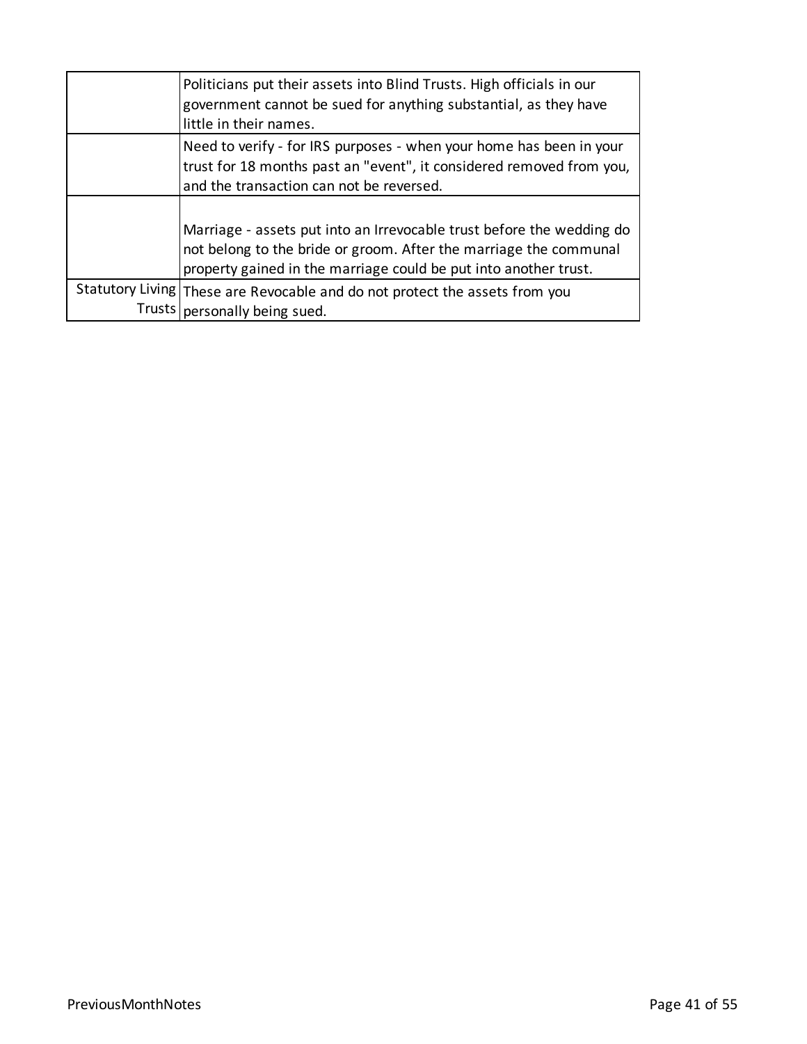| | |
|---|---|
| | Politicians put their assets into Blind Trusts. High officials in our government cannot be sued for anything substantial, as they have little in their names. |
| | Need to verify - for IRS purposes - when your home has been in your trust for 18 months past an "event", it considered removed from you, and the transaction can not be reversed. |
| | Marriage - assets put into an Irrevocable trust before the wedding do not belong to the bride or groom. After the marriage the communal property gained in the marriage could be put into another trust. |
| Statutory Living Trusts | These are Revocable and do not protect the assets from you personally being sued. |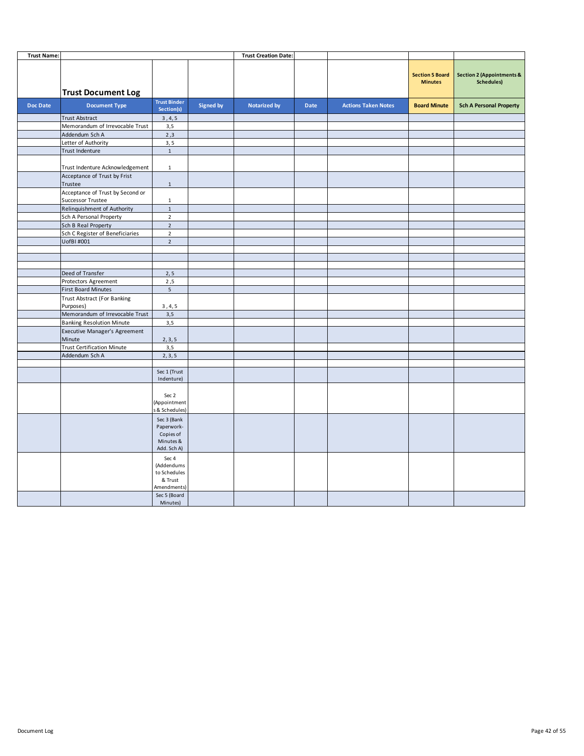| Trust Name: | | | | Trust Creation Date: | | | | |
|---|---|---|---|---|---|---|---|---|
| | **Trust Document Log** | | | | | | Section 5 Board Minutes | Section 2 (Appointments & Schedules) |
| **Doc Date** | **Document Type** | **Trust Binder Section(s)** | **Signed by** | **Notarized by** | **Date** | **Actions Taken Notes** | **Board Minute** | **Sch A Personal Property** |
| | Trust Abstract | 3 , 4, 5 | | | | | | |
| | Memorandum of Irrevocable Trust | 3,5 | | | | | | |
| | Addendum Sch A | 2 ,3 | | | | | | |
| | Letter of Authority | 3, 5 | | | | | | |
| | Trust Indenture | 1 | | | | | | |
| | Trust Indenture Acknowledgement | 1 | | | | | | |
| | Acceptance of Trust by Frist Trustee | 1 | | | | | | |
| | Acceptance of Trust by Second or Successor Trustee | 1 | | | | | | |
| | Relinquishment of Authority | 1 | | | | | | |
| | Sch A Personal Property | 2 | | | | | | |
| | Sch B Real Property | 2 | | | | | | |
| | Sch C Register of Beneficiaries | 2 | | | | | | |
| | UofBI #001 | 2 | | | | | | |
| | | | | | | | | |
| | | | | | | | | |
| | | | | | | | | |
| | Deed of Transfer | 2, 5 | | | | | | |
| | Protectors Agreement | 2 ,5 | | | | | | |
| | First Board Minutes | 5 | | | | | | |
| | Trust Abstract (For Banking Purposes) | 3 , 4, 5 | | | | | | |
| | Memorandum of Irrevocable Trust | 3,5 | | | | | | |
| | Banking Resolution Minute | 3,5 | | | | | | |
| | Executive Manager's Agreement Minute | 2, 3, 5 | | | | | | |
| | Trust Certification Minute | 3,5 | | | | | | |
| | Addendum Sch A | 2, 3, 5 | | | | | | |
| | | | | | | | | |
| | | Sec 1 (Trust Indenture) | | | | | | |
| | | Sec 2 (Appointments & Schedules) | | | | | | |
| | | Sec 3 (Bank Paperwork- Copies of Minutes & Add. Sch A) | | | | | | |
| | | Sec 4 (Addendums to Schedules & Trust Amendments) | | | | | | |
| | | Sec 5 (Board Minutes) | | | | | | |

Document Log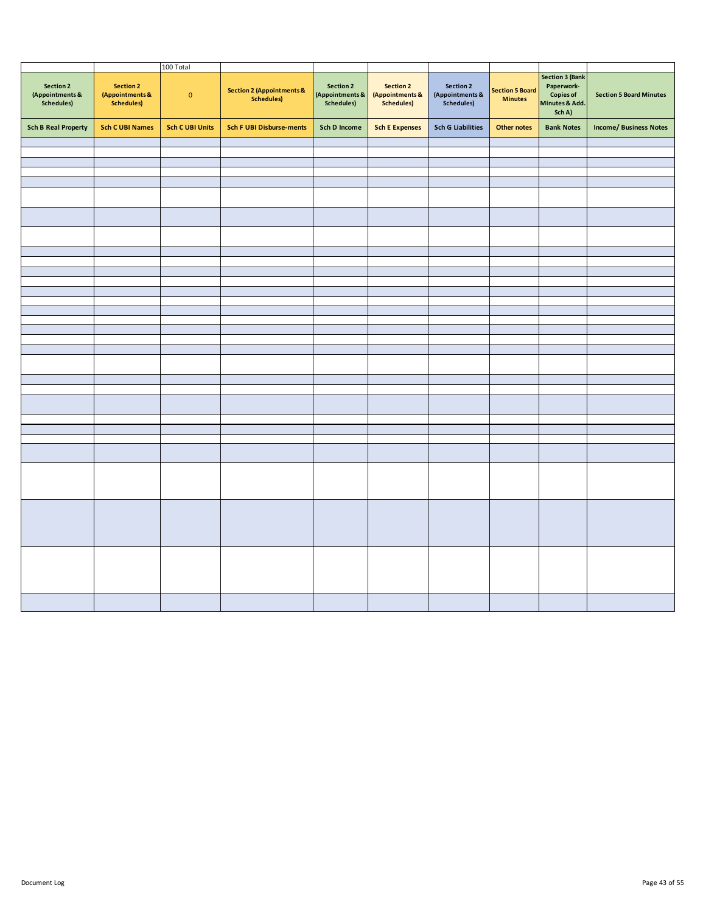| | | 100 Total | | | | | | | |
|---|---|---|---|---|---|---|---|---|---|
| Section 2 (Appointments & Schedules) | Section 2 (Appointments & Schedules) | 0 | Section 2 (Appointments & Schedules) | Section 2 (Appointments & Schedules) | Section 2 (Appointments & Schedules) | Section 2 (Appointments & Schedules) | Section 5 Board Minutes | Section 3 (Bank Paperwork- Copies of Minutes & Add. Sch A) | Section 5 Board Minutes |
| **Sch B Real Property** | **Sch C UBI Names** | **Sch C UBI Units** | **Sch F UBI Disburse-ments** | **Sch D Income** | **Sch E Expenses** | **Sch G Liabilities** | **Other notes** | **Bank Notes** | **Income/ Business Notes** |
| | | | | | | | | | |
| | | | | | | | | | |
| | | | | | | | | | |
| | | | | | | | | | |
| | | | | | | | | | |
| | | | | | | | | | |
| | | | | | | | | | |
| | | | | | | | | | |
| | | | | | | | | | |
| | | | | | | | | | |
| | | | | | | | | | |
| | | | | | | | | | |
| | | | | | | | | | |
| | | | | | | | | | |
| | | | | | | | | | |
| | | | | | | | | | |
| | | | | | | | | | |
| | | | | | | | | | |
| | | | | | | | | | |
| | | | | | | | | | |
| | | | | | | | | | |
| | | | | | | | | | |
| | | | | | | | | | |
| | | | | | | | | | |
| | | | | | | | | | |
| | | | | | | | | | |
| | | | | | | | | | |
| | | | | | | | | | |
| | | | | | | | | | |
| | | | | | | | | | |
| | | | | | | | | | |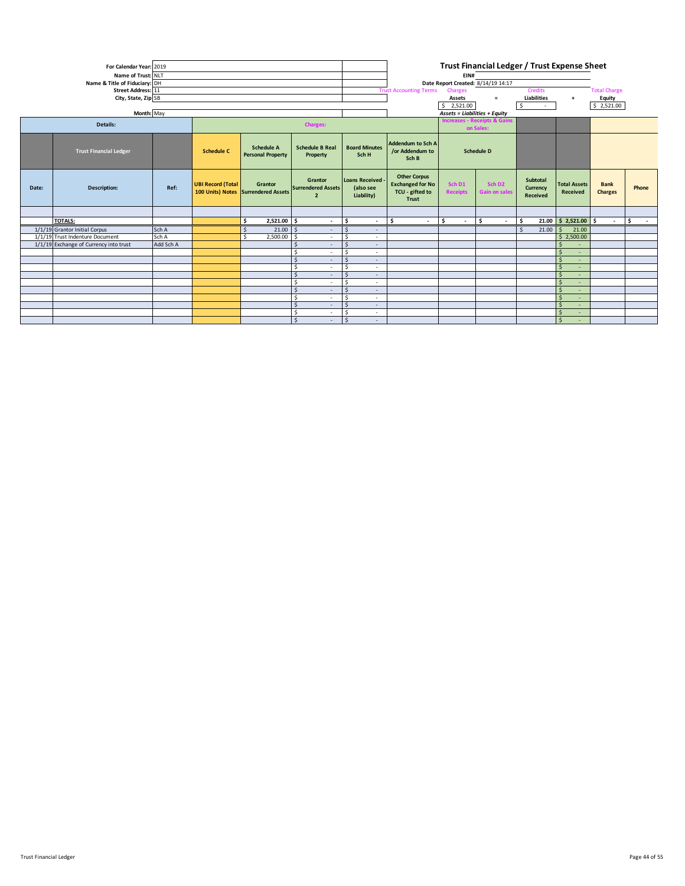# Trust Financial Ledger / Trust Expense Sheet

**For Calendar Year:** 2019
**Name of Trust:** NLT
**Name & Title of Fiduciary:** DH
**Street Address:** 11
**City, State, Zip** SB
**Month:** May

**EIN#**
**Date Report Created:** 8/14/19 14:17

| Trust Accounting Terms | Charges | = | Credits | + | Total Charge |
|---|---|---|---|---|---|
| | **Assets** | | **Liabilities** | | **Equity** |
| | $ 2,521.00 | | $ - | | $ 2,521.00 |

*Assets = Liabilities + Equity*

| Details: | | | Charges: | | | | | Increases - Receipts & Gains on Sales: | | | | | |
|---|---|---|---|---|---|---|---|---|---|---|---|---|---|
| **Trust Financial Ledger** | | | **Schedule C** | **Schedule A Personal Property** | **Schedule B Real Property** | **Board Minutes Sch H** | **Addendum to Sch A /or Addendum to Sch B** | **Schedule D** | | | | | |
| **Date:** | **Description:** | **Ref:** | **UBI Record (Total 100 Units) Notes** | **Grantor Surrendered Assets** | **Grantor Surrendered Assets 2** | **Loans Received - (also see Liability)** | **Other Corpus Exchanged for No TCU - gifted to Trust** | **Sch D1 Receipts** | **Sch D2 Gain on sales** | **Subtotal Currency Received** | **Total Assets Received** | **Bank Charges** | **Phone** |
| | | | | | | | | | | | | | |
| | **TOTALS:** | | | $ 2,521.00 | $ - | $ - | $ - | $ - | $ - | $ 21.00 | $ 2,521.00 | $ - | $ - |
| 1/1/19 | Grantor Initial Corpus | Sch A | | $ 21.00 | $ - | $ - | | | | $ 21.00 | $ 21.00 | | |
| 1/1/19 | Trust Indenture Document | Sch A | | $ 2,500.00 | $ - | $ - | | | | | $ 2,500.00 | | |
| 1/1/19 | Exchange of Currency into trust | Add Sch A | | | $ - | $ - | | | | | $ - | | |
| | | | | | $ - | $ - | | | | | $ - | | |
| | | | | | $ - | $ - | | | | | $ - | | |
| | | | | | $ - | $ - | | | | | $ - | | |
| | | | | | $ - | $ - | | | | | $ - | | |
| | | | | | $ - | $ - | | | | | $ - | | |
| | | | | | $ - | $ - | | | | | $ - | | |
| | | | | | $ - | $ - | | | | | $ - | | |
| | | | | | $ - | $ - | | | | | $ - | | |
| | | | | | $ - | $ - | | | | | $ - | | |
| | | | | | $ - | $ - | | | | | $ - | | |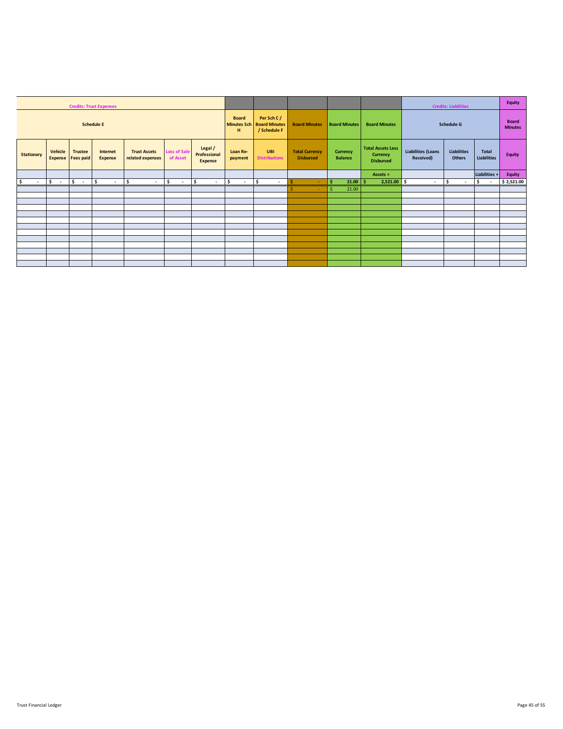| Credits: Trust Expenses | | | | | | | | | | | | | Credits: Liabilities | | | Equity |
|---|---|---|---|---|---|---|---|---|---|---|---|---|---|---|---|---|
| Schedule E | | | | | | | Board Minutes Sch H | Per Sch C / Board Minutes / Schedule F | Board Minutes | Board Minutes | Board Minutes | Schedule G | | | Board Minutes |
| Stationary | Vehicle Expense | Trustee Fees paid | Internet Expense | Trust Assets related expenses | Loss of Sale of Asset | Legal / Professional Expense | Loan Re-payment | UBI Distributions | Total Currency Disbursed | Currency Balance | Total Assets Less Currency Disbursed | Liabilities (Loans Received) | Liabilities Others | Total Liabilities | Equity |
| | | | | | | | | | | | Assets = | | | Liabilities + | Equity |
| $ - | $ - | $ - | $ - | $ - | $ - | $ - | $ - | $ - | $ - | $ 21.00 | $ 2,521.00 | $ - | $ - | $ - | $ 2,521.00 |
| | | | | | | | | | $ - | $ 21.00 | | | | | |
| | | | | | | | | | | | | | | | |
| | | | | | | | | | | | | | | | |
| | | | | | | | | | | | | | | | |
| | | | | | | | | | | | | | | | |
| | | | | | | | | | | | | | | | |
| | | | | | | | | | | | | | | | |
| | | | | | | | | | | | | | | | |
| | | | | | | | | | | | | | | | |
| | | | | | | | | | | | | | | | |
| | | | | | | | | | | | | | | | |
| | | | | | | | | | | | | | | | |
| | | | | | | | | | | | | | | | |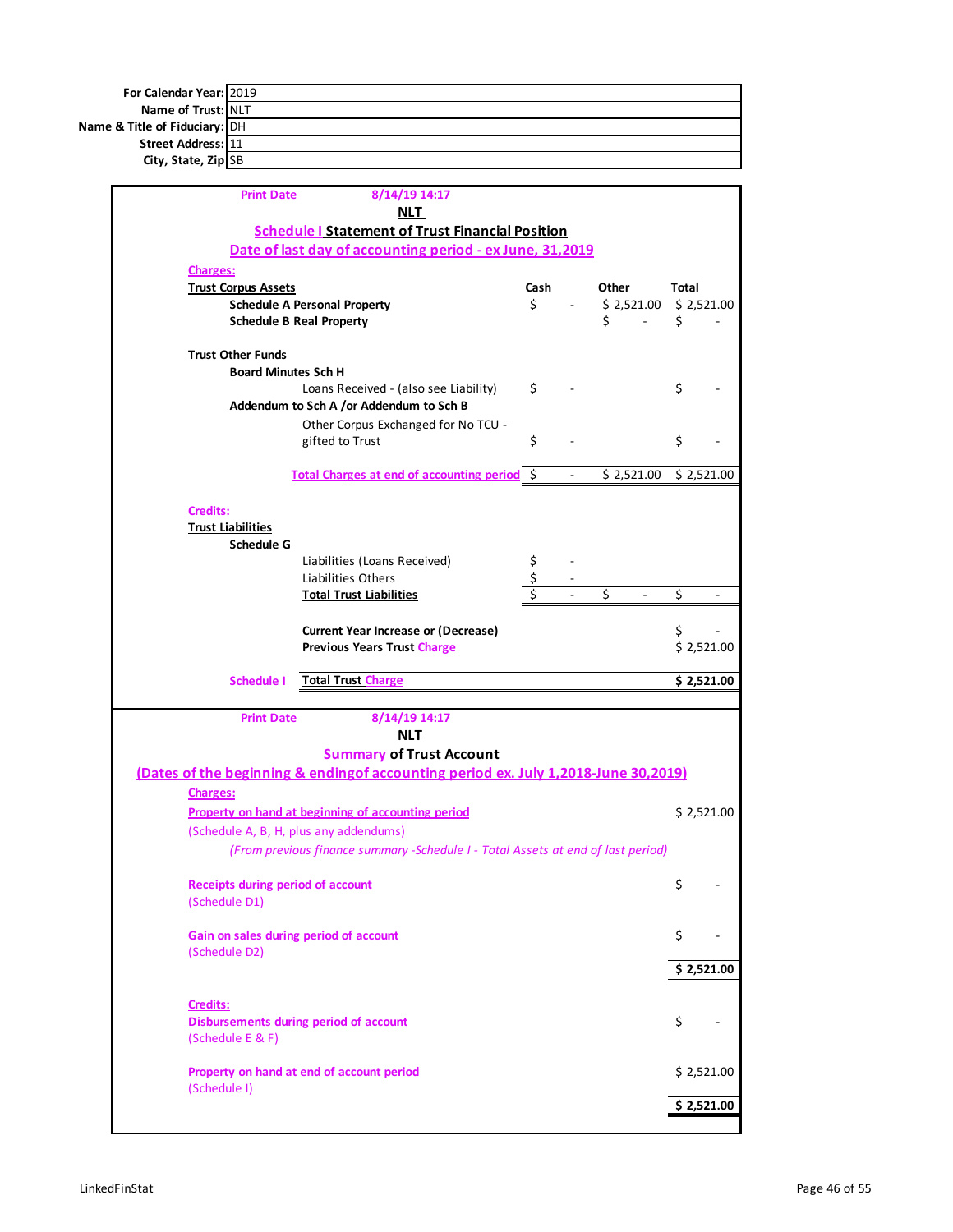| | |
|---|---|
| **For Calendar Year:** | 2019 |
| **Name of Trust:** | NLT |
| **Name & Title of Fiduciary:** | DH |
| **Street Address:** | 11 |
| **City, State, Zip** | SB |

**Print Date** 8/14/19 14:17

**NLT**

## Schedule I Statement of Trust Financial Position

**Date of last day of accounting period - ex June, 31,2019**

**Charges:**

| | Cash | Other | Total |
|---|---|---|---|
| **Trust Corpus Assets** | | | |
| **Schedule A Personal Property** | $ - | $ 2,521.00 | $ 2,521.00 |
| **Schedule B Real Property** | | $ - | $ - |
| **Trust Other Funds** | | | |
| **Board Minutes Sch H** | | | |
| Loans Received - (also see Liability) | $ - | | $ - |
| **Addendum to Sch A /or Addendum to Sch B** | | | |
| Other Corpus Exchanged for No TCU - gifted to Trust | $ - | | $ - |
| **Total Charges at end of accounting period** | $ - | $ 2,521.00 | $ 2,521.00 |

**Credits:**

| | Cash | Other | Total |
|---|---|---|---|
| **Trust Liabilities** | | | |
| **Schedule G** | | | |
| Liabilities (Loans Received) | $ - | | |
| Liabilities Others | $ - | | |
| **Total Trust Liabilities** | $ - | $ - | $ - |
| **Current Year Increase or (Decrease)** | | | $ - |
| **Previous Years Trust Charge** | | | $ 2,521.00 |
| **Schedule I** **Total Trust Charge** | | | **$ 2,521.00** |

**Print Date** 8/14/19 14:17

**NLT**

## Summary of Trust Account

**(Dates of the beginning & endingof accounting period ex. July 1,2018-June 30,2019)**

**Charges:**

| | |
|---|---|
| **Property on hand at beginning of accounting period** (Schedule A, B, H, plus any addendums) *(From previous finance summary -Schedule I - Total Assets at end of last period)* | $ 2,521.00 |
| **Receipts during period of account** (Schedule D1) | $ - |
| **Gain on sales during period of account** (Schedule D2) | $ - |
| | **$ 2,521.00** |

**Credits:**

| | |
|---|---|
| **Disbursements during period of account** (Schedule E & F) | $ - |
| **Property on hand at end of account period** (Schedule I) | $ 2,521.00 |
| | **$ 2,521.00** |

LinkedFinStat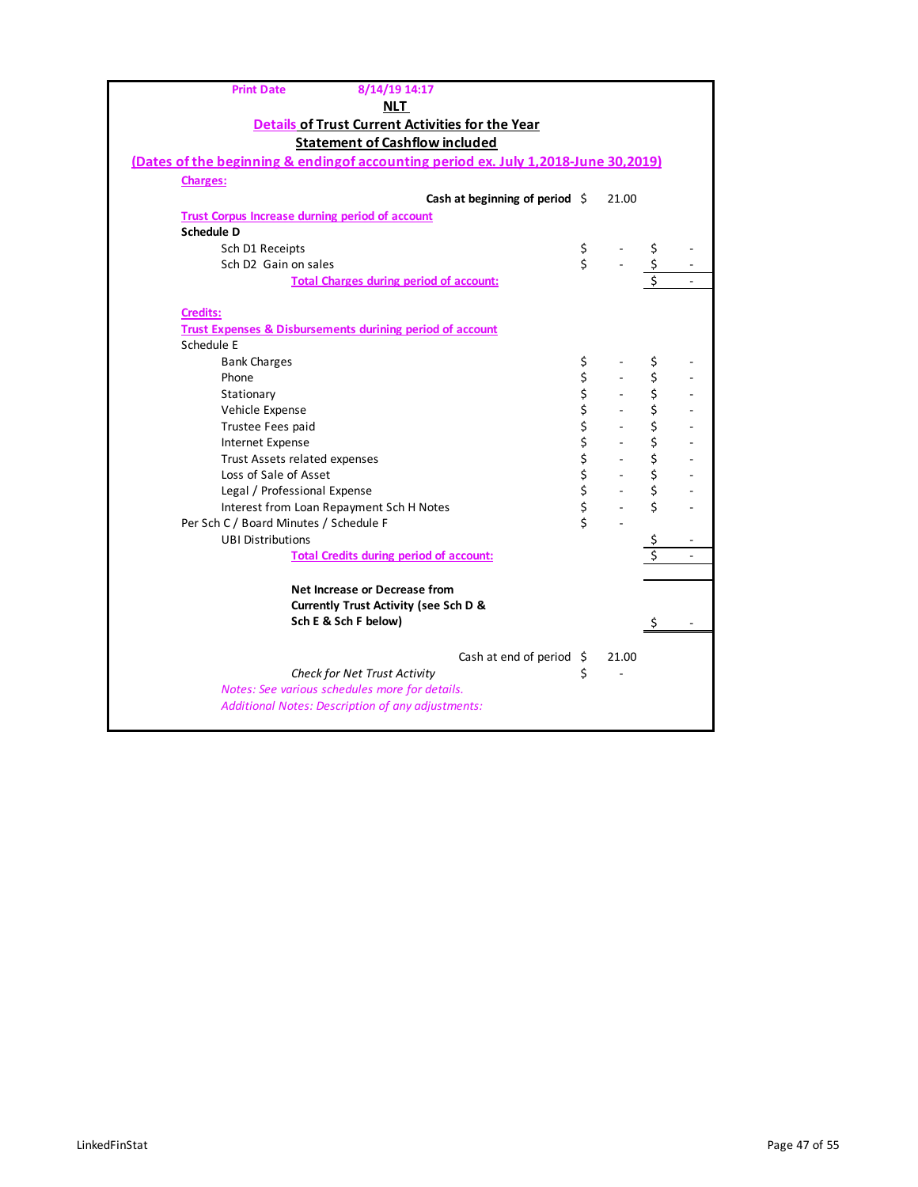Print Date 8/14/19 14:17

## NLT

### Details of Trust Current Activities for the Year

### Statement of Cashflow included

**(Dates of the beginning & endingof accounting period ex. July 1,2018-June 30,2019)**

| | | |
|---|---|---|
| **Charges:** | | |
| **Cash at beginning of period** | $ 21.00 | |
| **Trust Corpus Increase durning period of account** | | |
| **Schedule D** | | |
| Sch D1 Receipts | $ - | $ - |
| Sch D2 Gain on sales | $ - | $ - |
| **Total Charges during period of account:** | | $ - |
| | | |
| **Credits:** | | |
| **Trust Expenses & Disbursements durining period of account** | | |
| Schedule E | | |
| Bank Charges | $ - | $ - |
| Phone | $ - | $ - |
| Stationary | $ - | $ - |
| Vehicle Expense | $ - | $ - |
| Trustee Fees paid | $ - | $ - |
| Internet Expense | $ - | $ - |
| Trust Assets related expenses | $ - | $ - |
| Loss of Sale of Asset | $ - | $ - |
| Legal / Professional Expense | $ - | $ - |
| Interest from Loan Repayment Sch H Notes | $ - | $ - |
| Per Sch C / Board Minutes / Schedule F | $ - | |
| UBI Distributions | | $ - |
| **Total Credits during period of account:** | | $ - |
| | | |
| **Net Increase or Decrease from Currently Trust Activity (see Sch D & Sch E & Sch F below)** | | $ - |
| | | |
| Cash at end of period | $ 21.00 | |
| *Check for Net Trust Activity* | $ - | |

*Notes: See various schedules more for details.*

*Additional Notes: Description of any adjustments:*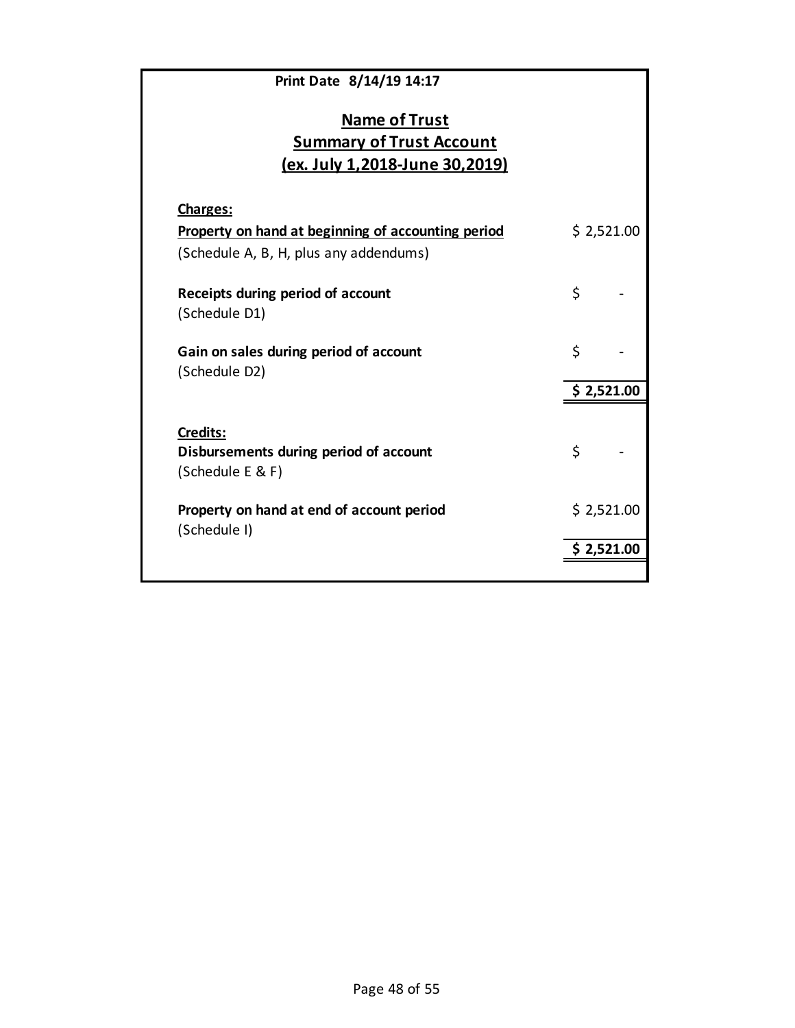Print Date 8/14/19 14:17

## Name of Trust

## Summary of Trust Account

## (ex. July 1,2018-June 30,2019)

| | |
|---|---|
| **Charges:** | |
| **Property on hand at beginning of accounting period** | $ 2,521.00 |
| (Schedule A, B, H, plus any addendums) | |
| **Receipts during period of account** | $ - |
| (Schedule D1) | |
| **Gain on sales during period of account** | $ - |
| (Schedule D2) | |
| | **$ 2,521.00** |
| **Credits:** | |
| **Disbursements during period of account** | $ - |
| (Schedule E & F) | |
| **Property on hand at end of account period** | $ 2,521.00 |
| (Schedule I) | |
| | **$ 2,521.00** |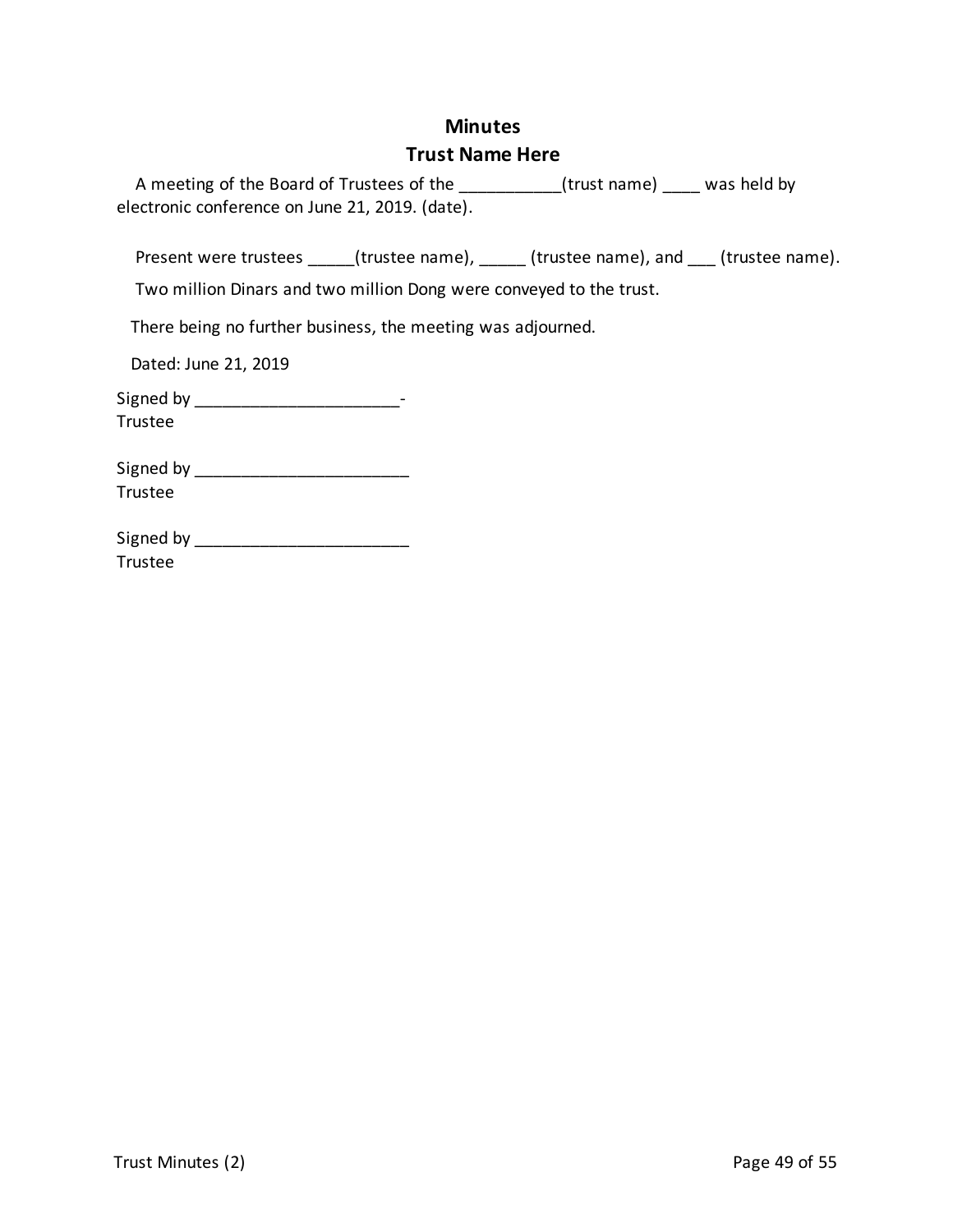## Minutes

## Trust Name Here

A meeting of the Board of Trustees of the ___________(trust name) ____ was held by electronic conference on June 21, 2019. (date).

Present were trustees _____(trustee name), _____ (trustee name), and ___ (trustee name).

Two million Dinars and two million Dong were conveyed to the trust.

There being no further business, the meeting was adjourned.

Dated: June 21, 2019

Signed by ______________________-
Trustee

Signed by _______________________
Trustee

Signed by _______________________
Trustee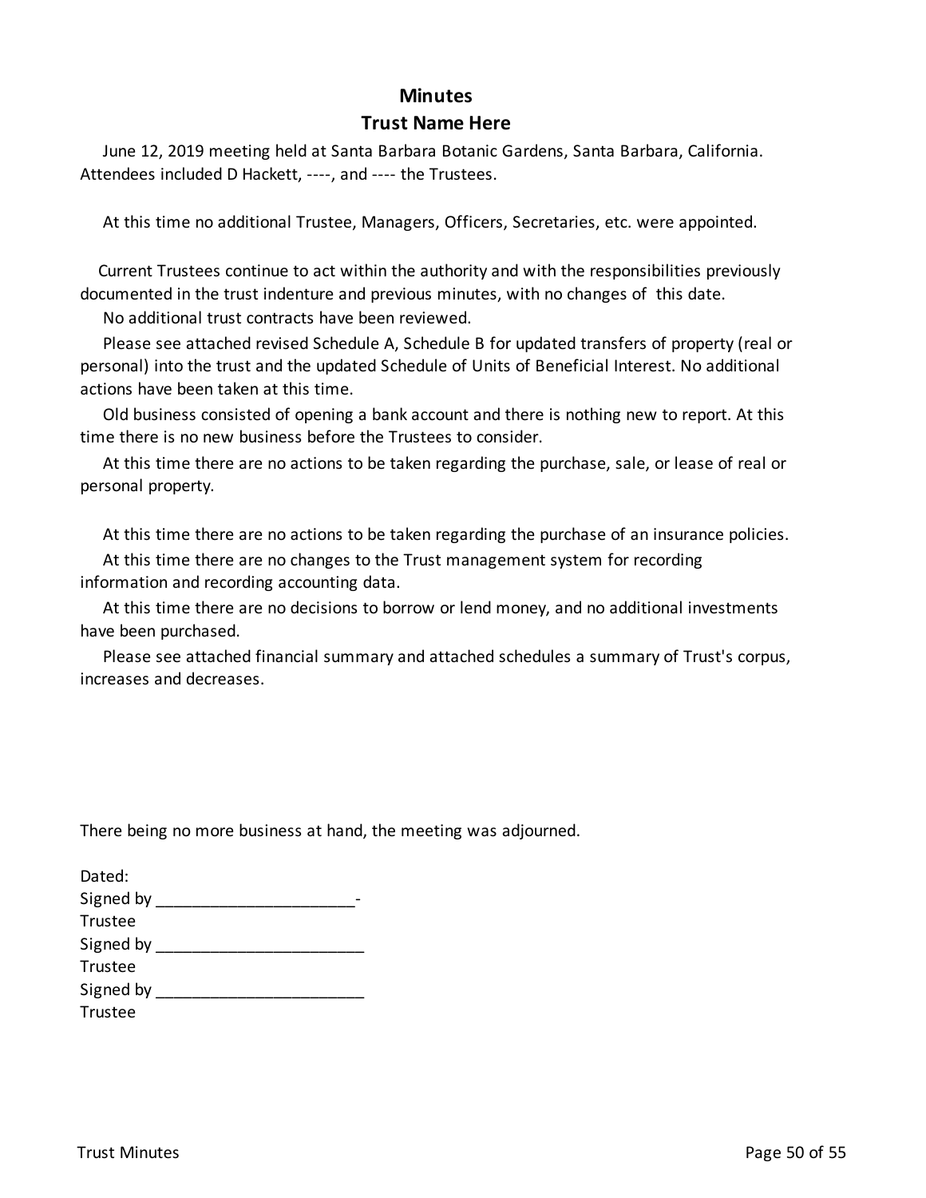# Minutes

## Trust Name Here

June 12, 2019 meeting held at Santa Barbara Botanic Gardens, Santa Barbara, California. Attendees included D Hackett, ----, and ---- the Trustees.

At this time no additional Trustee, Managers, Officers, Secretaries, etc. were appointed.

Current Trustees continue to act within the authority and with the responsibilities previously documented in the trust indenture and previous minutes, with no changes of this date.

No additional trust contracts have been reviewed.

Please see attached revised Schedule A, Schedule B for updated transfers of property (real or personal) into the trust and the updated Schedule of Units of Beneficial Interest. No additional actions have been taken at this time.

Old business consisted of opening a bank account and there is nothing new to report. At this time there is no new business before the Trustees to consider.

At this time there are no actions to be taken regarding the purchase, sale, or lease of real or personal property.

At this time there are no actions to be taken regarding the purchase of an insurance policies.

At this time there are no changes to the Trust management system for recording information and recording accounting data.

At this time there are no decisions to borrow or lend money, and no additional investments have been purchased.

Please see attached financial summary and attached schedules a summary of Trust's corpus, increases and decreases.

There being no more business at hand, the meeting was adjourned.

Dated:
Signed by ______________________-
Trustee
Signed by _______________________
Trustee
Signed by _______________________
Trustee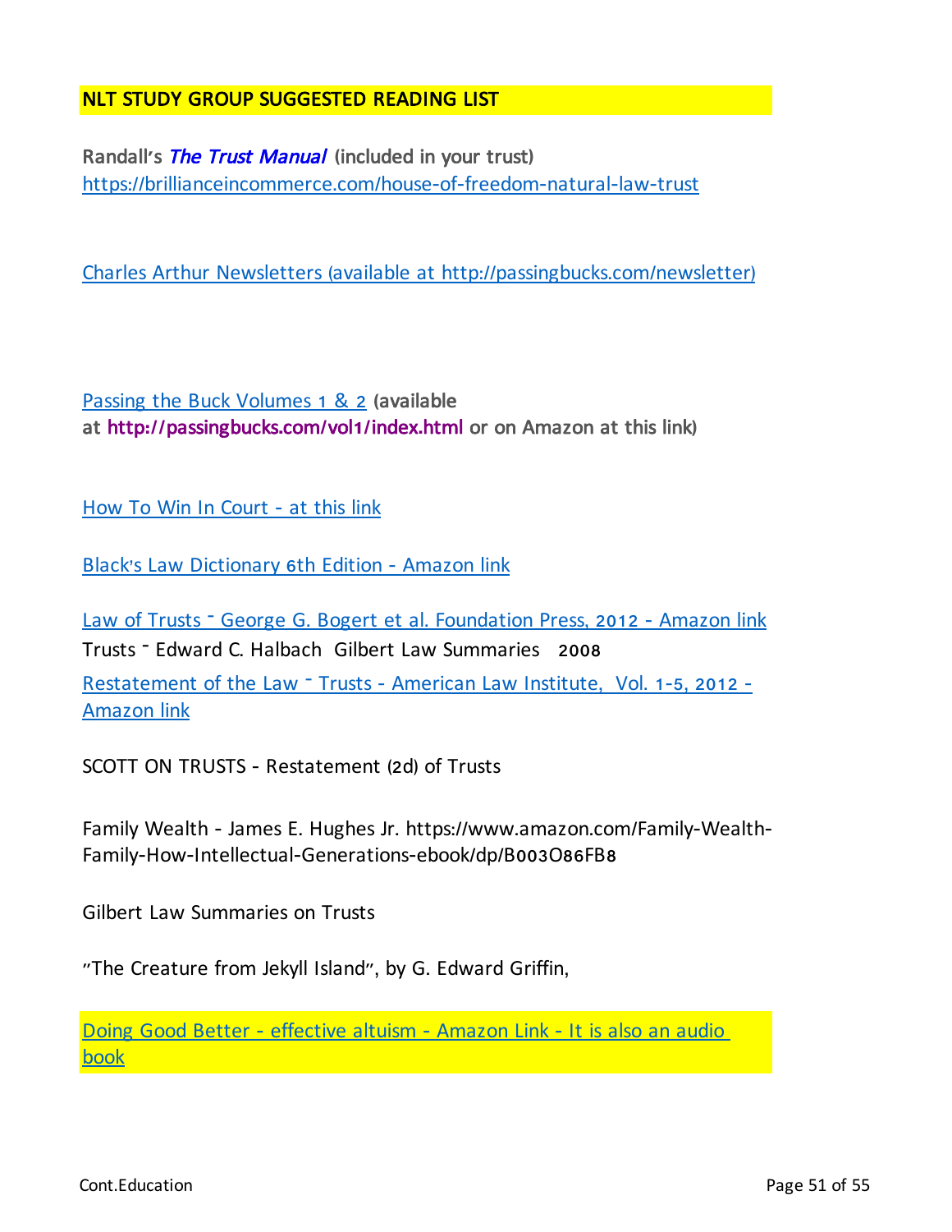**NLT STUDY GROUP SUGGESTED READING LIST**

**Randall's *The Trust Manual* (included in your trust)**
https://brillianceincommerce.com/house-of-freedom-natural-law-trust

Charles Arthur Newsletters (available at http://passingbucks.com/newsletter)

Passing the Buck Volumes 1 & 2 **(available at http://passingbucks.com/vol1/index.html or on Amazon at this link)**

How To Win In Court - at this link

Black's Law Dictionary 6th Edition - Amazon link

Law of Trusts - George G. Bogert et al. Foundation Press, 2012 - Amazon link

Trusts - Edward C. Halbach Gilbert Law Summaries 2008

Restatement of the Law - Trusts - American Law Institute, Vol. 1-5, 2012 - Amazon link

SCOTT ON TRUSTS - Restatement (2d) of Trusts

Family Wealth - James E. Hughes Jr. https://www.amazon.com/Family-Wealth-Family-How-Intellectual-Generations-ebook/dp/B003O86FB8

Gilbert Law Summaries on Trusts

"The Creature from Jekyll Island", by G. Edward Griffin,

Doing Good Better - effective altuism - Amazon Link - It is also an audio book

Cont.Education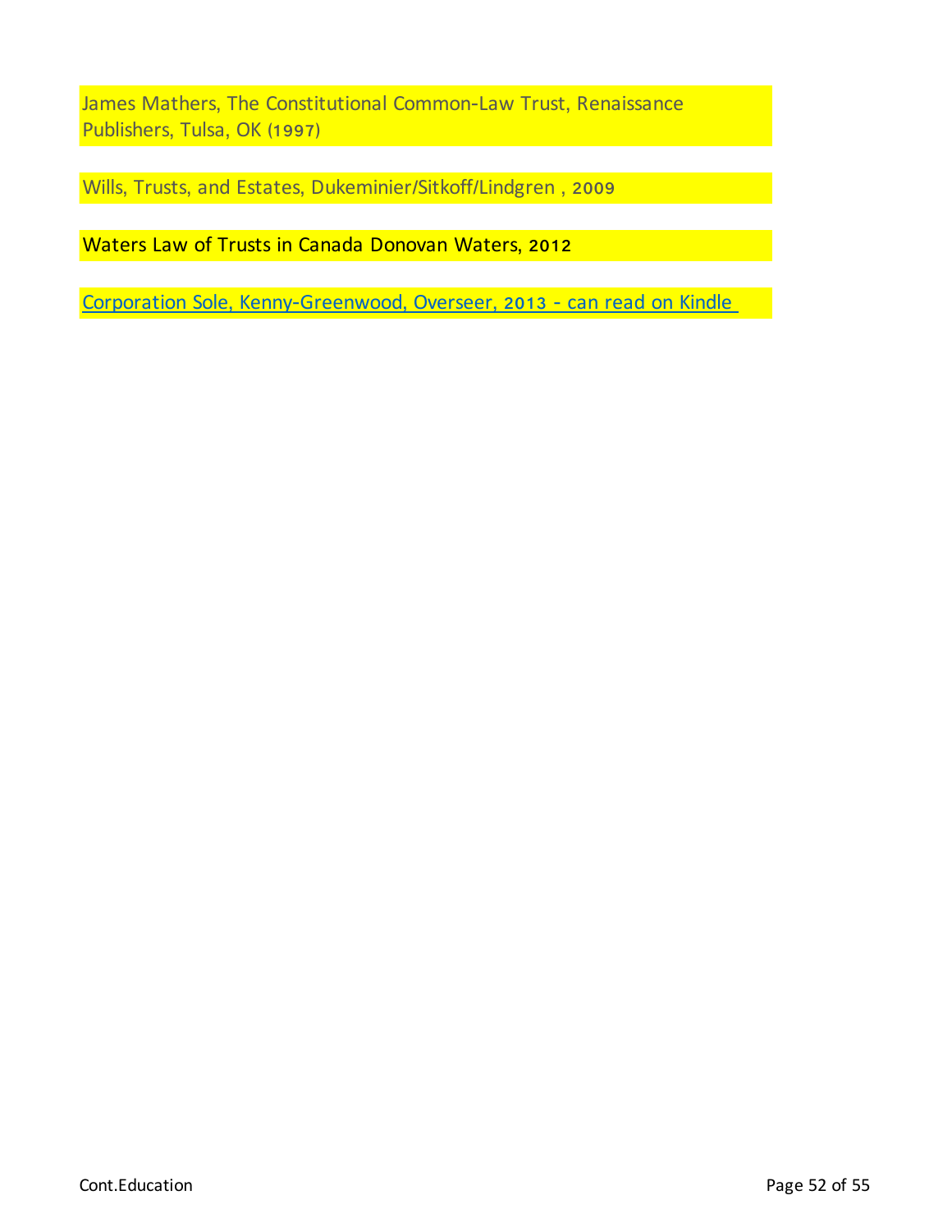James Mathers, The Constitutional Common-Law Trust, Renaissance Publishers, Tulsa, OK (1997)

Wills, Trusts, and Estates, Dukeminier/Sitkoff/Lindgren , 2009

Waters Law of Trusts in Canada Donovan Waters, 2012

Corporation Sole, Kenny-Greenwood, Overseer, 2013 - can read on Kindle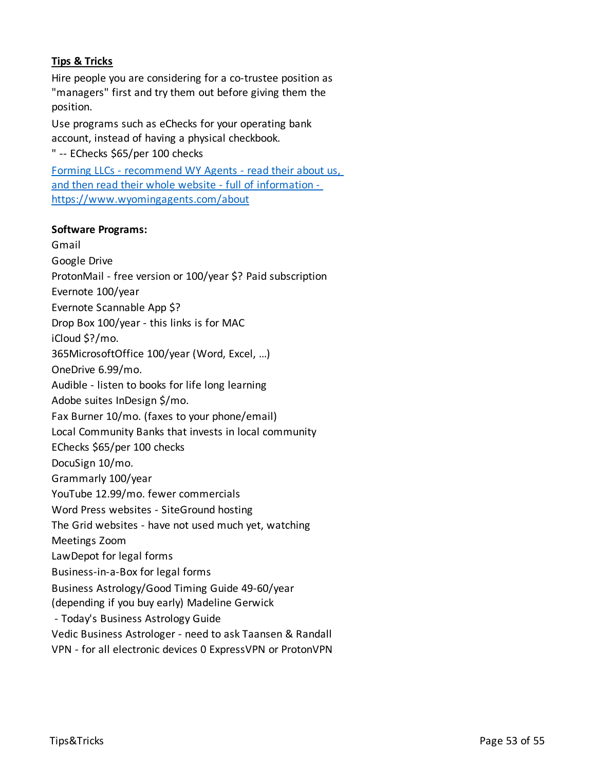**Tips & Tricks**

Hire people you are considering for a co-trustee position as "managers" first and try them out before giving them the position.

Use programs such as eChecks for your operating bank account, instead of having a physical checkbook.

" -- EChecks $65/per 100 checks

[Forming LLCs - recommend WY Agents - read their about us, and then read their whole website - full of information - https://www.wyomingagents.com/about](https://www.wyomingagents.com/about)

**Software Programs:**

Gmail

Google Drive

ProtonMail - free version or 100/year $? Paid subscription

Evernote 100/year

Evernote Scannable App $?

Drop Box 100/year - this links is for MAC

iCloud $?/mo.

365MicrosoftOffice 100/year (Word, Excel, ...)

OneDrive 6.99/mo.

Audible - listen to books for life long learning

Adobe suites InDesign $/mo.

Fax Burner 10/mo. (faxes to your phone/email)

Local Community Banks that invests in local community

EChecks $65/per 100 checks

DocuSign 10/mo.

Grammarly 100/year

YouTube 12.99/mo. fewer commercials

Word Press websites - SiteGround hosting

The Grid websites - have not used much yet, watching

Meetings Zoom

LawDepot for legal forms

Business-in-a-Box for legal forms

Business Astrology/Good Timing Guide 49-60/year (depending if you buy early) Madeline Gerwick

- Today's Business Astrology Guide

Vedic Business Astrologer - need to ask Taansen & Randall

VPN - for all electronic devices 0 ExpressVPN or ProtonVPN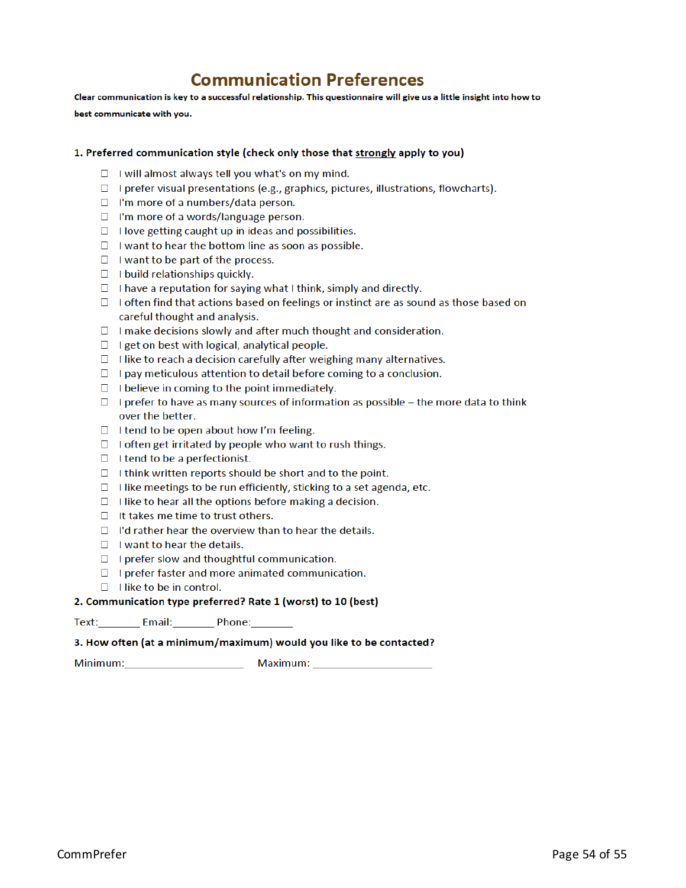# Communication Preferences

**Clear communication is key to a successful relationship. This questionnaire will give us a little insight into how to best communicate with you.**

**1. Preferred communication style (check only those that <u>strongly</u> apply to you)**

- ☐ I will almost always tell you what's on my mind.
- ☐ I prefer visual presentations (e.g., graphics, pictures, illustrations, flowcharts).
- ☐ I'm more of a numbers/data person.
- ☐ I'm more of a words/language person.
- ☐ I love getting caught up in ideas and possibilities.
- ☐ I want to hear the bottom line as soon as possible.
- ☐ I want to be part of the process.
- ☐ I build relationships quickly.
- ☐ I have a reputation for saying what I think, simply and directly.
- ☐ I often find that actions based on feelings or instinct are as sound as those based on careful thought and analysis.
- ☐ I make decisions slowly and after much thought and consideration.
- ☐ I get on best with logical, analytical people.
- ☐ I like to reach a decision carefully after weighing many alternatives.
- ☐ I pay meticulous attention to detail before coming to a conclusion.
- ☐ I believe in coming to the point immediately.
- ☐ I prefer to have as many sources of information as possible – the more data to think over the better.
- ☐ I tend to be open about how I'm feeling.
- ☐ I often get irritated by people who want to rush things.
- ☐ I tend to be a perfectionist.
- ☐ I think written reports should be short and to the point.
- ☐ I like meetings to be run efficiently, sticking to a set agenda, etc.
- ☐ I like to hear all the options before making a decision.
- ☐ It takes me time to trust others.
- ☐ I'd rather hear the overview than to hear the details.
- ☐ I want to hear the details.
- ☐ I prefer slow and thoughtful communication.
- ☐ I prefer faster and more animated communication.
- ☐ I like to be in control.

**2. Communication type preferred? Rate 1 (worst) to 10 (best)**

Text:_______ Email:_______ Phone:_______

**3. How often (at a minimum/maximum) would you like to be contacted?**

Minimum:____________________ Maximum: ____________________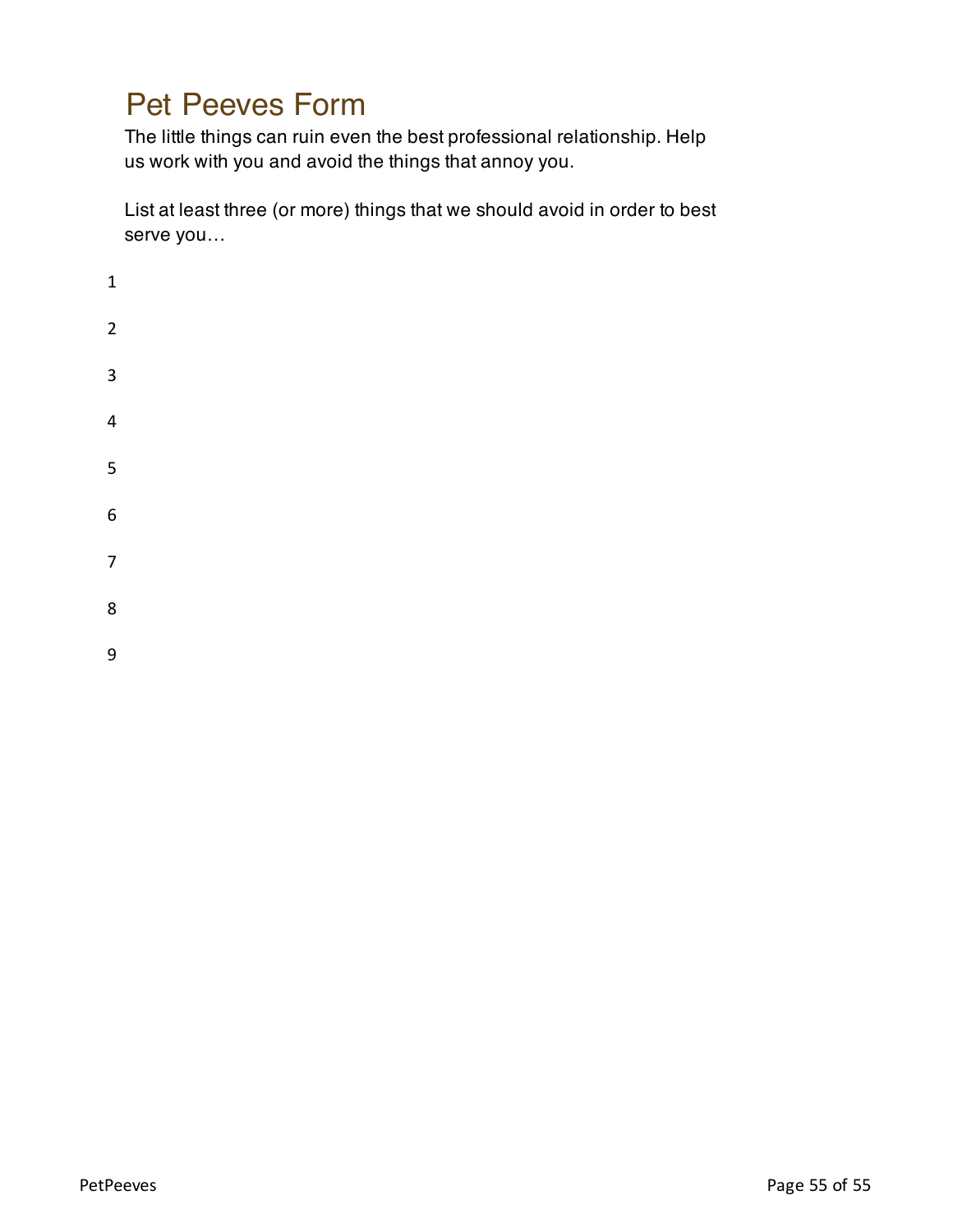# Pet Peeves Form

The little things can ruin even the best professional relationship. Help us work with you and avoid the things that annoy you.

List at least three (or more) things that we should avoid in order to best serve you…

1

2

3

4

5

6

7

8

9